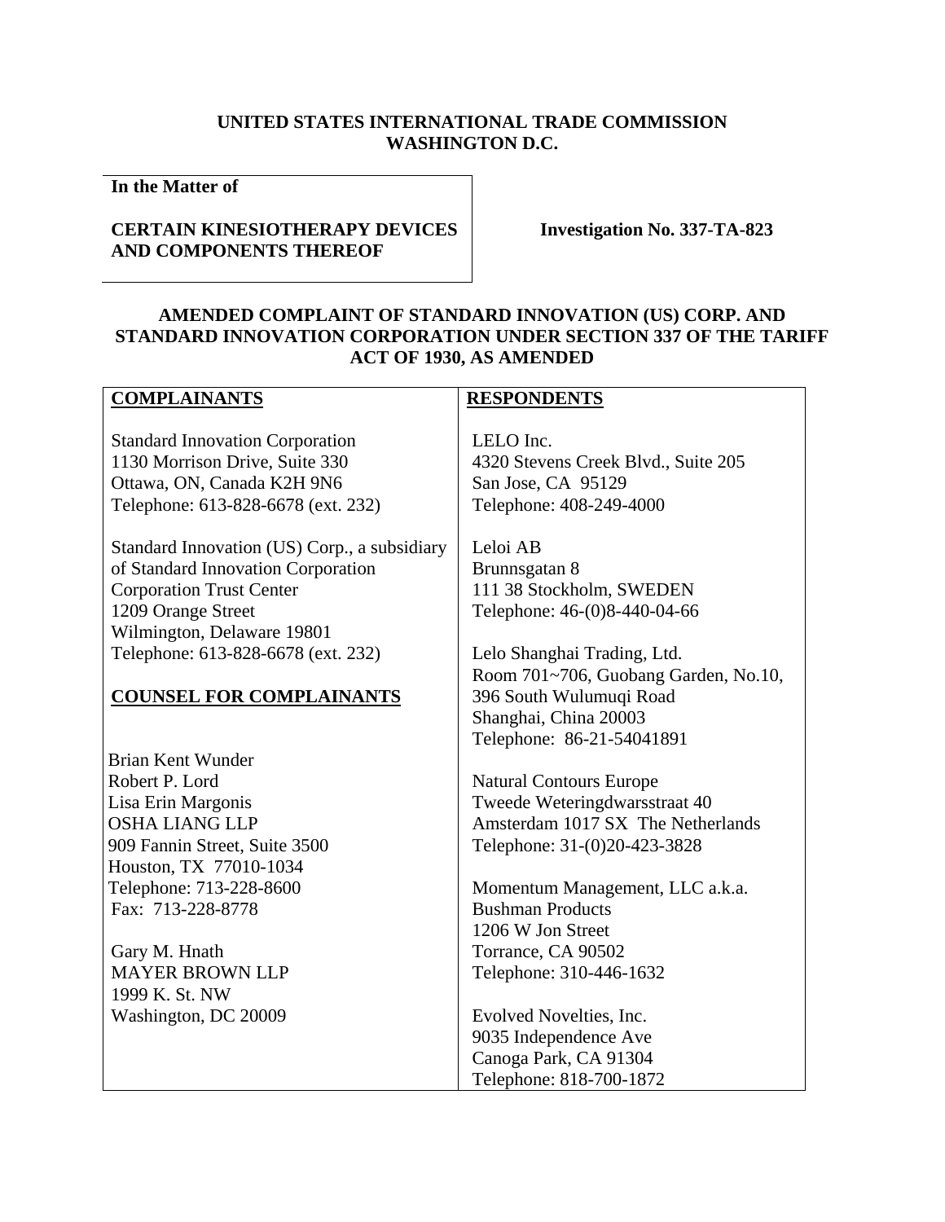**UNITED STATES INTERNATIONAL TRADE COMMISSION**
**WASHINGTON D.C.**

| **In the Matter of**<br><br>**CERTAIN KINESIOTHERAPY DEVICES AND COMPONENTS THEREOF** | **Investigation No. 337-TA-823** |
| --- | --- |

**AMENDED COMPLAINT OF STANDARD INNOVATION (US) CORP. AND STANDARD INNOVATION CORPORATION UNDER SECTION 337 OF THE TARIFF ACT OF 1930, AS AMENDED**

| **COMPLAINANTS** | **RESPONDENTS** |
| --- | --- |
| Standard Innovation Corporation<br>1130 Morrison Drive, Suite 330<br>Ottawa, ON, Canada K2H 9N6<br>Telephone: 613-828-6678 (ext. 232)<br><br>Standard Innovation (US) Corp., a subsidiary of Standard Innovation Corporation<br>Corporation Trust Center<br>1209 Orange Street<br>Wilmington, Delaware 19801<br>Telephone: 613-828-6678 (ext. 232)<br><br>**COUNSEL FOR COMPLAINANTS**<br><br>Brian Kent Wunder<br>Robert P. Lord<br>Lisa Erin Margonis<br>OSHA LIANG LLP<br>909 Fannin Street, Suite 3500<br>Houston, TX 77010-1034<br>Telephone: 713-228-8600<br>Fax: 713-228-8778<br><br>Gary M. Hnath<br>MAYER BROWN LLP<br>1999 K. St. NW<br>Washington, DC 20009 | LELO Inc.<br>4320 Stevens Creek Blvd., Suite 205<br>San Jose, CA 95129<br>Telephone: 408-249-4000<br><br>Leloi AB<br>Brunnsgatan 8<br>111 38 Stockholm, SWEDEN<br>Telephone: 46-(0)8-440-04-66<br><br>Lelo Shanghai Trading, Ltd.<br>Room 701~706, Guobang Garden, No.10, 396 South Wulumuqi Road<br>Shanghai, China 20003<br>Telephone: 86-21-54041891<br><br>Natural Contours Europe<br>Tweede Weteringdwarsstraat 40<br>Amsterdam 1017 SX The Netherlands<br>Telephone: 31-(0)20-423-3828<br><br>Momentum Management, LLC a.k.a. Bushman Products<br>1206 W Jon Street<br>Torrance, CA 90502<br>Telephone: 310-446-1632<br><br>Evolved Novelties, Inc.<br>9035 Independence Ave<br>Canoga Park, CA 91304<br>Telephone: 818-700-1872 |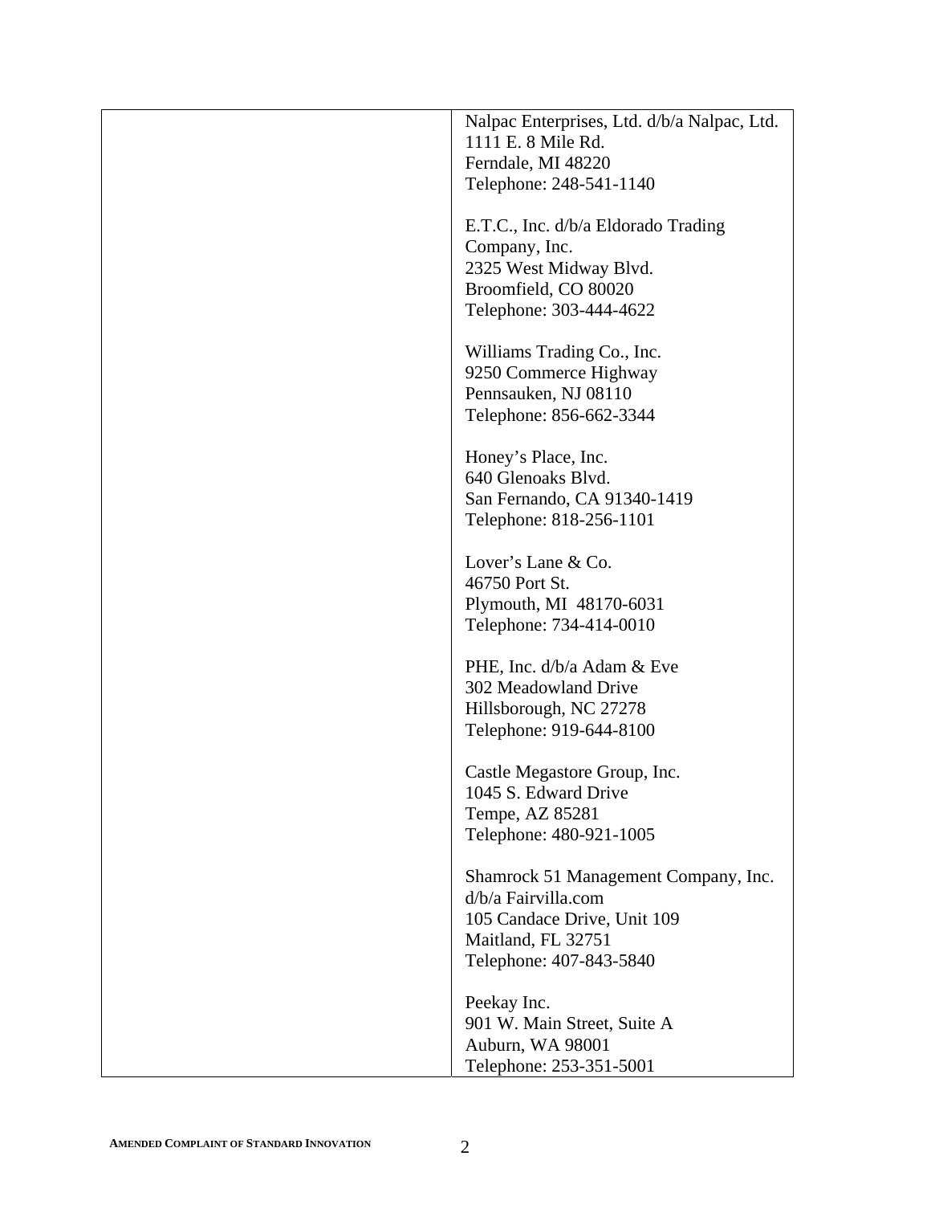| | Nalpac Enterprises, Ltd. d/b/a Nalpac, Ltd.<br>1111 E. 8 Mile Rd.<br>Ferndale, MI 48220<br>Telephone: 248-541-1140<br><br>E.T.C., Inc. d/b/a Eldorado Trading Company, Inc.<br>2325 West Midway Blvd.<br>Broomfield, CO 80020<br>Telephone: 303-444-4622<br><br>Williams Trading Co., Inc.<br>9250 Commerce Highway<br>Pennsauken, NJ 08110<br>Telephone: 856-662-3344<br><br>Honey's Place, Inc.<br>640 Glenoaks Blvd.<br>San Fernando, CA 91340-1419<br>Telephone: 818-256-1101<br><br>Lover's Lane & Co.<br>46750 Port St.<br>Plymouth, MI 48170-6031<br>Telephone: 734-414-0010<br><br>PHE, Inc. d/b/a Adam & Eve<br>302 Meadowland Drive<br>Hillsborough, NC 27278<br>Telephone: 919-644-8100<br><br>Castle Megastore Group, Inc.<br>1045 S. Edward Drive<br>Tempe, AZ 85281<br>Telephone: 480-921-1005<br><br>Shamrock 51 Management Company, Inc. d/b/a Fairvilla.com<br>105 Candace Drive, Unit 109<br>Maitland, FL 32751<br>Telephone: 407-843-5840<br><br>Peekay Inc.<br>901 W. Main Street, Suite A<br>Auburn, WA 98001<br>Telephone: 253-351-5001 |
|---|---|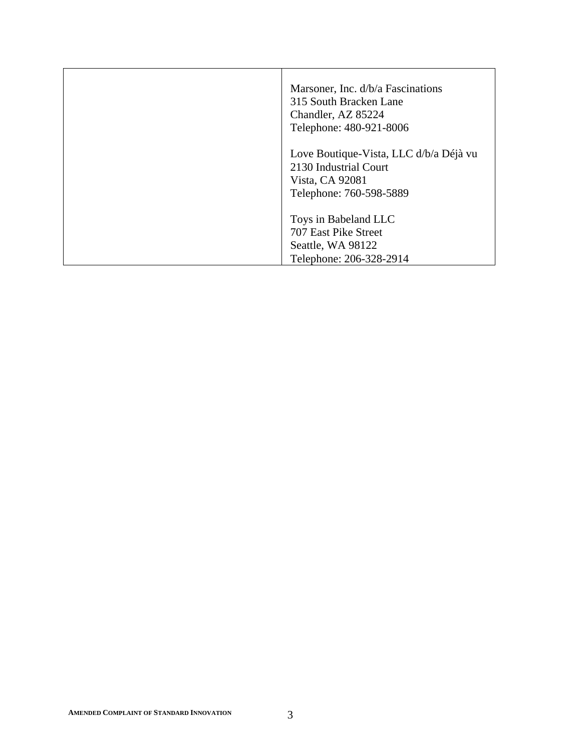| | Marsoner, Inc. d/b/a Fascinations<br>315 South Bracken Lane<br>Chandler, AZ 85224<br>Telephone: 480-921-8006<br><br>Love Boutique-Vista, LLC d/b/a Déjà vu<br>2130 Industrial Court<br>Vista, CA 92081<br>Telephone: 760-598-5889<br><br>Toys in Babeland LLC<br>707 East Pike Street<br>Seattle, WA 98122<br>Telephone: 206-328-2914 |
|---|---|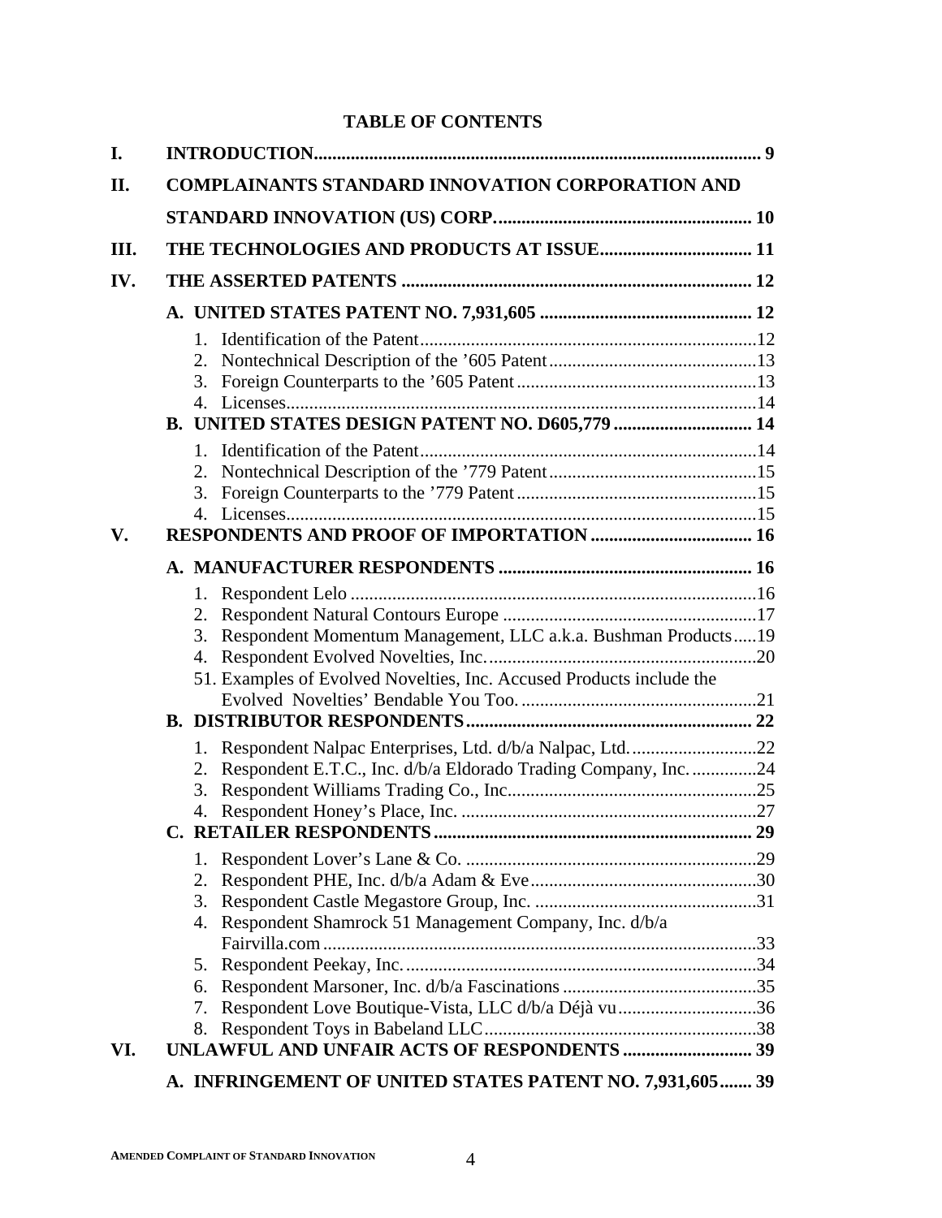# TABLE OF CONTENTS

**I. INTRODUCTION** ..... 9

**II. COMPLAINANTS STANDARD INNOVATION CORPORATION AND STANDARD INNOVATION (US) CORP.** ..... 10

**III. THE TECHNOLOGIES AND PRODUCTS AT ISSUE** ..... 11

**IV. THE ASSERTED PATENTS** ..... 12

- **A. UNITED STATES PATENT NO. 7,931,605** ..... 12
  1. Identification of the Patent ..... 12
  2. Nontechnical Description of the ’605 Patent ..... 13
  3. Foreign Counterparts to the ’605 Patent ..... 13
  4. Licenses ..... 14
- **B. UNITED STATES DESIGN PATENT NO. D605,779** ..... 14
  1. Identification of the Patent ..... 14
  2. Nontechnical Description of the ’779 Patent ..... 15
  3. Foreign Counterparts to the ’779 Patent ..... 15
  4. Licenses ..... 15

**V. RESPONDENTS AND PROOF OF IMPORTATION** ..... 16

- **A. MANUFACTURER RESPONDENTS** ..... 16
  1. Respondent Lelo ..... 16
  2. Respondent Natural Contours Europe ..... 17
  3. Respondent Momentum Management, LLC a.k.a. Bushman Products ..... 19
  4. Respondent Evolved Novelties, Inc. ..... 20

  51. Examples of Evolved Novelties, Inc. Accused Products include the Evolved Novelties’ Bendable You Too. ..... 21
- **B. DISTRIBUTOR RESPONDENTS** ..... 22
  1. Respondent Nalpac Enterprises, Ltd. d/b/a Nalpac, Ltd. ..... 22
  2. Respondent E.T.C., Inc. d/b/a Eldorado Trading Company, Inc. ..... 24
  3. Respondent Williams Trading Co., Inc. ..... 25
  4. Respondent Honey’s Place, Inc. ..... 27
- **C. RETAILER RESPONDENTS** ..... 29
  1. Respondent Lover’s Lane & Co. ..... 29
  2. Respondent PHE, Inc. d/b/a Adam & Eve ..... 30
  3. Respondent Castle Megastore Group, Inc. ..... 31
  4. Respondent Shamrock 51 Management Company, Inc. d/b/a Fairvilla.com ..... 33
  5. Respondent Peekay, Inc. ..... 34
  6. Respondent Marsoner, Inc. d/b/a Fascinations ..... 35
  7. Respondent Love Boutique-Vista, LLC d/b/a Déjà vu ..... 36
  8. Respondent Toys in Babeland LLC ..... 38

**VI. UNLAWFUL AND UNFAIR ACTS OF RESPONDENTS** ..... 39

- **A. INFRINGEMENT OF UNITED STATES PATENT NO. 7,931,605** ..... 39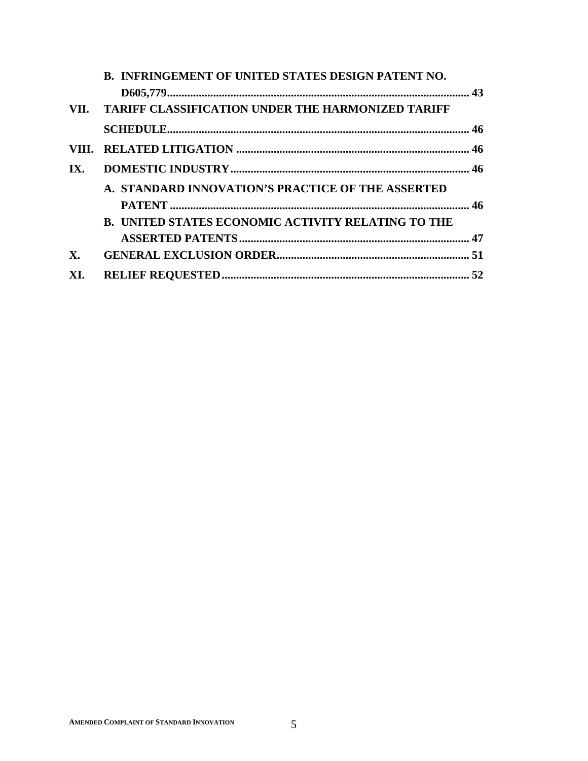B. INFRINGEMENT OF UNITED STATES DESIGN PATENT NO. D605,779 ........ 43

VII. TARIFF CLASSIFICATION UNDER THE HARMONIZED TARIFF SCHEDULE ........ 46

VIII. RELATED LITIGATION ........ 46

IX. DOMESTIC INDUSTRY ........ 46

A. STANDARD INNOVATION'S PRACTICE OF THE ASSERTED PATENT ........ 46

B. UNITED STATES ECONOMIC ACTIVITY RELATING TO THE ASSERTED PATENTS ........ 47

X. GENERAL EXCLUSION ORDER ........ 51

XI. RELIEF REQUESTED ........ 52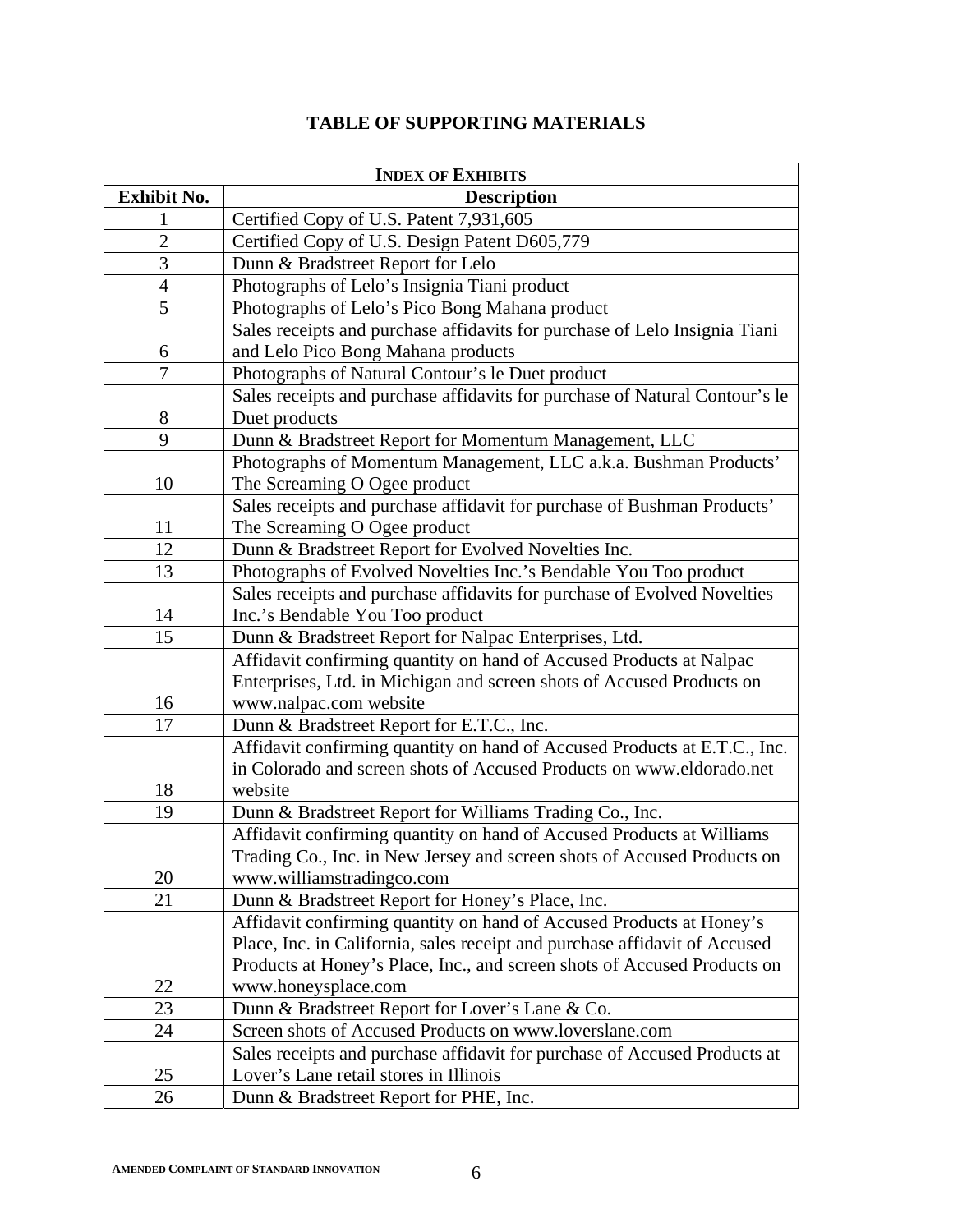## TABLE OF SUPPORTING MATERIALS

| INDEX OF EXHIBITS | |
|---|---|
| **Exhibit No.** | **Description** |
| 1 | Certified Copy of U.S. Patent 7,931,605 |
| 2 | Certified Copy of U.S. Design Patent D605,779 |
| 3 | Dunn & Bradstreet Report for Lelo |
| 4 | Photographs of Lelo's Insignia Tiani product |
| 5 | Photographs of Lelo's Pico Bong Mahana product |
| 6 | Sales receipts and purchase affidavits for purchase of Lelo Insignia Tiani and Lelo Pico Bong Mahana products |
| 7 | Photographs of Natural Contour's le Duet product |
| 8 | Sales receipts and purchase affidavits for purchase of Natural Contour's le Duet products |
| 9 | Dunn & Bradstreet Report for Momentum Management, LLC |
| 10 | Photographs of Momentum Management, LLC a.k.a. Bushman Products' The Screaming O Ogee product |
| 11 | Sales receipts and purchase affidavit for purchase of Bushman Products' The Screaming O Ogee product |
| 12 | Dunn & Bradstreet Report for Evolved Novelties Inc. |
| 13 | Photographs of Evolved Novelties Inc.'s Bendable You Too product |
| 14 | Sales receipts and purchase affidavits for purchase of Evolved Novelties Inc.'s Bendable You Too product |
| 15 | Dunn & Bradstreet Report for Nalpac Enterprises, Ltd. |
| 16 | Affidavit confirming quantity on hand of Accused Products at Nalpac Enterprises, Ltd. in Michigan and screen shots of Accused Products on www.nalpac.com website |
| 17 | Dunn & Bradstreet Report for E.T.C., Inc. |
| 18 | Affidavit confirming quantity on hand of Accused Products at E.T.C., Inc. in Colorado and screen shots of Accused Products on www.eldorado.net website |
| 19 | Dunn & Bradstreet Report for Williams Trading Co., Inc. |
| 20 | Affidavit confirming quantity on hand of Accused Products at Williams Trading Co., Inc. in New Jersey and screen shots of Accused Products on www.williamstradingco.com |
| 21 | Dunn & Bradstreet Report for Honey's Place, Inc. |
| 22 | Affidavit confirming quantity on hand of Accused Products at Honey's Place, Inc. in California, sales receipt and purchase affidavit of Accused Products at Honey's Place, Inc., and screen shots of Accused Products on www.honeysplace.com |
| 23 | Dunn & Bradstreet Report for Lover's Lane & Co. |
| 24 | Screen shots of Accused Products on www.loverslane.com |
| 25 | Sales receipts and purchase affidavit for purchase of Accused Products at Lover's Lane retail stores in Illinois |
| 26 | Dunn & Bradstreet Report for PHE, Inc. |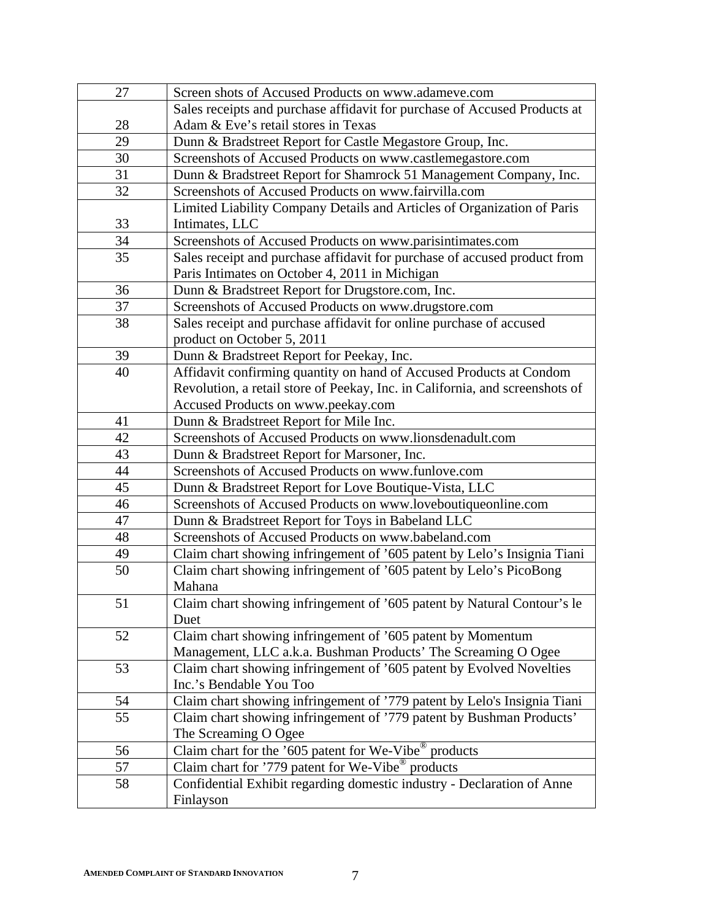| 27 | Screen shots of Accused Products on www.adameve.com |
|---|---|
| 28 | Sales receipts and purchase affidavit for purchase of Accused Products at Adam & Eve's retail stores in Texas |
| 29 | Dunn & Bradstreet Report for Castle Megastore Group, Inc. |
| 30 | Screenshots of Accused Products on www.castlemegastore.com |
| 31 | Dunn & Bradstreet Report for Shamrock 51 Management Company, Inc. |
| 32 | Screenshots of Accused Products on www.fairvilla.com |
| 33 | Limited Liability Company Details and Articles of Organization of Paris Intimates, LLC |
| 34 | Screenshots of Accused Products on www.parisintimates.com |
| 35 | Sales receipt and purchase affidavit for purchase of accused product from Paris Intimates on October 4, 2011 in Michigan |
| 36 | Dunn & Bradstreet Report for Drugstore.com, Inc. |
| 37 | Screenshots of Accused Products on www.drugstore.com |
| 38 | Sales receipt and purchase affidavit for online purchase of accused product on October 5, 2011 |
| 39 | Dunn & Bradstreet Report for Peekay, Inc. |
| 40 | Affidavit confirming quantity on hand of Accused Products at Condom Revolution, a retail store of Peekay, Inc. in California, and screenshots of Accused Products on www.peekay.com |
| 41 | Dunn & Bradstreet Report for Mile Inc. |
| 42 | Screenshots of Accused Products on www.lionsdenadult.com |
| 43 | Dunn & Bradstreet Report for Marsoner, Inc. |
| 44 | Screenshots of Accused Products on www.funlove.com |
| 45 | Dunn & Bradstreet Report for Love Boutique-Vista, LLC |
| 46 | Screenshots of Accused Products on www.loveboutiqueonline.com |
| 47 | Dunn & Bradstreet Report for Toys in Babeland LLC |
| 48 | Screenshots of Accused Products on www.babeland.com |
| 49 | Claim chart showing infringement of '605 patent by Lelo's Insignia Tiani |
| 50 | Claim chart showing infringement of '605 patent by Lelo's PicoBong Mahana |
| 51 | Claim chart showing infringement of '605 patent by Natural Contour's le Duet |
| 52 | Claim chart showing infringement of '605 patent by Momentum Management, LLC a.k.a. Bushman Products' The Screaming O Ogee |
| 53 | Claim chart showing infringement of '605 patent by Evolved Novelties Inc.'s Bendable You Too |
| 54 | Claim chart showing infringement of '779 patent by Lelo's Insignia Tiani |
| 55 | Claim chart showing infringement of '779 patent by Bushman Products' The Screaming O Ogee |
| 56 | Claim chart for the '605 patent for We-Vibe® products |
| 57 | Claim chart for '779 patent for We-Vibe® products |
| 58 | Confidential Exhibit regarding domestic industry - Declaration of Anne Finlayson |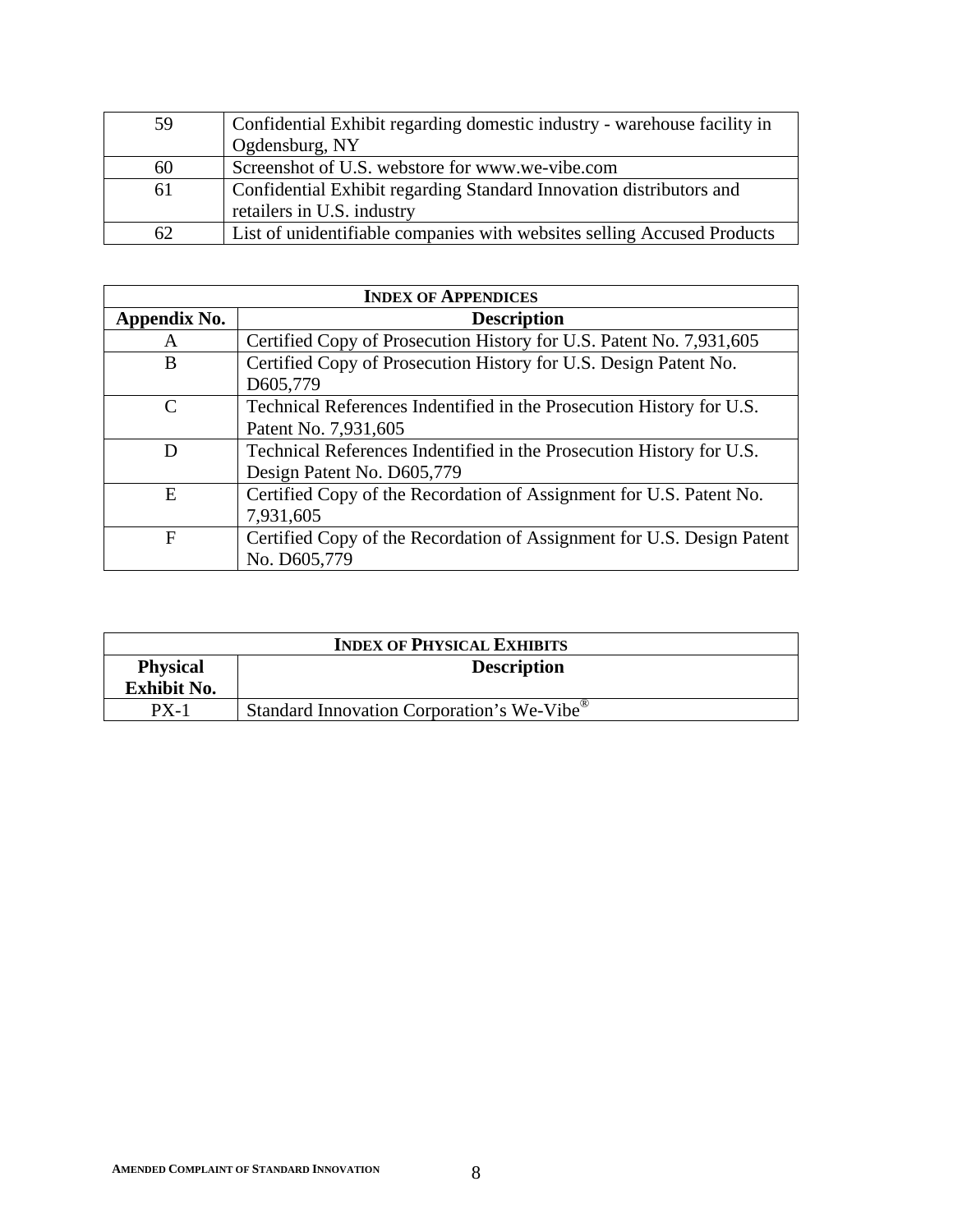| 59 | Confidential Exhibit regarding domestic industry - warehouse facility in Ogdensburg, NY |
|---|---|
| 60 | Screenshot of U.S. webstore for www.we-vibe.com |
| 61 | Confidential Exhibit regarding Standard Innovation distributors and retailers in U.S. industry |
| 62 | List of unidentifiable companies with websites selling Accused Products |

| **INDEX OF APPENDICES** | |
|---|---|
| **Appendix No.** | **Description** |
| A | Certified Copy of Prosecution History for U.S. Patent No. 7,931,605 |
| B | Certified Copy of Prosecution History for U.S. Design Patent No. D605,779 |
| C | Technical References Indentified in the Prosecution History for U.S. Patent No. 7,931,605 |
| D | Technical References Indentified in the Prosecution History for U.S. Design Patent No. D605,779 |
| E | Certified Copy of the Recordation of Assignment for U.S. Patent No. 7,931,605 |
| F | Certified Copy of the Recordation of Assignment for U.S. Design Patent No. D605,779 |

| **INDEX OF PHYSICAL EXHIBITS** | |
|---|---|
| **Physical Exhibit No.** | **Description** |
| PX-1 | Standard Innovation Corporation's We-Vibe® |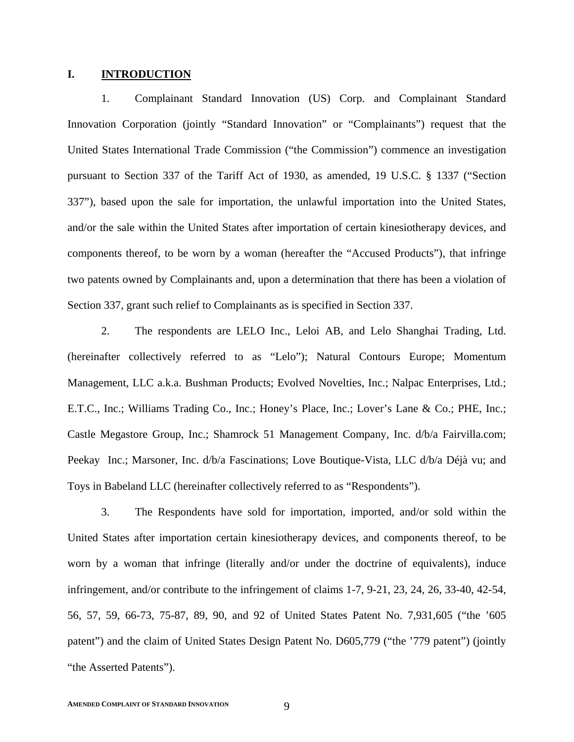## I. INTRODUCTION

1. Complainant Standard Innovation (US) Corp. and Complainant Standard Innovation Corporation (jointly "Standard Innovation" or "Complainants") request that the United States International Trade Commission ("the Commission") commence an investigation pursuant to Section 337 of the Tariff Act of 1930, as amended, 19 U.S.C. § 1337 ("Section 337"), based upon the sale for importation, the unlawful importation into the United States, and/or the sale within the United States after importation of certain kinesiotherapy devices, and components thereof, to be worn by a woman (hereafter the "Accused Products"), that infringe two patents owned by Complainants and, upon a determination that there has been a violation of Section 337, grant such relief to Complainants as is specified in Section 337.

2. The respondents are LELO Inc., Leloi AB, and Lelo Shanghai Trading, Ltd. (hereinafter collectively referred to as "Lelo"); Natural Contours Europe; Momentum Management, LLC a.k.a. Bushman Products; Evolved Novelties, Inc.; Nalpac Enterprises, Ltd.; E.T.C., Inc.; Williams Trading Co., Inc.; Honey's Place, Inc.; Lover's Lane & Co.; PHE, Inc.; Castle Megastore Group, Inc.; Shamrock 51 Management Company, Inc. d/b/a Fairvilla.com; Peekay Inc.; Marsoner, Inc. d/b/a Fascinations; Love Boutique-Vista, LLC d/b/a Déjà vu; and Toys in Babeland LLC (hereinafter collectively referred to as "Respondents").

3. The Respondents have sold for importation, imported, and/or sold within the United States after importation certain kinesiotherapy devices, and components thereof, to be worn by a woman that infringe (literally and/or under the doctrine of equivalents), induce infringement, and/or contribute to the infringement of claims 1-7, 9-21, 23, 24, 26, 33-40, 42-54, 56, 57, 59, 66-73, 75-87, 89, 90, and 92 of United States Patent No. 7,931,605 ("the '605 patent") and the claim of United States Design Patent No. D605,779 ("the '779 patent") (jointly "the Asserted Patents").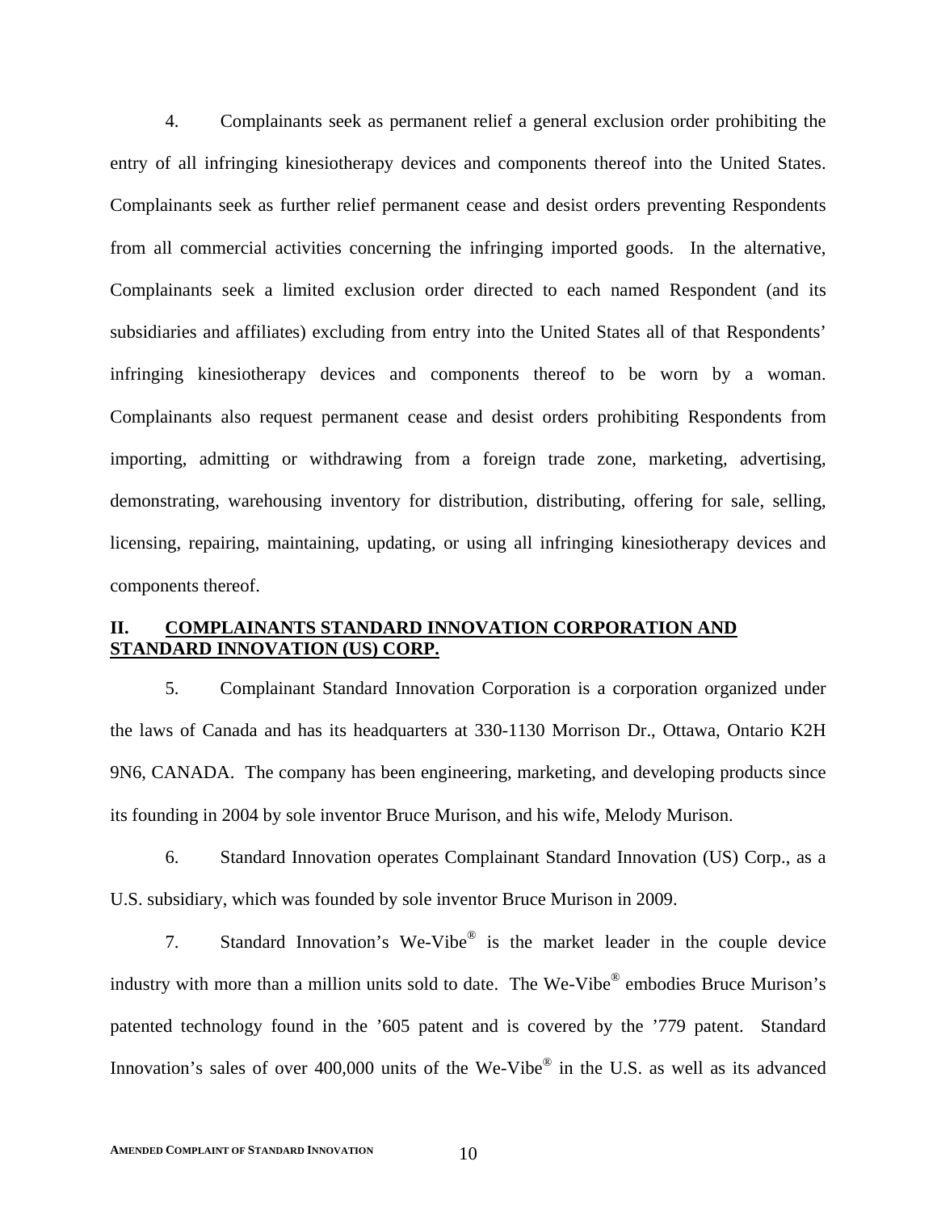4. Complainants seek as permanent relief a general exclusion order prohibiting the entry of all infringing kinesiotherapy devices and components thereof into the United States. Complainants seek as further relief permanent cease and desist orders preventing Respondents from all commercial activities concerning the infringing imported goods. In the alternative, Complainants seek a limited exclusion order directed to each named Respondent (and its subsidiaries and affiliates) excluding from entry into the United States all of that Respondents' infringing kinesiotherapy devices and components thereof to be worn by a woman. Complainants also request permanent cease and desist orders prohibiting Respondents from importing, admitting or withdrawing from a foreign trade zone, marketing, advertising, demonstrating, warehousing inventory for distribution, distributing, offering for sale, selling, licensing, repairing, maintaining, updating, or using all infringing kinesiotherapy devices and components thereof.

## II. COMPLAINANTS STANDARD INNOVATION CORPORATION AND STANDARD INNOVATION (US) CORP.

5. Complainant Standard Innovation Corporation is a corporation organized under the laws of Canada and has its headquarters at 330-1130 Morrison Dr., Ottawa, Ontario K2H 9N6, CANADA. The company has been engineering, marketing, and developing products since its founding in 2004 by sole inventor Bruce Murison, and his wife, Melody Murison.

6. Standard Innovation operates Complainant Standard Innovation (US) Corp., as a U.S. subsidiary, which was founded by sole inventor Bruce Murison in 2009.

7. Standard Innovation's We-Vibe® is the market leader in the couple device industry with more than a million units sold to date. The We-Vibe® embodies Bruce Murison's patented technology found in the '605 patent and is covered by the '779 patent. Standard Innovation's sales of over 400,000 units of the We-Vibe® in the U.S. as well as its advanced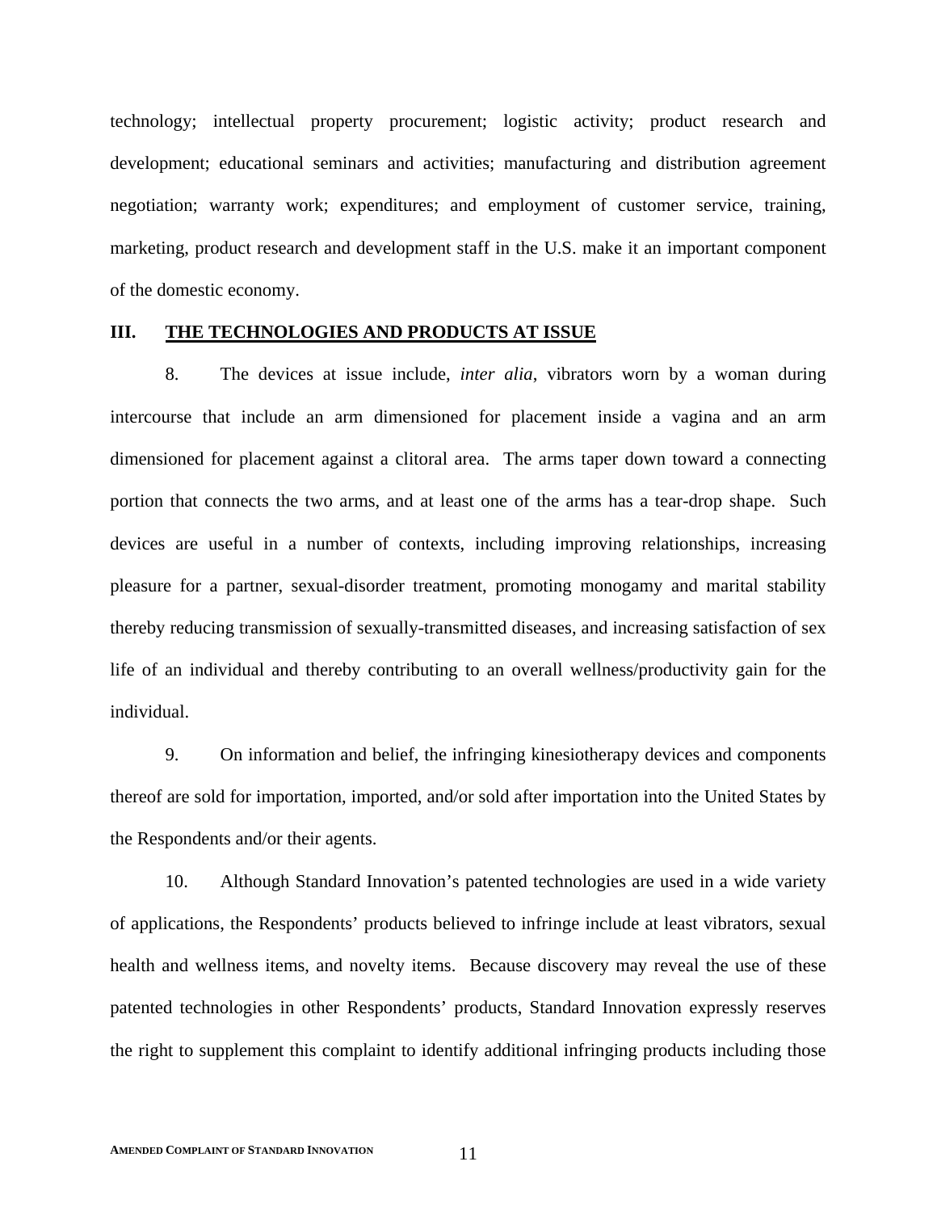technology; intellectual property procurement; logistic activity; product research and development; educational seminars and activities; manufacturing and distribution agreement negotiation; warranty work; expenditures; and employment of customer service, training, marketing, product research and development staff in the U.S. make it an important component of the domestic economy.

## III. THE TECHNOLOGIES AND PRODUCTS AT ISSUE

8. The devices at issue include, *inter alia*, vibrators worn by a woman during intercourse that include an arm dimensioned for placement inside a vagina and an arm dimensioned for placement against a clitoral area. The arms taper down toward a connecting portion that connects the two arms, and at least one of the arms has a tear-drop shape. Such devices are useful in a number of contexts, including improving relationships, increasing pleasure for a partner, sexual-disorder treatment, promoting monogamy and marital stability thereby reducing transmission of sexually-transmitted diseases, and increasing satisfaction of sex life of an individual and thereby contributing to an overall wellness/productivity gain for the individual.

9. On information and belief, the infringing kinesiotherapy devices and components thereof are sold for importation, imported, and/or sold after importation into the United States by the Respondents and/or their agents.

10. Although Standard Innovation's patented technologies are used in a wide variety of applications, the Respondents' products believed to infringe include at least vibrators, sexual health and wellness items, and novelty items. Because discovery may reveal the use of these patented technologies in other Respondents' products, Standard Innovation expressly reserves the right to supplement this complaint to identify additional infringing products including those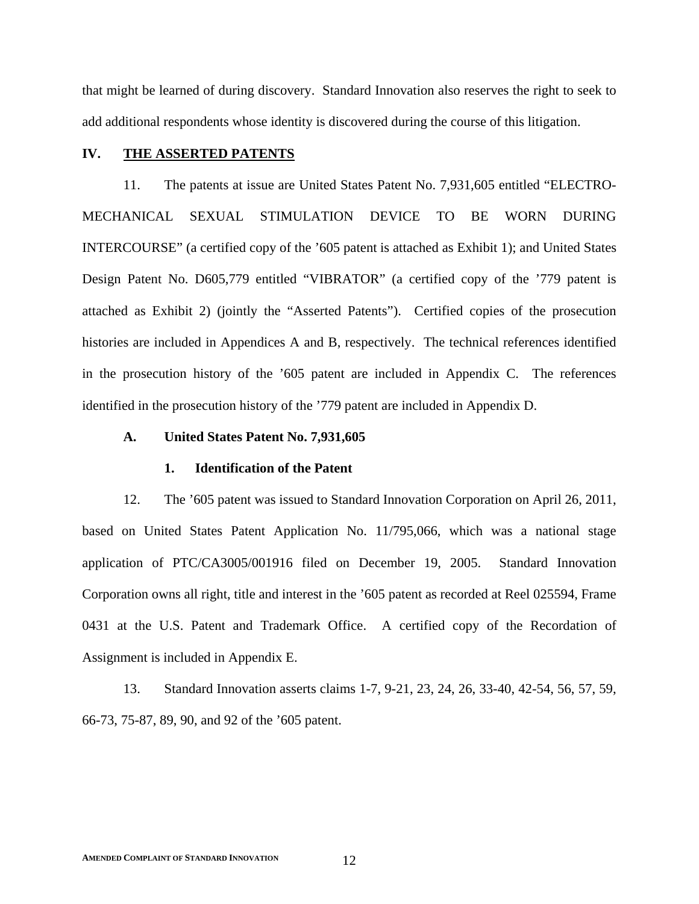that might be learned of during discovery. Standard Innovation also reserves the right to seek to add additional respondents whose identity is discovered during the course of this litigation.

## IV. THE ASSERTED PATENTS

11. The patents at issue are United States Patent No. 7,931,605 entitled "ELECTRO-MECHANICAL SEXUAL STIMULATION DEVICE TO BE WORN DURING INTERCOURSE" (a certified copy of the '605 patent is attached as Exhibit 1); and United States Design Patent No. D605,779 entitled "VIBRATOR" (a certified copy of the '779 patent is attached as Exhibit 2) (jointly the "Asserted Patents"). Certified copies of the prosecution histories are included in Appendices A and B, respectively. The technical references identified in the prosecution history of the '605 patent are included in Appendix C. The references identified in the prosecution history of the '779 patent are included in Appendix D.

### A. United States Patent No. 7,931,605

#### 1. Identification of the Patent

12. The '605 patent was issued to Standard Innovation Corporation on April 26, 2011, based on United States Patent Application No. 11/795,066, which was a national stage application of PTC/CA3005/001916 filed on December 19, 2005. Standard Innovation Corporation owns all right, title and interest in the '605 patent as recorded at Reel 025594, Frame 0431 at the U.S. Patent and Trademark Office. A certified copy of the Recordation of Assignment is included in Appendix E.

13. Standard Innovation asserts claims 1-7, 9-21, 23, 24, 26, 33-40, 42-54, 56, 57, 59, 66-73, 75-87, 89, 90, and 92 of the '605 patent.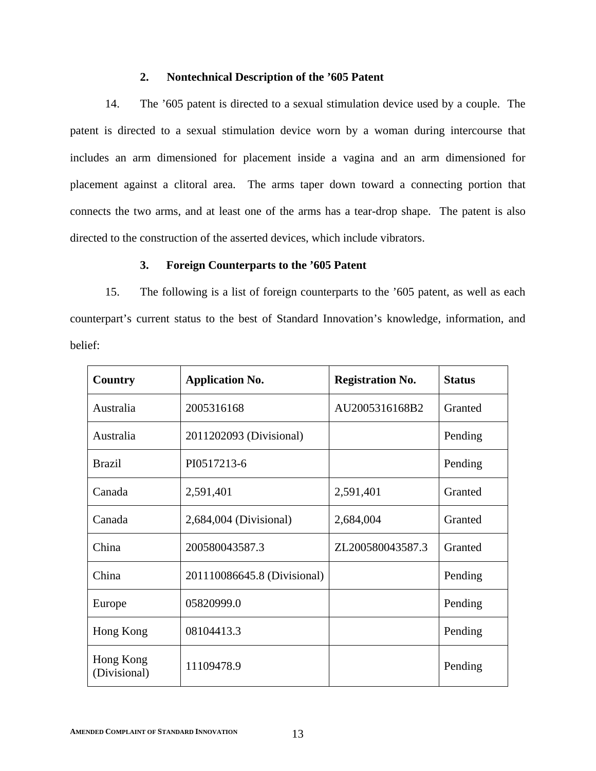### 2. Nontechnical Description of the ’605 Patent

14. The ’605 patent is directed to a sexual stimulation device used by a couple. The patent is directed to a sexual stimulation device worn by a woman during intercourse that includes an arm dimensioned for placement inside a vagina and an arm dimensioned for placement against a clitoral area. The arms taper down toward a connecting portion that connects the two arms, and at least one of the arms has a tear-drop shape. The patent is also directed to the construction of the asserted devices, which include vibrators.

### 3. Foreign Counterparts to the ’605 Patent

15. The following is a list of foreign counterparts to the ’605 patent, as well as each counterpart’s current status to the best of Standard Innovation’s knowledge, information, and belief:

| Country | Application No. | Registration No. | Status |
|---|---|---|---|
| Australia | 2005316168 | AU2005316168B2 | Granted |
| Australia | 2011202093 (Divisional) | | Pending |
| Brazil | PI0517213-6 | | Pending |
| Canada | 2,591,401 | 2,591,401 | Granted |
| Canada | 2,684,004 (Divisional) | 2,684,004 | Granted |
| China | 200580043587.3 | ZL200580043587.3 | Granted |
| China | 201110086645.8 (Divisional) | | Pending |
| Europe | 05820999.0 | | Pending |
| Hong Kong | 08104413.3 | | Pending |
| Hong Kong (Divisional) | 11109478.9 | | Pending |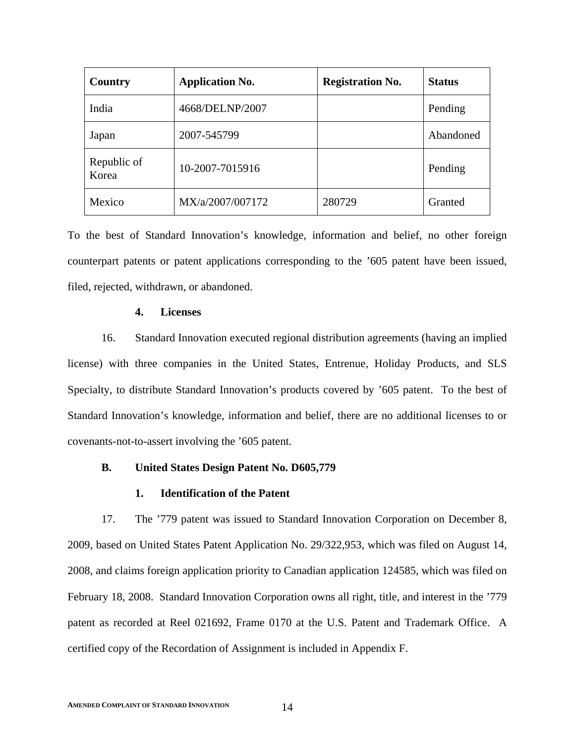| Country | Application No. | Registration No. | Status |
| --- | --- | --- | --- |
| India | 4668/DELNP/2007 | | Pending |
| Japan | 2007-545799 | | Abandoned |
| Republic of Korea | 10-2007-7015916 | | Pending |
| Mexico | MX/a/2007/007172 | 280729 | Granted |

To the best of Standard Innovation's knowledge, information and belief, no other foreign counterpart patents or patent applications corresponding to the '605 patent have been issued, filed, rejected, withdrawn, or abandoned.

#### 4. Licenses

16. Standard Innovation executed regional distribution agreements (having an implied license) with three companies in the United States, Entrenue, Holiday Products, and SLS Specialty, to distribute Standard Innovation's products covered by '605 patent. To the best of Standard Innovation's knowledge, information and belief, there are no additional licenses to or covenants-not-to-assert involving the '605 patent.

### B. United States Design Patent No. D605,779

#### 1. Identification of the Patent

17. The '779 patent was issued to Standard Innovation Corporation on December 8, 2009, based on United States Patent Application No. 29/322,953, which was filed on August 14, 2008, and claims foreign application priority to Canadian application 124585, which was filed on February 18, 2008. Standard Innovation Corporation owns all right, title, and interest in the '779 patent as recorded at Reel 021692, Frame 0170 at the U.S. Patent and Trademark Office. A certified copy of the Recordation of Assignment is included in Appendix F.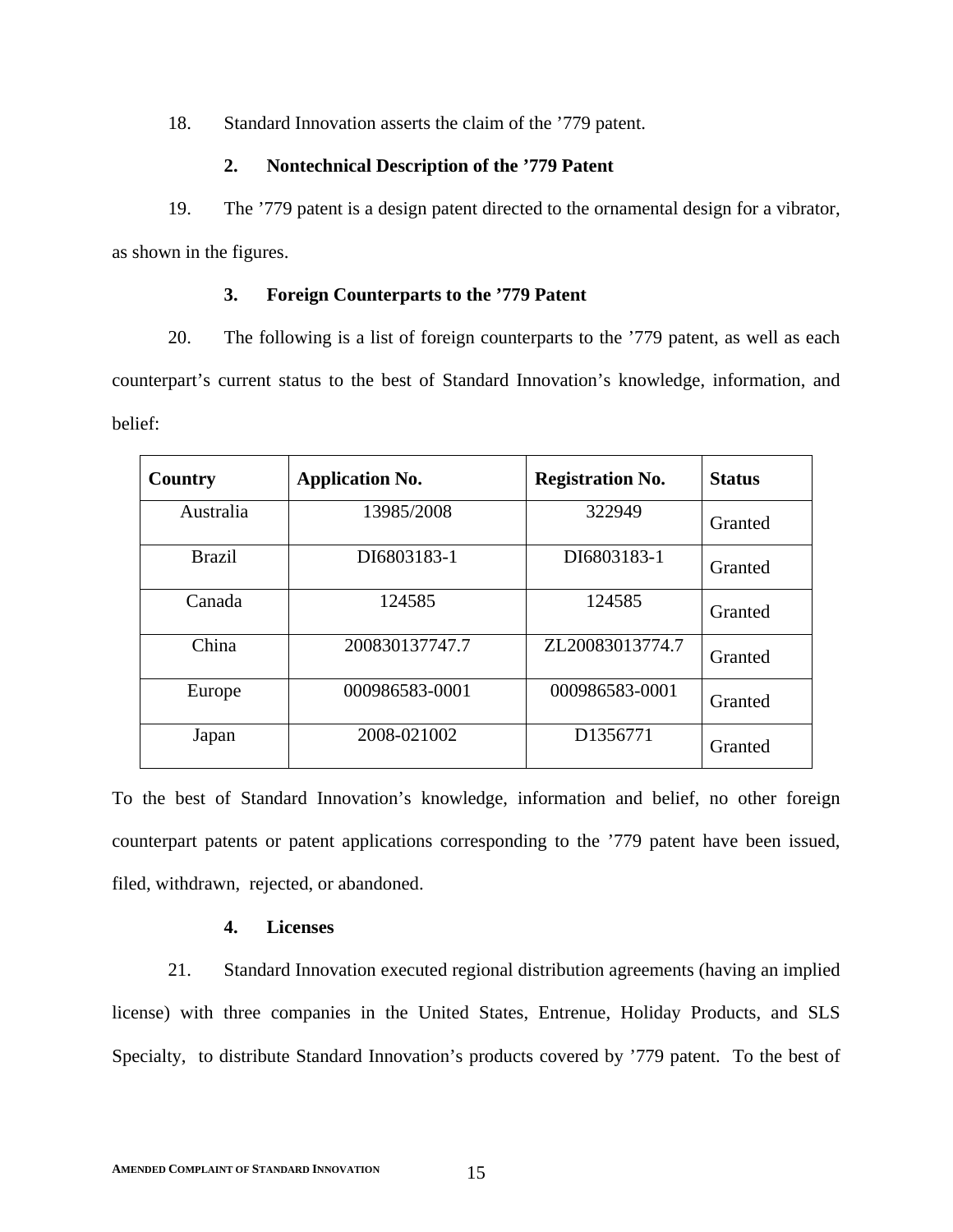18. Standard Innovation asserts the claim of the ’779 patent.

### 2. Nontechnical Description of the ’779 Patent

19. The ’779 patent is a design patent directed to the ornamental design for a vibrator, as shown in the figures.

### 3. Foreign Counterparts to the ’779 Patent

20. The following is a list of foreign counterparts to the ’779 patent, as well as each counterpart’s current status to the best of Standard Innovation’s knowledge, information, and belief:

| Country | Application No. | Registration No. | Status |
|---|---|---|---|
| Australia | 13985/2008 | 322949 | Granted |
| Brazil | DI6803183-1 | DI6803183-1 | Granted |
| Canada | 124585 | 124585 | Granted |
| China | 200830137747.7 | ZL20083013774.7 | Granted |
| Europe | 000986583-0001 | 000986583-0001 | Granted |
| Japan | 2008-021002 | D1356771 | Granted |

To the best of Standard Innovation’s knowledge, information and belief, no other foreign counterpart patents or patent applications corresponding to the ’779 patent have been issued, filed, withdrawn, rejected, or abandoned.

### 4. Licenses

21. Standard Innovation executed regional distribution agreements (having an implied license) with three companies in the United States, Entrenue, Holiday Products, and SLS Specialty, to distribute Standard Innovation’s products covered by ’779 patent. To the best of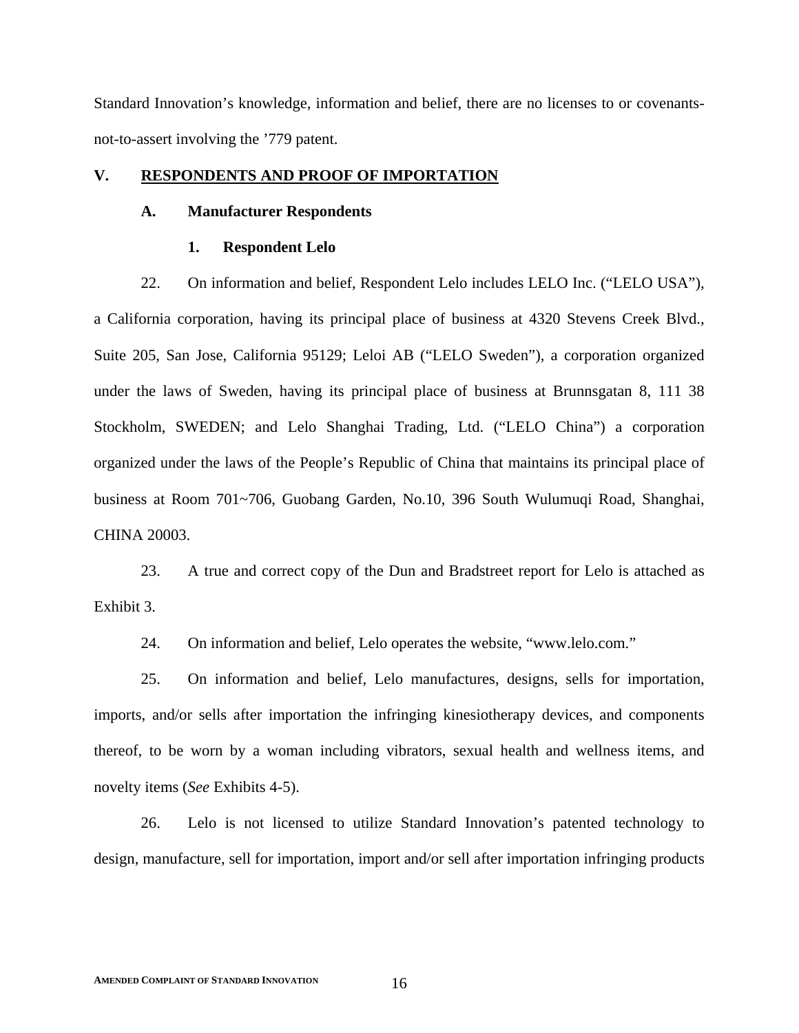Standard Innovation's knowledge, information and belief, there are no licenses to or covenants-not-to-assert involving the '779 patent.

## V. RESPONDENTS AND PROOF OF IMPORTATION

### A. Manufacturer Respondents

#### 1. Respondent Lelo

22. On information and belief, Respondent Lelo includes LELO Inc. ("LELO USA"), a California corporation, having its principal place of business at 4320 Stevens Creek Blvd., Suite 205, San Jose, California 95129; Leloi AB ("LELO Sweden"), a corporation organized under the laws of Sweden, having its principal place of business at Brunnsgatan 8, 111 38 Stockholm, SWEDEN; and Lelo Shanghai Trading, Ltd. ("LELO China") a corporation organized under the laws of the People's Republic of China that maintains its principal place of business at Room 701~706, Guobang Garden, No.10, 396 South Wulumuqi Road, Shanghai, CHINA 20003.

23. A true and correct copy of the Dun and Bradstreet report for Lelo is attached as Exhibit 3.

24. On information and belief, Lelo operates the website, "www.lelo.com."

25. On information and belief, Lelo manufactures, designs, sells for importation, imports, and/or sells after importation the infringing kinesiotherapy devices, and components thereof, to be worn by a woman including vibrators, sexual health and wellness items, and novelty items (*See* Exhibits 4-5).

26. Lelo is not licensed to utilize Standard Innovation's patented technology to design, manufacture, sell for importation, import and/or sell after importation infringing products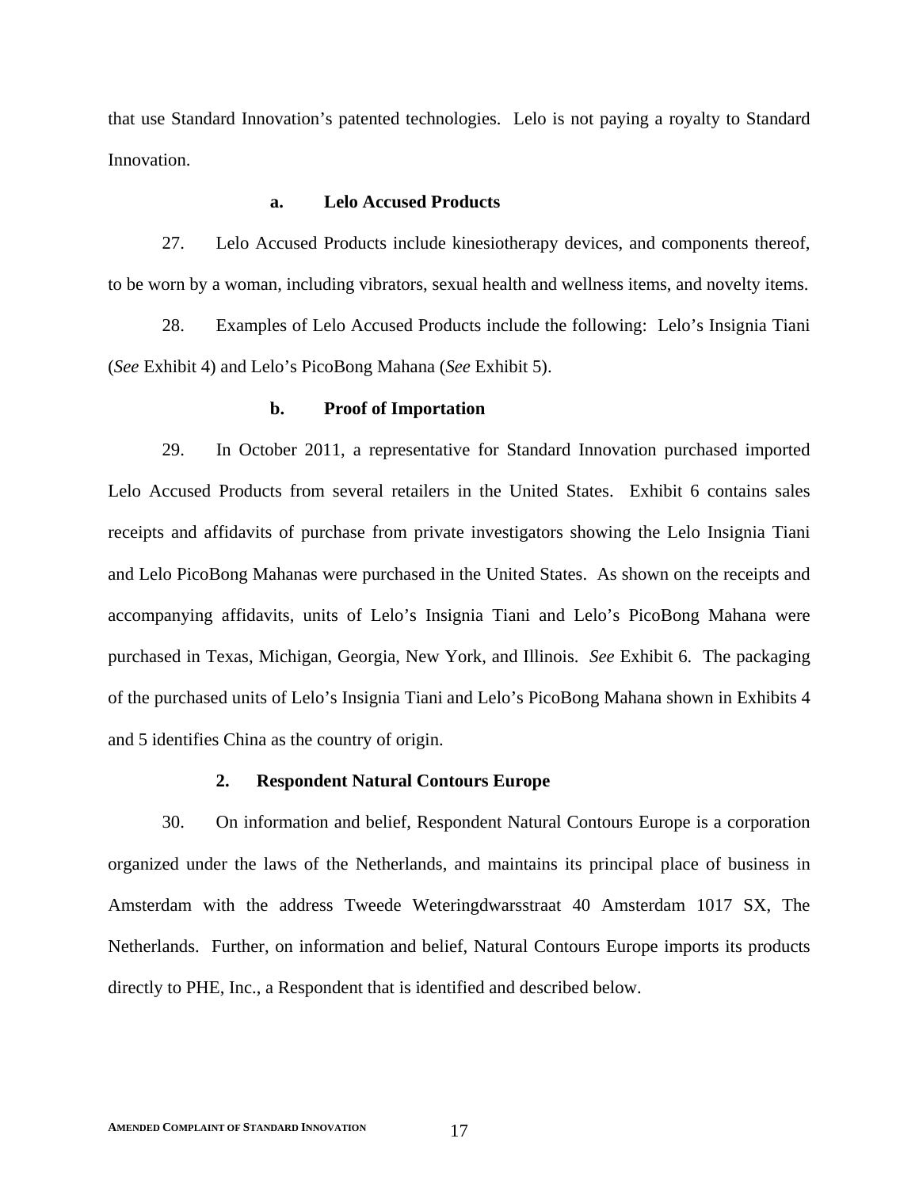that use Standard Innovation's patented technologies. Lelo is not paying a royalty to Standard Innovation.

#### a. Lelo Accused Products

27. Lelo Accused Products include kinesiotherapy devices, and components thereof, to be worn by a woman, including vibrators, sexual health and wellness items, and novelty items.

28. Examples of Lelo Accused Products include the following: Lelo's Insignia Tiani (*See* Exhibit 4) and Lelo's PicoBong Mahana (*See* Exhibit 5).

#### b. Proof of Importation

29. In October 2011, a representative for Standard Innovation purchased imported Lelo Accused Products from several retailers in the United States. Exhibit 6 contains sales receipts and affidavits of purchase from private investigators showing the Lelo Insignia Tiani and Lelo PicoBong Mahanas were purchased in the United States. As shown on the receipts and accompanying affidavits, units of Lelo's Insignia Tiani and Lelo's PicoBong Mahana were purchased in Texas, Michigan, Georgia, New York, and Illinois. *See* Exhibit 6. The packaging of the purchased units of Lelo's Insignia Tiani and Lelo's PicoBong Mahana shown in Exhibits 4 and 5 identifies China as the country of origin.

### 2. Respondent Natural Contours Europe

30. On information and belief, Respondent Natural Contours Europe is a corporation organized under the laws of the Netherlands, and maintains its principal place of business in Amsterdam with the address Tweede Weteringdwarsstraat 40 Amsterdam 1017 SX, The Netherlands. Further, on information and belief, Natural Contours Europe imports its products directly to PHE, Inc., a Respondent that is identified and described below.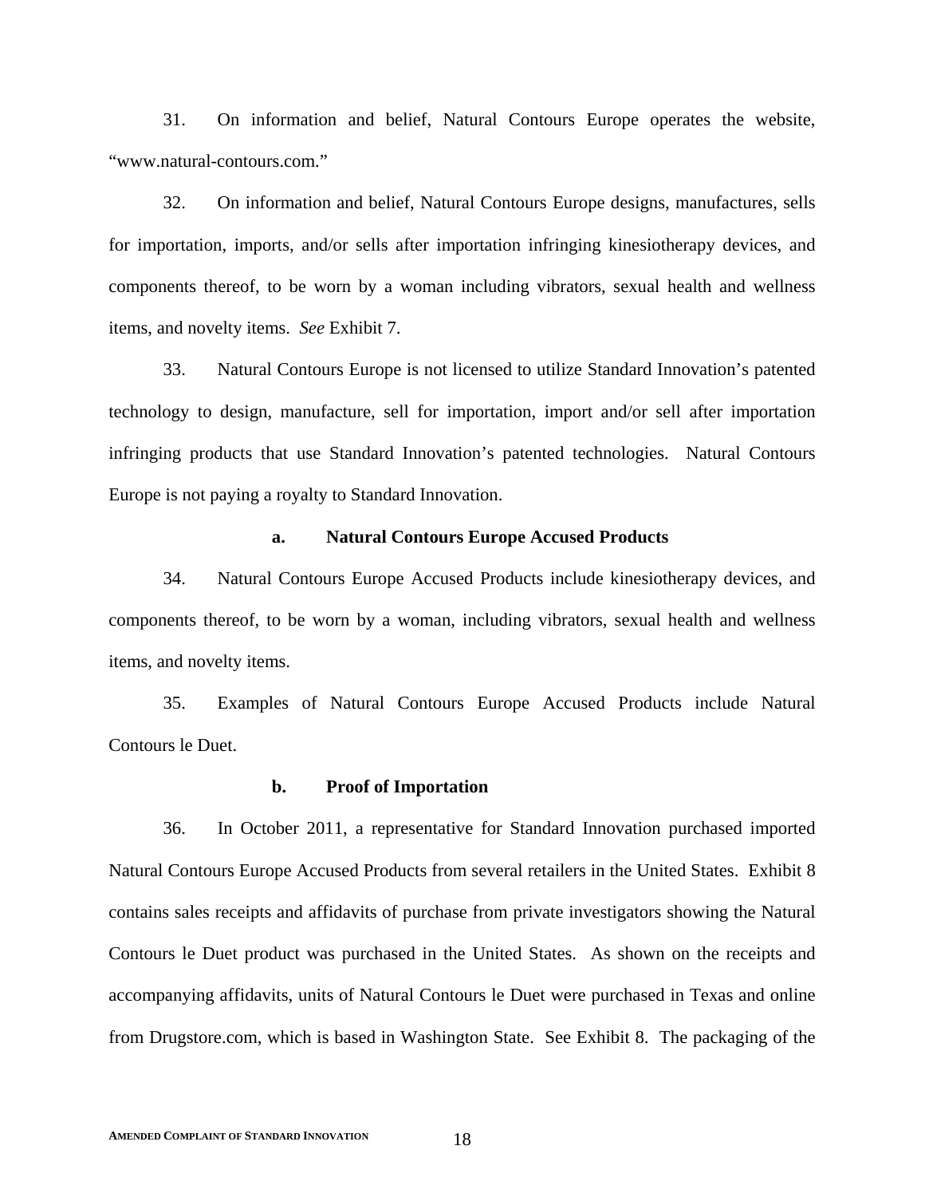31. On information and belief, Natural Contours Europe operates the website, "www.natural-contours.com."

32. On information and belief, Natural Contours Europe designs, manufactures, sells for importation, imports, and/or sells after importation infringing kinesiotherapy devices, and components thereof, to be worn by a woman including vibrators, sexual health and wellness items, and novelty items. *See* Exhibit 7.

33. Natural Contours Europe is not licensed to utilize Standard Innovation's patented technology to design, manufacture, sell for importation, import and/or sell after importation infringing products that use Standard Innovation's patented technologies. Natural Contours Europe is not paying a royalty to Standard Innovation.

**a. Natural Contours Europe Accused Products**

34. Natural Contours Europe Accused Products include kinesiotherapy devices, and components thereof, to be worn by a woman, including vibrators, sexual health and wellness items, and novelty items.

35. Examples of Natural Contours Europe Accused Products include Natural Contours le Duet.

**b. Proof of Importation**

36. In October 2011, a representative for Standard Innovation purchased imported Natural Contours Europe Accused Products from several retailers in the United States. Exhibit 8 contains sales receipts and affidavits of purchase from private investigators showing the Natural Contours le Duet product was purchased in the United States. As shown on the receipts and accompanying affidavits, units of Natural Contours le Duet were purchased in Texas and online from Drugstore.com, which is based in Washington State. See Exhibit 8. The packaging of the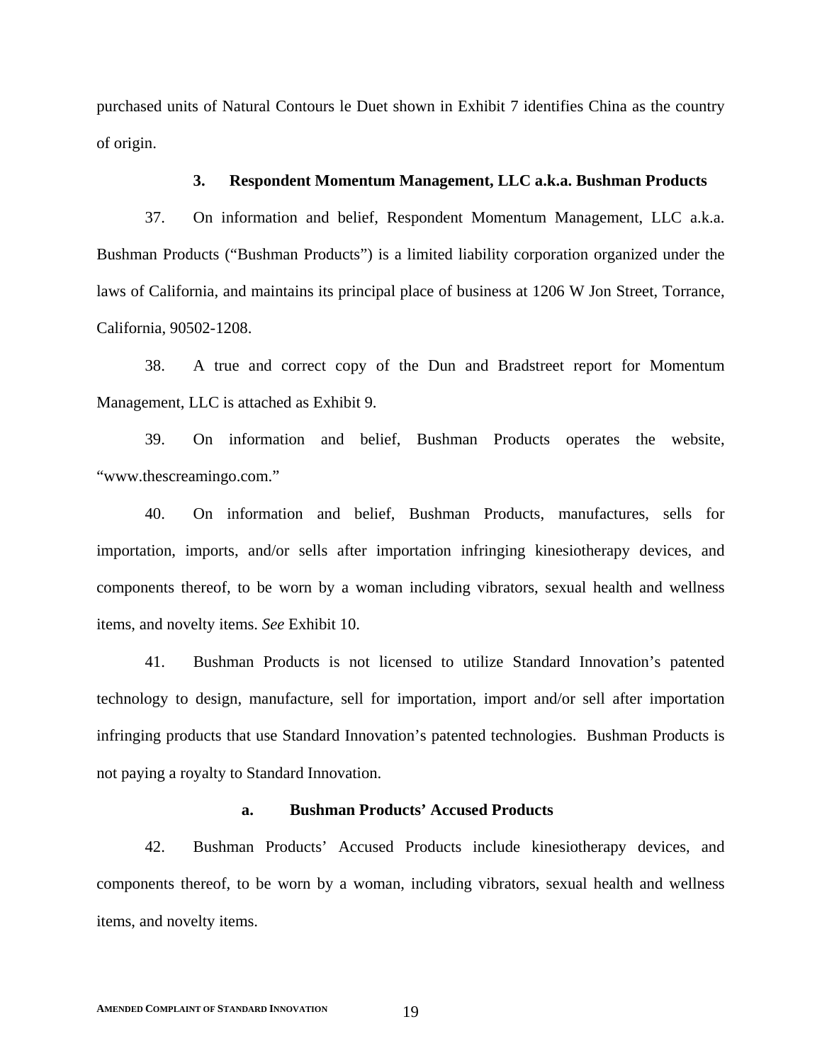purchased units of Natural Contours le Duet shown in Exhibit 7 identifies China as the country of origin.

### 3. Respondent Momentum Management, LLC a.k.a. Bushman Products

37. On information and belief, Respondent Momentum Management, LLC a.k.a. Bushman Products ("Bushman Products") is a limited liability corporation organized under the laws of California, and maintains its principal place of business at 1206 W Jon Street, Torrance, California, 90502-1208.

38. A true and correct copy of the Dun and Bradstreet report for Momentum Management, LLC is attached as Exhibit 9.

39. On information and belief, Bushman Products operates the website, "www.thescreamingo.com."

40. On information and belief, Bushman Products, manufactures, sells for importation, imports, and/or sells after importation infringing kinesiotherapy devices, and components thereof, to be worn by a woman including vibrators, sexual health and wellness items, and novelty items. *See* Exhibit 10.

41. Bushman Products is not licensed to utilize Standard Innovation's patented technology to design, manufacture, sell for importation, import and/or sell after importation infringing products that use Standard Innovation's patented technologies. Bushman Products is not paying a royalty to Standard Innovation.

#### a. Bushman Products' Accused Products

42. Bushman Products' Accused Products include kinesiotherapy devices, and components thereof, to be worn by a woman, including vibrators, sexual health and wellness items, and novelty items.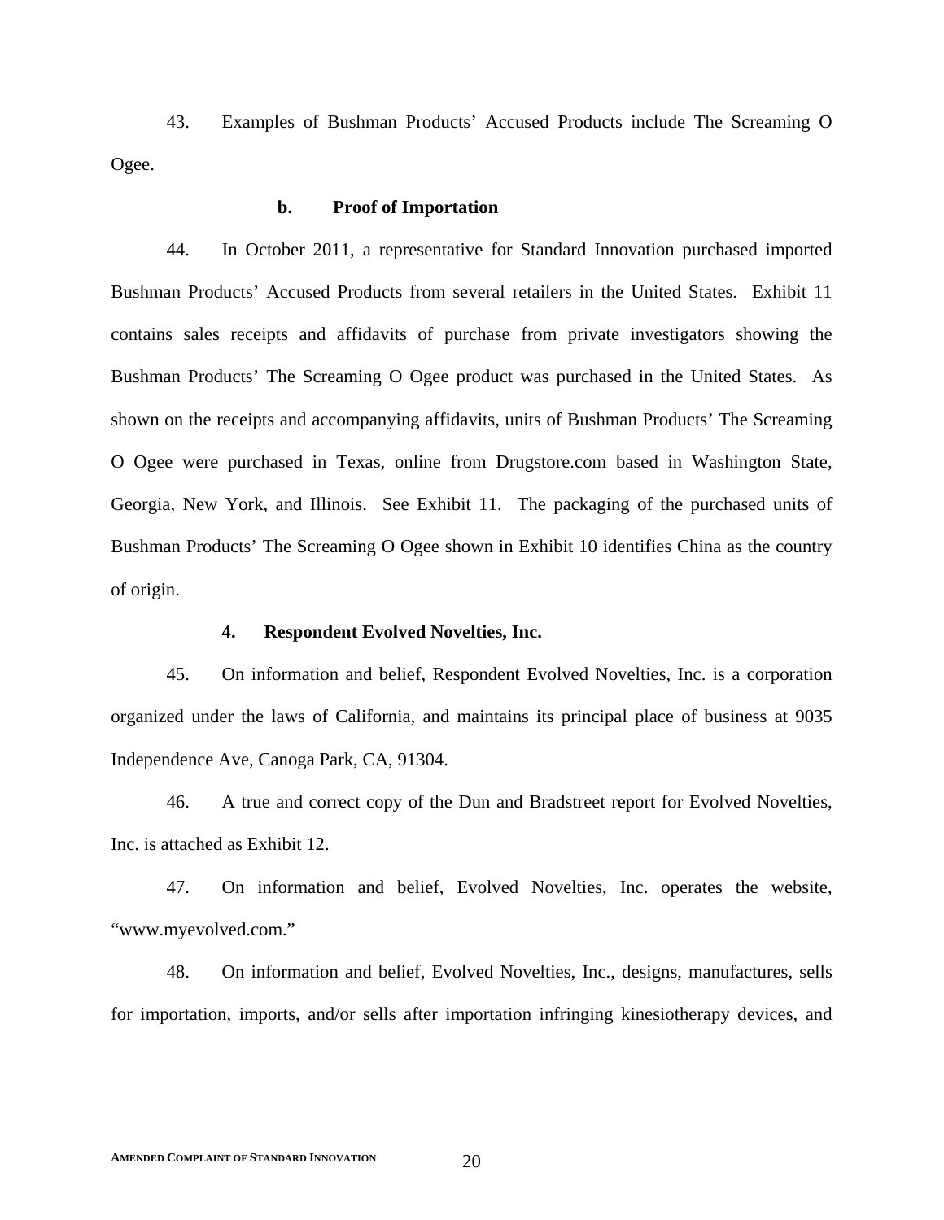43. Examples of Bushman Products' Accused Products include The Screaming O Ogee.

**b. Proof of Importation**

44. In October 2011, a representative for Standard Innovation purchased imported Bushman Products' Accused Products from several retailers in the United States. Exhibit 11 contains sales receipts and affidavits of purchase from private investigators showing the Bushman Products' The Screaming O Ogee product was purchased in the United States. As shown on the receipts and accompanying affidavits, units of Bushman Products' The Screaming O Ogee were purchased in Texas, online from Drugstore.com based in Washington State, Georgia, New York, and Illinois. See Exhibit 11. The packaging of the purchased units of Bushman Products' The Screaming O Ogee shown in Exhibit 10 identifies China as the country of origin.

**4. Respondent Evolved Novelties, Inc.**

45. On information and belief, Respondent Evolved Novelties, Inc. is a corporation organized under the laws of California, and maintains its principal place of business at 9035 Independence Ave, Canoga Park, CA, 91304.

46. A true and correct copy of the Dun and Bradstreet report for Evolved Novelties, Inc. is attached as Exhibit 12.

47. On information and belief, Evolved Novelties, Inc. operates the website, "www.myevolved.com."

48. On information and belief, Evolved Novelties, Inc., designs, manufactures, sells for importation, imports, and/or sells after importation infringing kinesiotherapy devices, and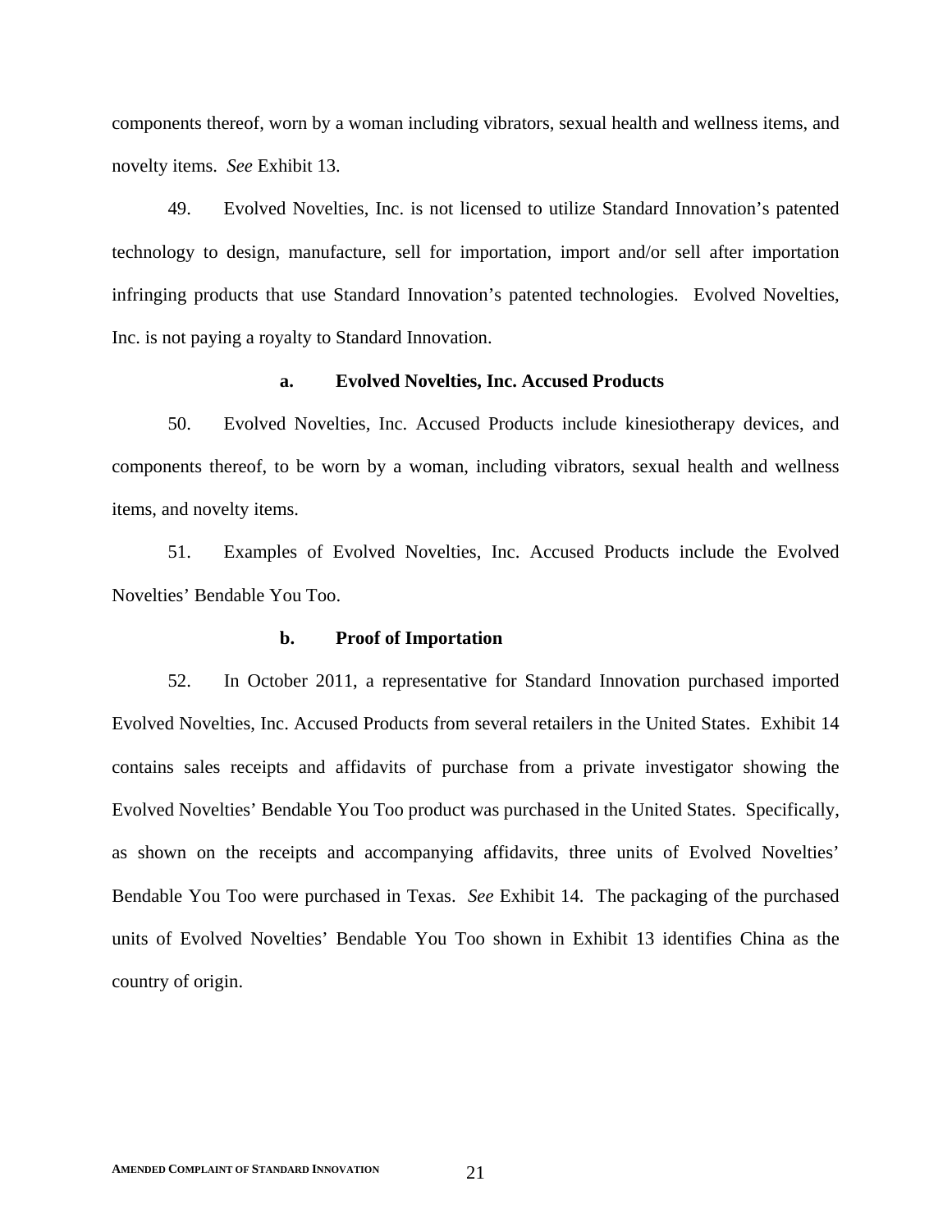components thereof, worn by a woman including vibrators, sexual health and wellness items, and novelty items. *See* Exhibit 13.

49. Evolved Novelties, Inc. is not licensed to utilize Standard Innovation's patented technology to design, manufacture, sell for importation, import and/or sell after importation infringing products that use Standard Innovation's patented technologies. Evolved Novelties, Inc. is not paying a royalty to Standard Innovation.

**a. Evolved Novelties, Inc. Accused Products**

50. Evolved Novelties, Inc. Accused Products include kinesiotherapy devices, and components thereof, to be worn by a woman, including vibrators, sexual health and wellness items, and novelty items.

51. Examples of Evolved Novelties, Inc. Accused Products include the Evolved Novelties' Bendable You Too.

**b. Proof of Importation**

52. In October 2011, a representative for Standard Innovation purchased imported Evolved Novelties, Inc. Accused Products from several retailers in the United States. Exhibit 14 contains sales receipts and affidavits of purchase from a private investigator showing the Evolved Novelties' Bendable You Too product was purchased in the United States. Specifically, as shown on the receipts and accompanying affidavits, three units of Evolved Novelties' Bendable You Too were purchased in Texas. *See* Exhibit 14. The packaging of the purchased units of Evolved Novelties' Bendable You Too shown in Exhibit 13 identifies China as the country of origin.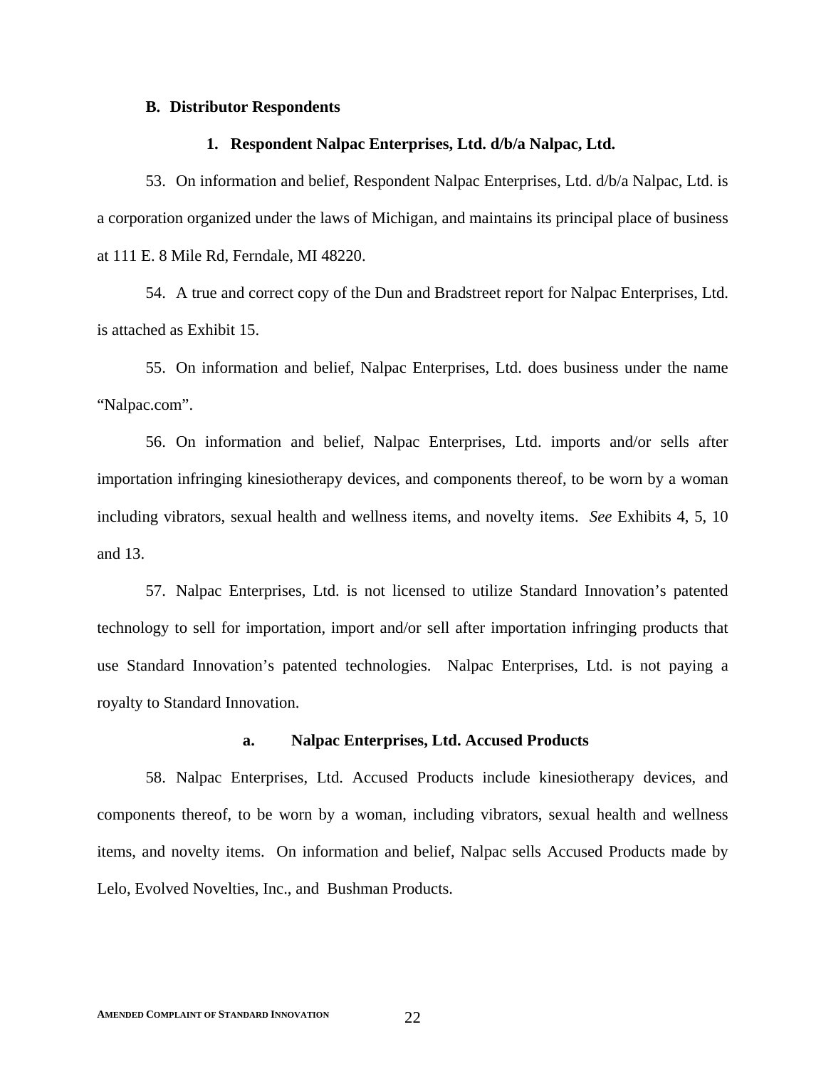### B. Distributor Respondents

#### 1. Respondent Nalpac Enterprises, Ltd. d/b/a Nalpac, Ltd.

53. On information and belief, Respondent Nalpac Enterprises, Ltd. d/b/a Nalpac, Ltd. is a corporation organized under the laws of Michigan, and maintains its principal place of business at 111 E. 8 Mile Rd, Ferndale, MI 48220.

54. A true and correct copy of the Dun and Bradstreet report for Nalpac Enterprises, Ltd. is attached as Exhibit 15.

55. On information and belief, Nalpac Enterprises, Ltd. does business under the name "Nalpac.com".

56. On information and belief, Nalpac Enterprises, Ltd. imports and/or sells after importation infringing kinesiotherapy devices, and components thereof, to be worn by a woman including vibrators, sexual health and wellness items, and novelty items. *See* Exhibits 4, 5, 10 and 13.

57. Nalpac Enterprises, Ltd. is not licensed to utilize Standard Innovation's patented technology to sell for importation, import and/or sell after importation infringing products that use Standard Innovation's patented technologies. Nalpac Enterprises, Ltd. is not paying a royalty to Standard Innovation.

##### a. Nalpac Enterprises, Ltd. Accused Products

58. Nalpac Enterprises, Ltd. Accused Products include kinesiotherapy devices, and components thereof, to be worn by a woman, including vibrators, sexual health and wellness items, and novelty items. On information and belief, Nalpac sells Accused Products made by Lelo, Evolved Novelties, Inc., and Bushman Products.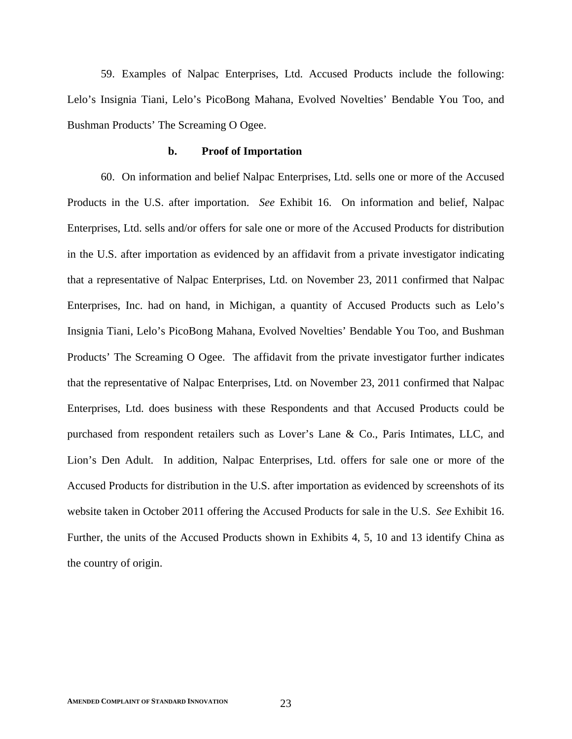59. Examples of Nalpac Enterprises, Ltd. Accused Products include the following: Lelo's Insignia Tiani, Lelo's PicoBong Mahana, Evolved Novelties' Bendable You Too, and Bushman Products' The Screaming O Ogee.

**b. Proof of Importation**

60. On information and belief Nalpac Enterprises, Ltd. sells one or more of the Accused Products in the U.S. after importation. *See* Exhibit 16. On information and belief, Nalpac Enterprises, Ltd. sells and/or offers for sale one or more of the Accused Products for distribution in the U.S. after importation as evidenced by an affidavit from a private investigator indicating that a representative of Nalpac Enterprises, Ltd. on November 23, 2011 confirmed that Nalpac Enterprises, Inc. had on hand, in Michigan, a quantity of Accused Products such as Lelo's Insignia Tiani, Lelo's PicoBong Mahana, Evolved Novelties' Bendable You Too, and Bushman Products' The Screaming O Ogee. The affidavit from the private investigator further indicates that the representative of Nalpac Enterprises, Ltd. on November 23, 2011 confirmed that Nalpac Enterprises, Ltd. does business with these Respondents and that Accused Products could be purchased from respondent retailers such as Lover's Lane & Co., Paris Intimates, LLC, and Lion's Den Adult. In addition, Nalpac Enterprises, Ltd. offers for sale one or more of the Accused Products for distribution in the U.S. after importation as evidenced by screenshots of its website taken in October 2011 offering the Accused Products for sale in the U.S. *See* Exhibit 16. Further, the units of the Accused Products shown in Exhibits 4, 5, 10 and 13 identify China as the country of origin.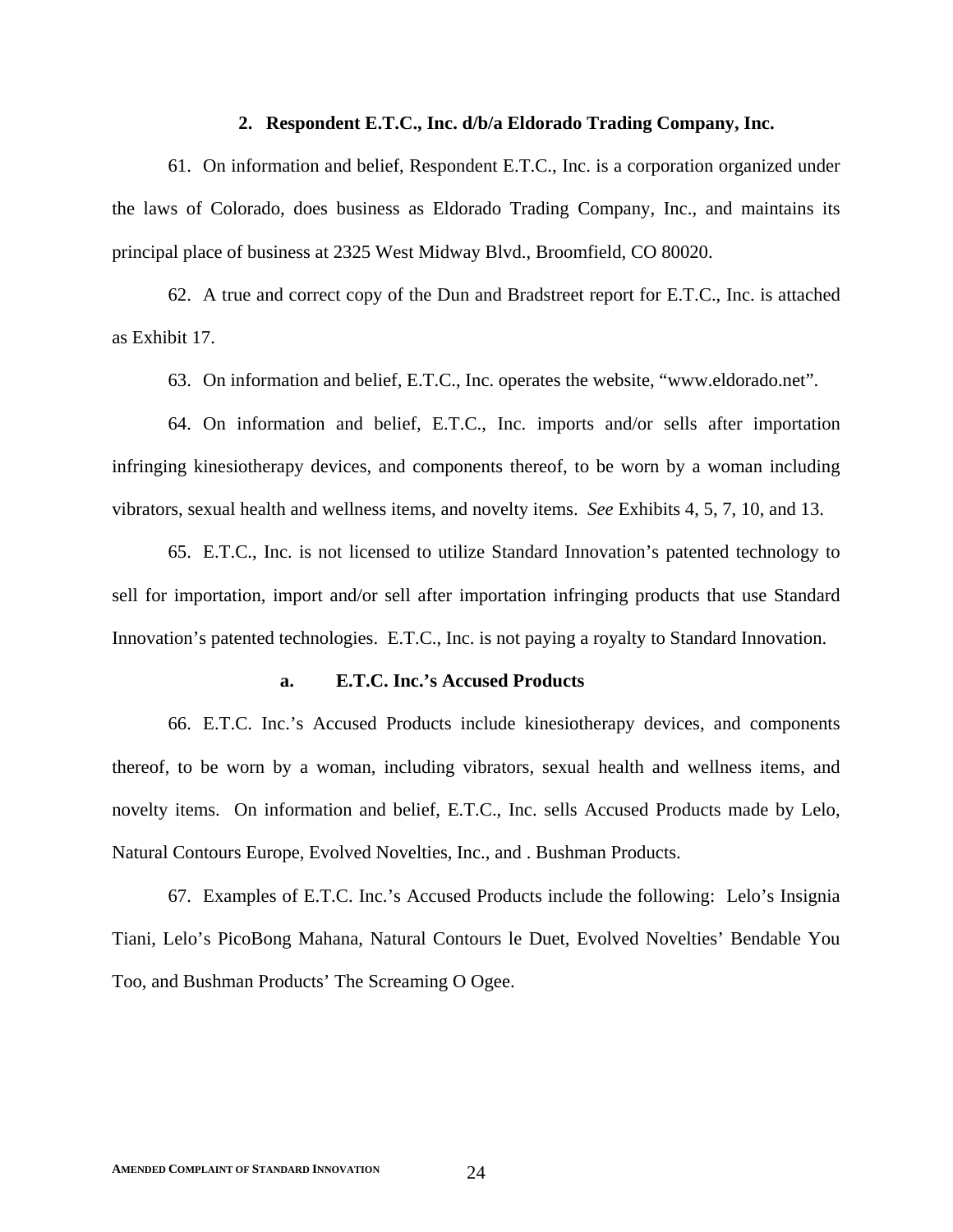### 2. Respondent E.T.C., Inc. d/b/a Eldorado Trading Company, Inc.

61. On information and belief, Respondent E.T.C., Inc. is a corporation organized under the laws of Colorado, does business as Eldorado Trading Company, Inc., and maintains its principal place of business at 2325 West Midway Blvd., Broomfield, CO 80020.

62. A true and correct copy of the Dun and Bradstreet report for E.T.C., Inc. is attached as Exhibit 17.

63. On information and belief, E.T.C., Inc. operates the website, "www.eldorado.net".

64. On information and belief, E.T.C., Inc. imports and/or sells after importation infringing kinesiotherapy devices, and components thereof, to be worn by a woman including vibrators, sexual health and wellness items, and novelty items. *See* Exhibits 4, 5, 7, 10, and 13.

65. E.T.C., Inc. is not licensed to utilize Standard Innovation's patented technology to sell for importation, import and/or sell after importation infringing products that use Standard Innovation's patented technologies. E.T.C., Inc. is not paying a royalty to Standard Innovation.

#### a. E.T.C. Inc.'s Accused Products

66. E.T.C. Inc.'s Accused Products include kinesiotherapy devices, and components thereof, to be worn by a woman, including vibrators, sexual health and wellness items, and novelty items. On information and belief, E.T.C., Inc. sells Accused Products made by Lelo, Natural Contours Europe, Evolved Novelties, Inc., and . Bushman Products.

67. Examples of E.T.C. Inc.'s Accused Products include the following: Lelo's Insignia Tiani, Lelo's PicoBong Mahana, Natural Contours le Duet, Evolved Novelties' Bendable You Too, and Bushman Products' The Screaming O Ogee.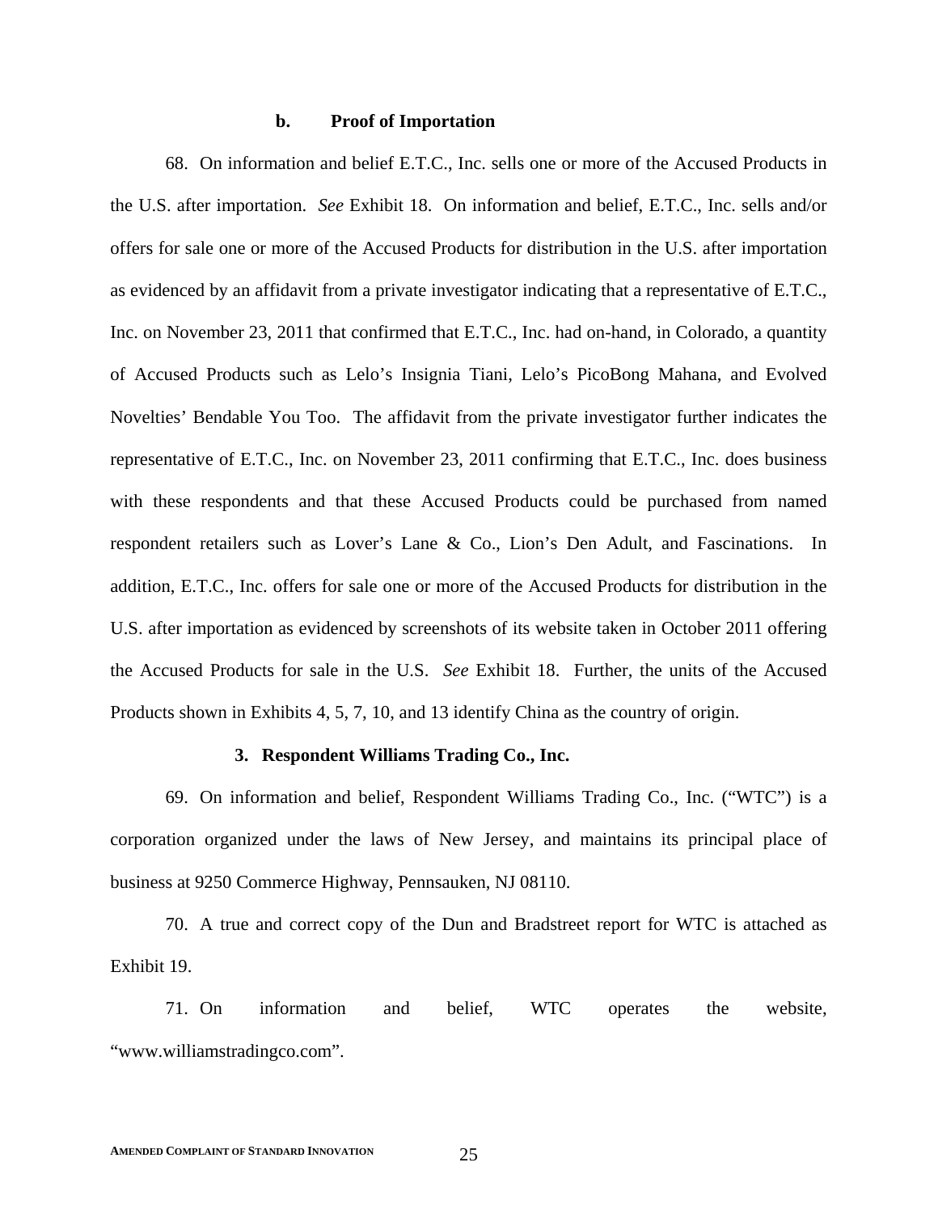#### b. Proof of Importation

68. On information and belief E.T.C., Inc. sells one or more of the Accused Products in the U.S. after importation. *See* Exhibit 18. On information and belief, E.T.C., Inc. sells and/or offers for sale one or more of the Accused Products for distribution in the U.S. after importation as evidenced by an affidavit from a private investigator indicating that a representative of E.T.C., Inc. on November 23, 2011 that confirmed that E.T.C., Inc. had on-hand, in Colorado, a quantity of Accused Products such as Lelo's Insignia Tiani, Lelo's PicoBong Mahana, and Evolved Novelties' Bendable You Too. The affidavit from the private investigator further indicates the representative of E.T.C., Inc. on November 23, 2011 confirming that E.T.C., Inc. does business with these respondents and that these Accused Products could be purchased from named respondent retailers such as Lover's Lane & Co., Lion's Den Adult, and Fascinations. In addition, E.T.C., Inc. offers for sale one or more of the Accused Products for distribution in the U.S. after importation as evidenced by screenshots of its website taken in October 2011 offering the Accused Products for sale in the U.S. *See* Exhibit 18. Further, the units of the Accused Products shown in Exhibits 4, 5, 7, 10, and 13 identify China as the country of origin.

### 3. Respondent Williams Trading Co., Inc.

69. On information and belief, Respondent Williams Trading Co., Inc. ("WTC") is a corporation organized under the laws of New Jersey, and maintains its principal place of business at 9250 Commerce Highway, Pennsauken, NJ 08110.

70. A true and correct copy of the Dun and Bradstreet report for WTC is attached as Exhibit 19.

71. On information and belief, WTC operates the website, "www.williamstradingco.com".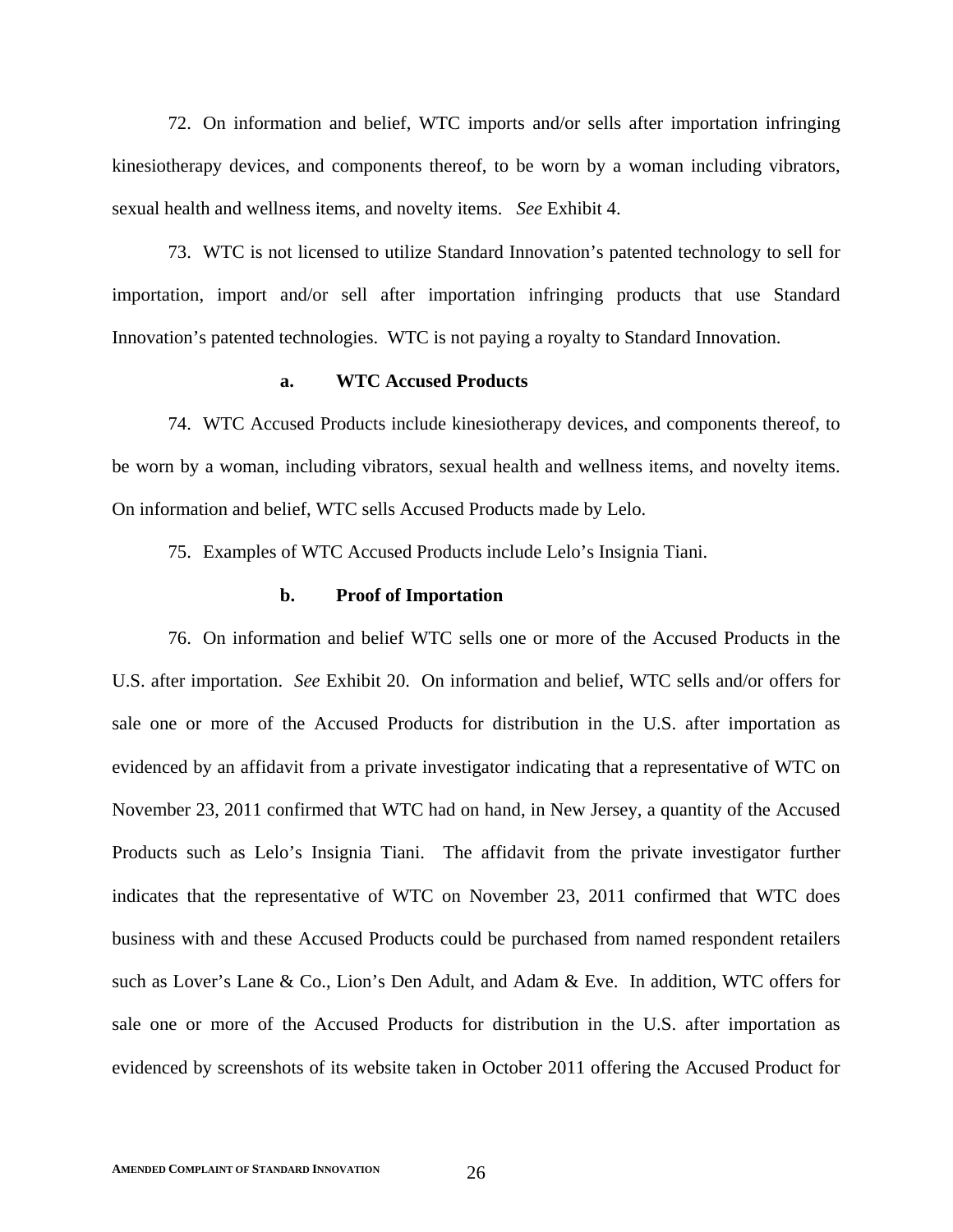72. On information and belief, WTC imports and/or sells after importation infringing kinesiotherapy devices, and components thereof, to be worn by a woman including vibrators, sexual health and wellness items, and novelty items. *See* Exhibit 4.

73. WTC is not licensed to utilize Standard Innovation's patented technology to sell for importation, import and/or sell after importation infringing products that use Standard Innovation's patented technologies. WTC is not paying a royalty to Standard Innovation.

**a. WTC Accused Products**

74. WTC Accused Products include kinesiotherapy devices, and components thereof, to be worn by a woman, including vibrators, sexual health and wellness items, and novelty items. On information and belief, WTC sells Accused Products made by Lelo.

75. Examples of WTC Accused Products include Lelo's Insignia Tiani.

**b. Proof of Importation**

76. On information and belief WTC sells one or more of the Accused Products in the U.S. after importation. *See* Exhibit 20. On information and belief, WTC sells and/or offers for sale one or more of the Accused Products for distribution in the U.S. after importation as evidenced by an affidavit from a private investigator indicating that a representative of WTC on November 23, 2011 confirmed that WTC had on hand, in New Jersey, a quantity of the Accused Products such as Lelo's Insignia Tiani. The affidavit from the private investigator further indicates that the representative of WTC on November 23, 2011 confirmed that WTC does business with and these Accused Products could be purchased from named respondent retailers such as Lover's Lane & Co., Lion's Den Adult, and Adam & Eve. In addition, WTC offers for sale one or more of the Accused Products for distribution in the U.S. after importation as evidenced by screenshots of its website taken in October 2011 offering the Accused Product for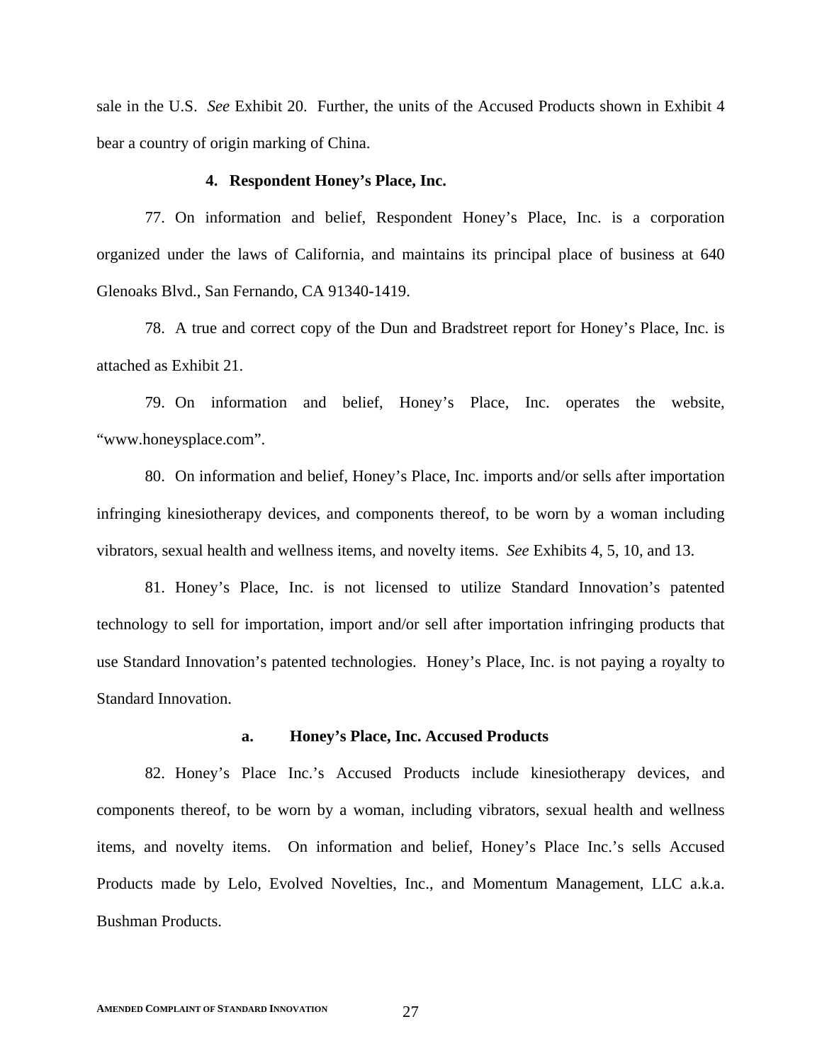sale in the U.S. *See* Exhibit 20. Further, the units of the Accused Products shown in Exhibit 4 bear a country of origin marking of China.

#### 4. Respondent Honey's Place, Inc.

77. On information and belief, Respondent Honey's Place, Inc. is a corporation organized under the laws of California, and maintains its principal place of business at 640 Glenoaks Blvd., San Fernando, CA 91340-1419.

78. A true and correct copy of the Dun and Bradstreet report for Honey's Place, Inc. is attached as Exhibit 21.

79. On information and belief, Honey's Place, Inc. operates the website, "www.honeysplace.com".

80. On information and belief, Honey's Place, Inc. imports and/or sells after importation infringing kinesiotherapy devices, and components thereof, to be worn by a woman including vibrators, sexual health and wellness items, and novelty items. *See* Exhibits 4, 5, 10, and 13.

81. Honey's Place, Inc. is not licensed to utilize Standard Innovation's patented technology to sell for importation, import and/or sell after importation infringing products that use Standard Innovation's patented technologies. Honey's Place, Inc. is not paying a royalty to Standard Innovation.

##### a. Honey's Place, Inc. Accused Products

82. Honey's Place Inc.'s Accused Products include kinesiotherapy devices, and components thereof, to be worn by a woman, including vibrators, sexual health and wellness items, and novelty items. On information and belief, Honey's Place Inc.'s sells Accused Products made by Lelo, Evolved Novelties, Inc., and Momentum Management, LLC a.k.a. Bushman Products.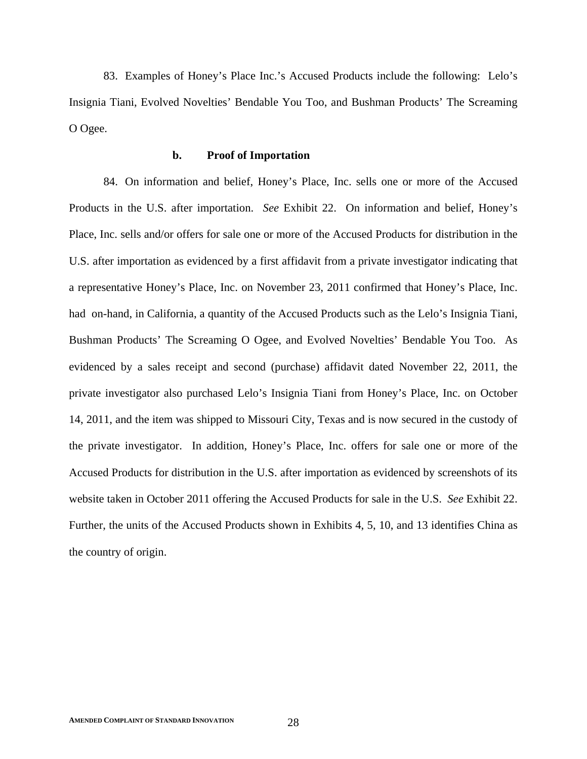83. Examples of Honey's Place Inc.'s Accused Products include the following: Lelo's Insignia Tiani, Evolved Novelties' Bendable You Too, and Bushman Products' The Screaming O Ogee.

### b. Proof of Importation

84. On information and belief, Honey's Place, Inc. sells one or more of the Accused Products in the U.S. after importation. *See* Exhibit 22. On information and belief, Honey's Place, Inc. sells and/or offers for sale one or more of the Accused Products for distribution in the U.S. after importation as evidenced by a first affidavit from a private investigator indicating that a representative Honey's Place, Inc. on November 23, 2011 confirmed that Honey's Place, Inc. had on-hand, in California, a quantity of the Accused Products such as the Lelo's Insignia Tiani, Bushman Products' The Screaming O Ogee, and Evolved Novelties' Bendable You Too. As evidenced by a sales receipt and second (purchase) affidavit dated November 22, 2011, the private investigator also purchased Lelo's Insignia Tiani from Honey's Place, Inc. on October 14, 2011, and the item was shipped to Missouri City, Texas and is now secured in the custody of the private investigator. In addition, Honey's Place, Inc. offers for sale one or more of the Accused Products for distribution in the U.S. after importation as evidenced by screenshots of its website taken in October 2011 offering the Accused Products for sale in the U.S. *See* Exhibit 22. Further, the units of the Accused Products shown in Exhibits 4, 5, 10, and 13 identifies China as the country of origin.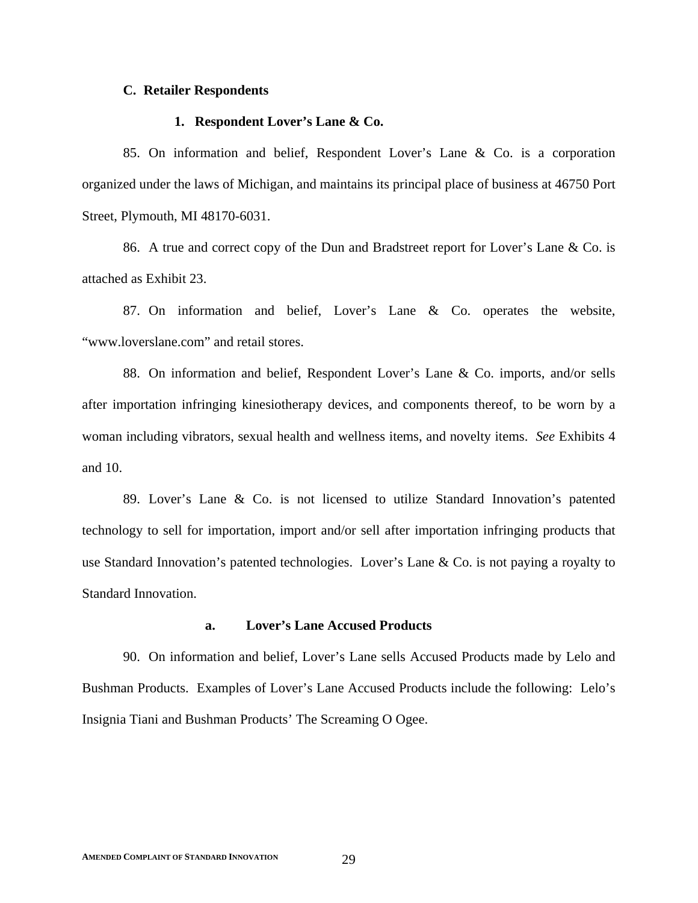### C. Retailer Respondents

#### 1. Respondent Lover's Lane & Co.

85. On information and belief, Respondent Lover's Lane & Co. is a corporation organized under the laws of Michigan, and maintains its principal place of business at 46750 Port Street, Plymouth, MI 48170-6031.

86. A true and correct copy of the Dun and Bradstreet report for Lover's Lane & Co. is attached as Exhibit 23.

87. On information and belief, Lover's Lane & Co. operates the website, "www.loverslane.com" and retail stores.

88. On information and belief, Respondent Lover's Lane & Co. imports, and/or sells after importation infringing kinesiotherapy devices, and components thereof, to be worn by a woman including vibrators, sexual health and wellness items, and novelty items. *See* Exhibits 4 and 10.

89. Lover's Lane & Co. is not licensed to utilize Standard Innovation's patented technology to sell for importation, import and/or sell after importation infringing products that use Standard Innovation's patented technologies. Lover's Lane & Co. is not paying a royalty to Standard Innovation.

##### a. Lover's Lane Accused Products

90. On information and belief, Lover's Lane sells Accused Products made by Lelo and Bushman Products. Examples of Lover's Lane Accused Products include the following: Lelo's Insignia Tiani and Bushman Products' The Screaming O Ogee.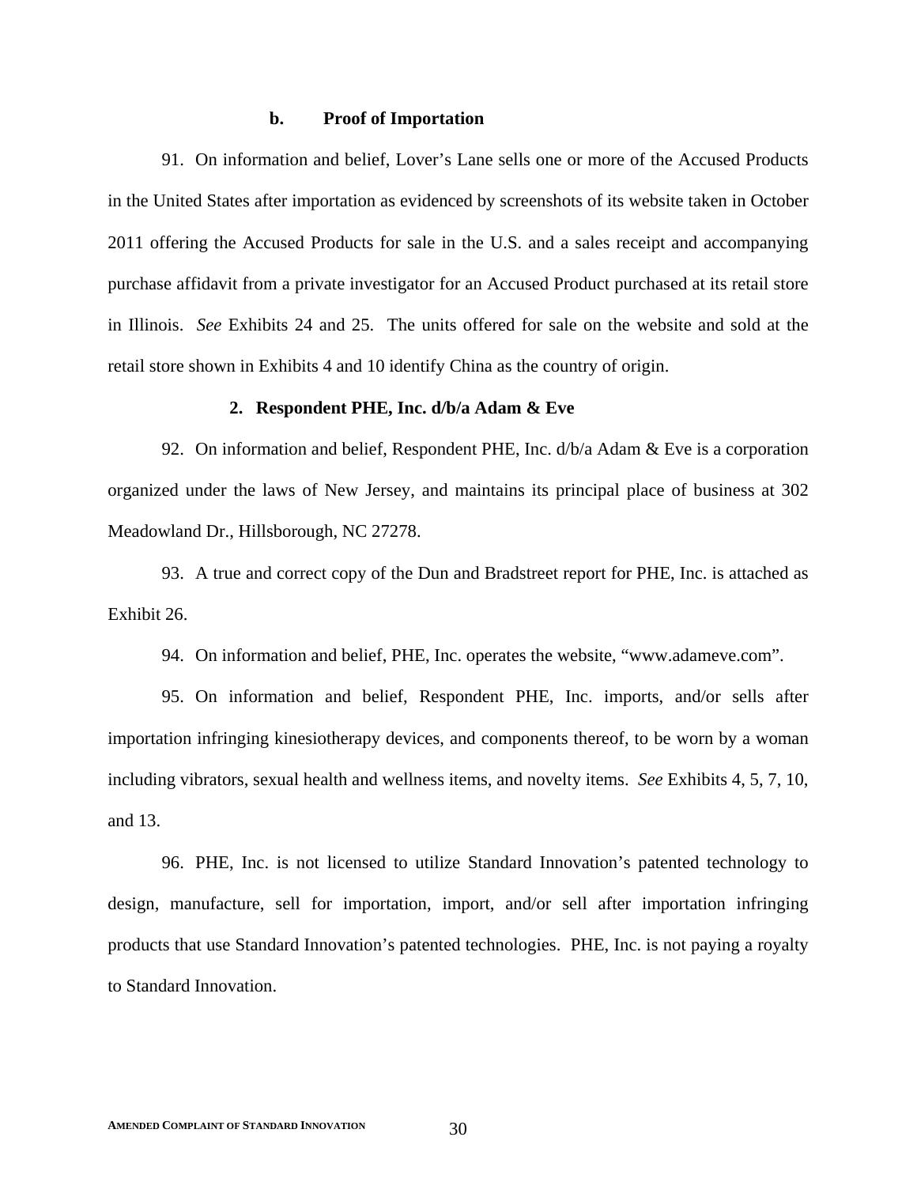#### b. Proof of Importation

91. On information and belief, Lover's Lane sells one or more of the Accused Products in the United States after importation as evidenced by screenshots of its website taken in October 2011 offering the Accused Products for sale in the U.S. and a sales receipt and accompanying purchase affidavit from a private investigator for an Accused Product purchased at its retail store in Illinois. *See* Exhibits 24 and 25. The units offered for sale on the website and sold at the retail store shown in Exhibits 4 and 10 identify China as the country of origin.

### 2. Respondent PHE, Inc. d/b/a Adam & Eve

92. On information and belief, Respondent PHE, Inc. d/b/a Adam & Eve is a corporation organized under the laws of New Jersey, and maintains its principal place of business at 302 Meadowland Dr., Hillsborough, NC 27278.

93. A true and correct copy of the Dun and Bradstreet report for PHE, Inc. is attached as Exhibit 26.

94. On information and belief, PHE, Inc. operates the website, "www.adameve.com".

95. On information and belief, Respondent PHE, Inc. imports, and/or sells after importation infringing kinesiotherapy devices, and components thereof, to be worn by a woman including vibrators, sexual health and wellness items, and novelty items. *See* Exhibits 4, 5, 7, 10, and 13.

96. PHE, Inc. is not licensed to utilize Standard Innovation's patented technology to design, manufacture, sell for importation, import, and/or sell after importation infringing products that use Standard Innovation's patented technologies. PHE, Inc. is not paying a royalty to Standard Innovation.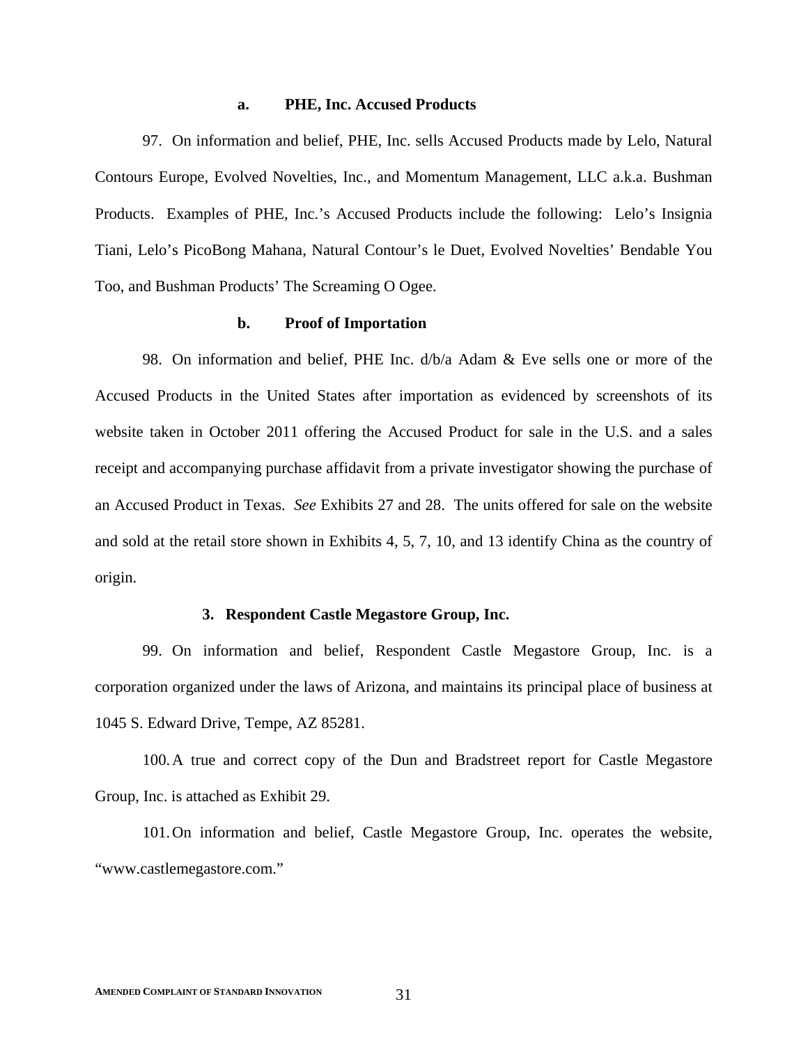#### a. PHE, Inc. Accused Products

97. On information and belief, PHE, Inc. sells Accused Products made by Lelo, Natural Contours Europe, Evolved Novelties, Inc., and Momentum Management, LLC a.k.a. Bushman Products. Examples of PHE, Inc.'s Accused Products include the following: Lelo's Insignia Tiani, Lelo's PicoBong Mahana, Natural Contour's le Duet, Evolved Novelties' Bendable You Too, and Bushman Products' The Screaming O Ogee.

#### b. Proof of Importation

98. On information and belief, PHE Inc. d/b/a Adam & Eve sells one or more of the Accused Products in the United States after importation as evidenced by screenshots of its website taken in October 2011 offering the Accused Product for sale in the U.S. and a sales receipt and accompanying purchase affidavit from a private investigator showing the purchase of an Accused Product in Texas. *See* Exhibits 27 and 28. The units offered for sale on the website and sold at the retail store shown in Exhibits 4, 5, 7, 10, and 13 identify China as the country of origin.

### 3. Respondent Castle Megastore Group, Inc.

99. On information and belief, Respondent Castle Megastore Group, Inc. is a corporation organized under the laws of Arizona, and maintains its principal place of business at 1045 S. Edward Drive, Tempe, AZ 85281.

100. A true and correct copy of the Dun and Bradstreet report for Castle Megastore Group, Inc. is attached as Exhibit 29.

101. On information and belief, Castle Megastore Group, Inc. operates the website, "www.castlemegastore.com."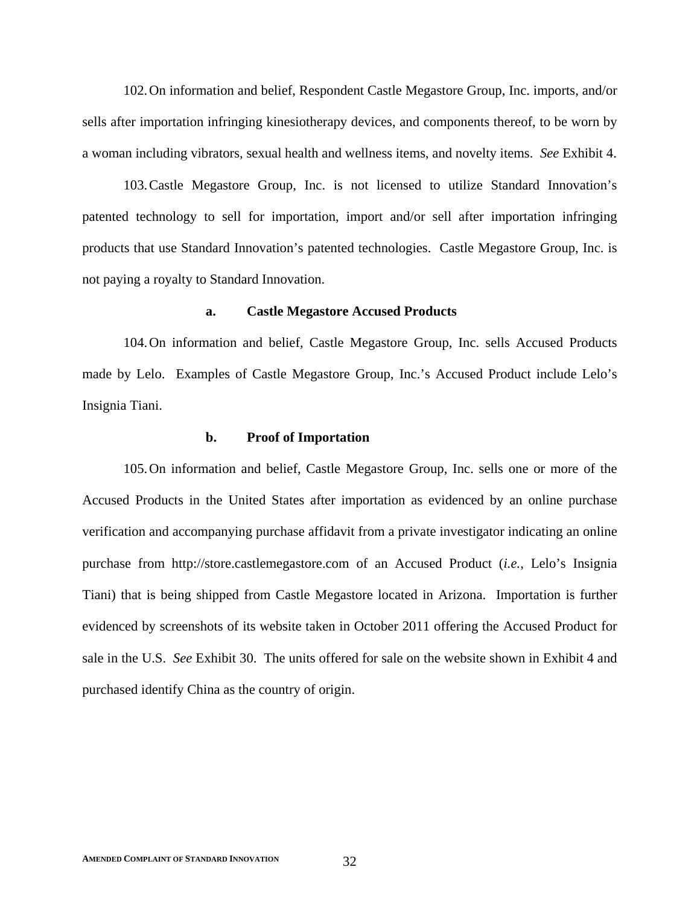102. On information and belief, Respondent Castle Megastore Group, Inc. imports, and/or sells after importation infringing kinesiotherapy devices, and components thereof, to be worn by a woman including vibrators, sexual health and wellness items, and novelty items. *See* Exhibit 4.

103. Castle Megastore Group, Inc. is not licensed to utilize Standard Innovation's patented technology to sell for importation, import and/or sell after importation infringing products that use Standard Innovation's patented technologies. Castle Megastore Group, Inc. is not paying a royalty to Standard Innovation.

**a. Castle Megastore Accused Products**

104. On information and belief, Castle Megastore Group, Inc. sells Accused Products made by Lelo. Examples of Castle Megastore Group, Inc.'s Accused Product include Lelo's Insignia Tiani.

**b. Proof of Importation**

105. On information and belief, Castle Megastore Group, Inc. sells one or more of the Accused Products in the United States after importation as evidenced by an online purchase verification and accompanying purchase affidavit from a private investigator indicating an online purchase from http://store.castlemegastore.com of an Accused Product (*i.e.*, Lelo's Insignia Tiani) that is being shipped from Castle Megastore located in Arizona. Importation is further evidenced by screenshots of its website taken in October 2011 offering the Accused Product for sale in the U.S. *See* Exhibit 30. The units offered for sale on the website shown in Exhibit 4 and purchased identify China as the country of origin.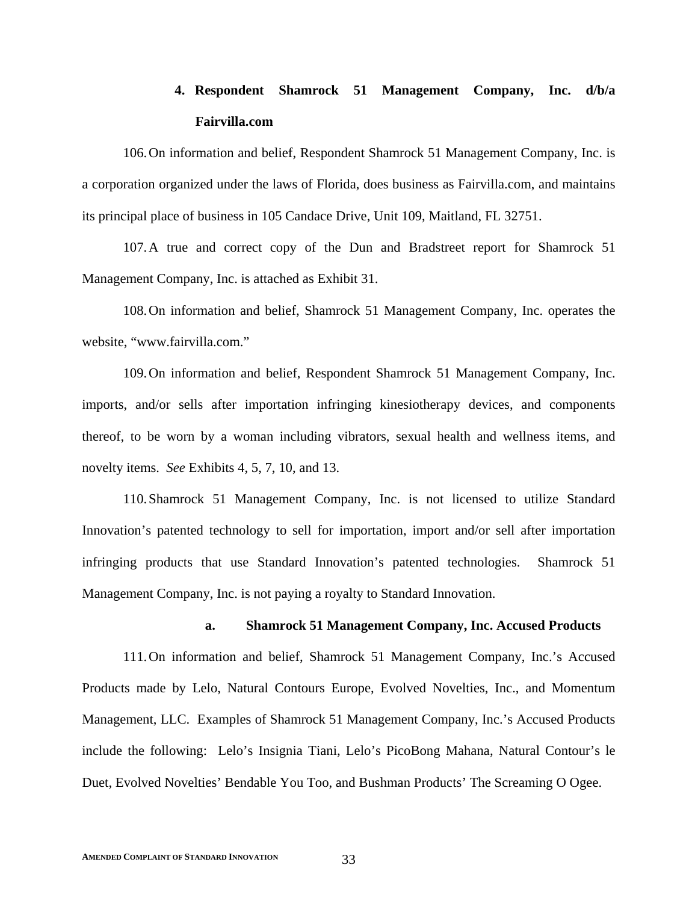#### 4. Respondent Shamrock 51 Management Company, Inc. d/b/a Fairvilla.com

106. On information and belief, Respondent Shamrock 51 Management Company, Inc. is a corporation organized under the laws of Florida, does business as Fairvilla.com, and maintains its principal place of business in 105 Candace Drive, Unit 109, Maitland, FL 32751.

107. A true and correct copy of the Dun and Bradstreet report for Shamrock 51 Management Company, Inc. is attached as Exhibit 31.

108. On information and belief, Shamrock 51 Management Company, Inc. operates the website, "www.fairvilla.com."

109. On information and belief, Respondent Shamrock 51 Management Company, Inc. imports, and/or sells after importation infringing kinesiotherapy devices, and components thereof, to be worn by a woman including vibrators, sexual health and wellness items, and novelty items. *See* Exhibits 4, 5, 7, 10, and 13.

110. Shamrock 51 Management Company, Inc. is not licensed to utilize Standard Innovation's patented technology to sell for importation, import and/or sell after importation infringing products that use Standard Innovation's patented technologies. Shamrock 51 Management Company, Inc. is not paying a royalty to Standard Innovation.

##### a. Shamrock 51 Management Company, Inc. Accused Products

111. On information and belief, Shamrock 51 Management Company, Inc.'s Accused Products made by Lelo, Natural Contours Europe, Evolved Novelties, Inc., and Momentum Management, LLC. Examples of Shamrock 51 Management Company, Inc.'s Accused Products include the following: Lelo's Insignia Tiani, Lelo's PicoBong Mahana, Natural Contour's le Duet, Evolved Novelties' Bendable You Too, and Bushman Products' The Screaming O Ogee.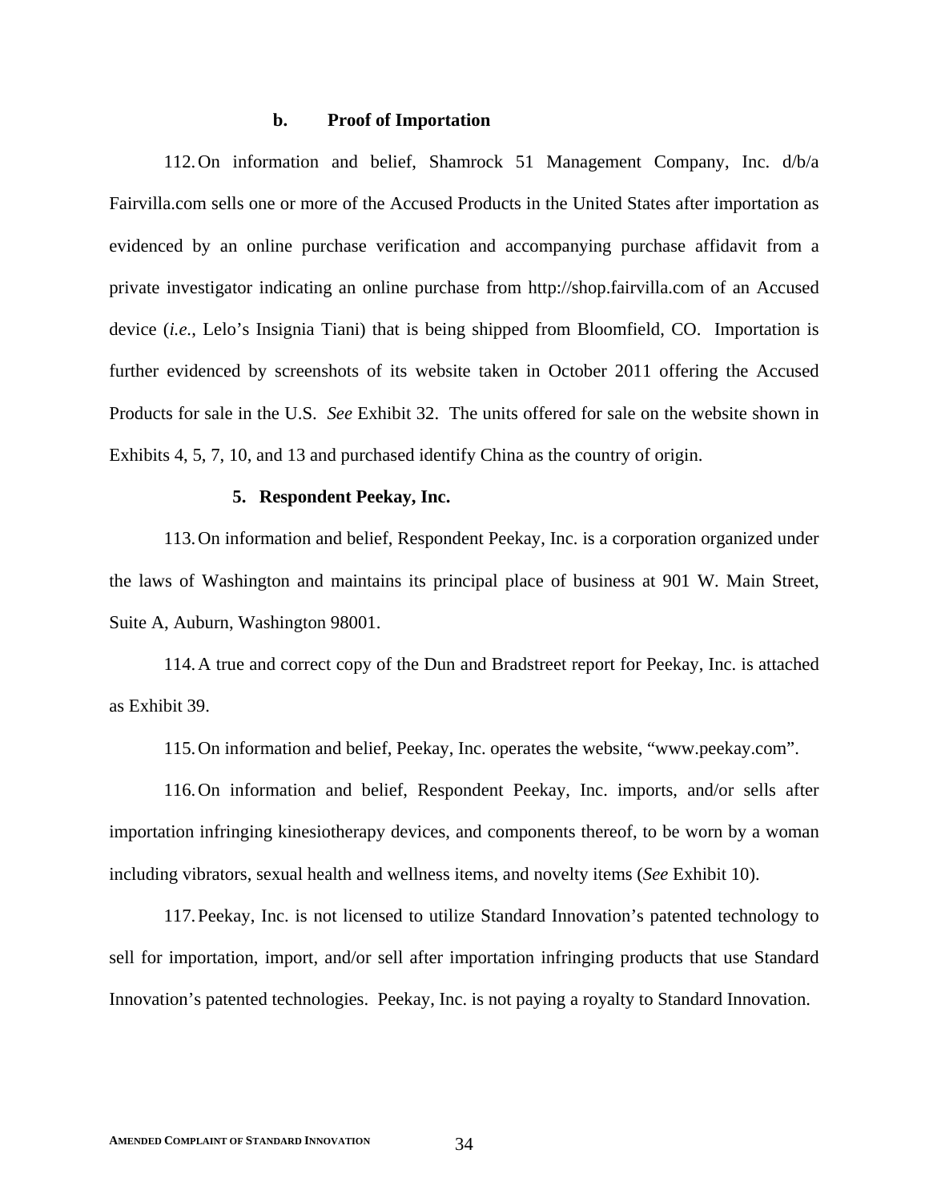#### b. Proof of Importation

112. On information and belief, Shamrock 51 Management Company, Inc. d/b/a Fairvilla.com sells one or more of the Accused Products in the United States after importation as evidenced by an online purchase verification and accompanying purchase affidavit from a private investigator indicating an online purchase from http://shop.fairvilla.com of an Accused device (*i.e.*, Lelo's Insignia Tiani) that is being shipped from Bloomfield, CO. Importation is further evidenced by screenshots of its website taken in October 2011 offering the Accused Products for sale in the U.S. *See* Exhibit 32. The units offered for sale on the website shown in Exhibits 4, 5, 7, 10, and 13 and purchased identify China as the country of origin.

### 5. Respondent Peekay, Inc.

113. On information and belief, Respondent Peekay, Inc. is a corporation organized under the laws of Washington and maintains its principal place of business at 901 W. Main Street, Suite A, Auburn, Washington 98001.

114. A true and correct copy of the Dun and Bradstreet report for Peekay, Inc. is attached as Exhibit 39.

115. On information and belief, Peekay, Inc. operates the website, "www.peekay.com".

116. On information and belief, Respondent Peekay, Inc. imports, and/or sells after importation infringing kinesiotherapy devices, and components thereof, to be worn by a woman including vibrators, sexual health and wellness items, and novelty items (*See* Exhibit 10).

117. Peekay, Inc. is not licensed to utilize Standard Innovation's patented technology to sell for importation, import, and/or sell after importation infringing products that use Standard Innovation's patented technologies. Peekay, Inc. is not paying a royalty to Standard Innovation.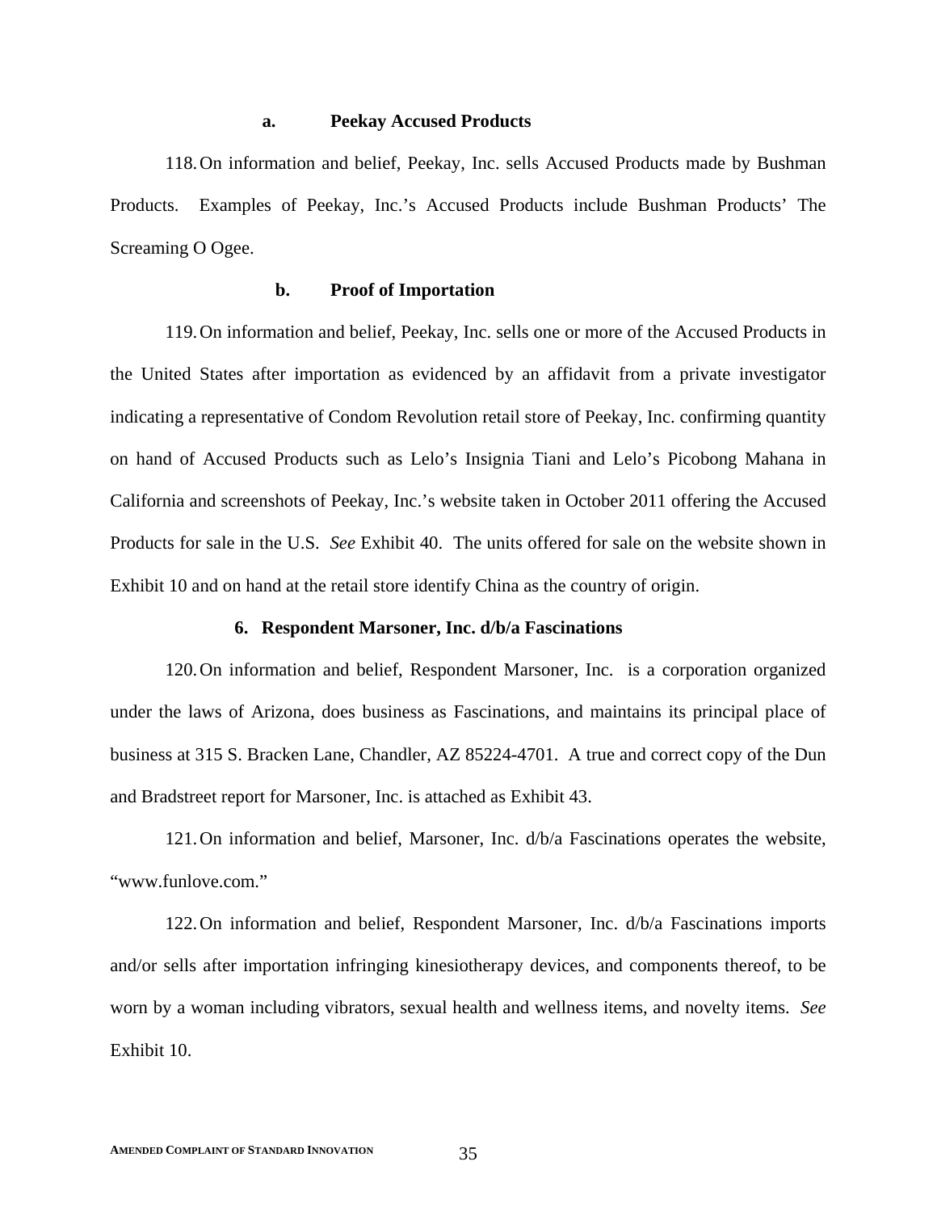#### a. Peekay Accused Products

118. On information and belief, Peekay, Inc. sells Accused Products made by Bushman Products. Examples of Peekay, Inc.'s Accused Products include Bushman Products' The Screaming O Ogee.

#### b. Proof of Importation

119. On information and belief, Peekay, Inc. sells one or more of the Accused Products in the United States after importation as evidenced by an affidavit from a private investigator indicating a representative of Condom Revolution retail store of Peekay, Inc. confirming quantity on hand of Accused Products such as Lelo's Insignia Tiani and Lelo's Picobong Mahana in California and screenshots of Peekay, Inc.'s website taken in October 2011 offering the Accused Products for sale in the U.S. *See* Exhibit 40. The units offered for sale on the website shown in Exhibit 10 and on hand at the retail store identify China as the country of origin.

### 6. Respondent Marsoner, Inc. d/b/a Fascinations

120. On information and belief, Respondent Marsoner, Inc. is a corporation organized under the laws of Arizona, does business as Fascinations, and maintains its principal place of business at 315 S. Bracken Lane, Chandler, AZ 85224-4701. A true and correct copy of the Dun and Bradstreet report for Marsoner, Inc. is attached as Exhibit 43.

121. On information and belief, Marsoner, Inc. d/b/a Fascinations operates the website, "www.funlove.com."

122. On information and belief, Respondent Marsoner, Inc. d/b/a Fascinations imports and/or sells after importation infringing kinesiotherapy devices, and components thereof, to be worn by a woman including vibrators, sexual health and wellness items, and novelty items. *See* Exhibit 10.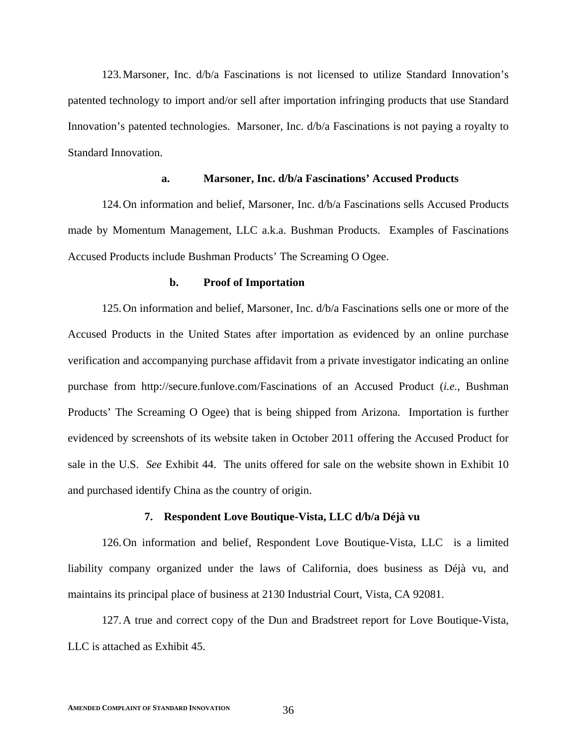123. Marsoner, Inc. d/b/a Fascinations is not licensed to utilize Standard Innovation's patented technology to import and/or sell after importation infringing products that use Standard Innovation's patented technologies. Marsoner, Inc. d/b/a Fascinations is not paying a royalty to Standard Innovation.

**a. Marsoner, Inc. d/b/a Fascinations' Accused Products**

124. On information and belief, Marsoner, Inc. d/b/a Fascinations sells Accused Products made by Momentum Management, LLC a.k.a. Bushman Products. Examples of Fascinations Accused Products include Bushman Products' The Screaming O Ogee.

**b. Proof of Importation**

125. On information and belief, Marsoner, Inc. d/b/a Fascinations sells one or more of the Accused Products in the United States after importation as evidenced by an online purchase verification and accompanying purchase affidavit from a private investigator indicating an online purchase from http://secure.funlove.com/Fascinations of an Accused Product (*i.e.*, Bushman Products' The Screaming O Ogee) that is being shipped from Arizona. Importation is further evidenced by screenshots of its website taken in October 2011 offering the Accused Product for sale in the U.S. *See* Exhibit 44. The units offered for sale on the website shown in Exhibit 10 and purchased identify China as the country of origin.

**7. Respondent Love Boutique-Vista, LLC d/b/a Déjà vu**

126. On information and belief, Respondent Love Boutique-Vista, LLC is a limited liability company organized under the laws of California, does business as Déjà vu, and maintains its principal place of business at 2130 Industrial Court, Vista, CA 92081.

127. A true and correct copy of the Dun and Bradstreet report for Love Boutique-Vista, LLC is attached as Exhibit 45.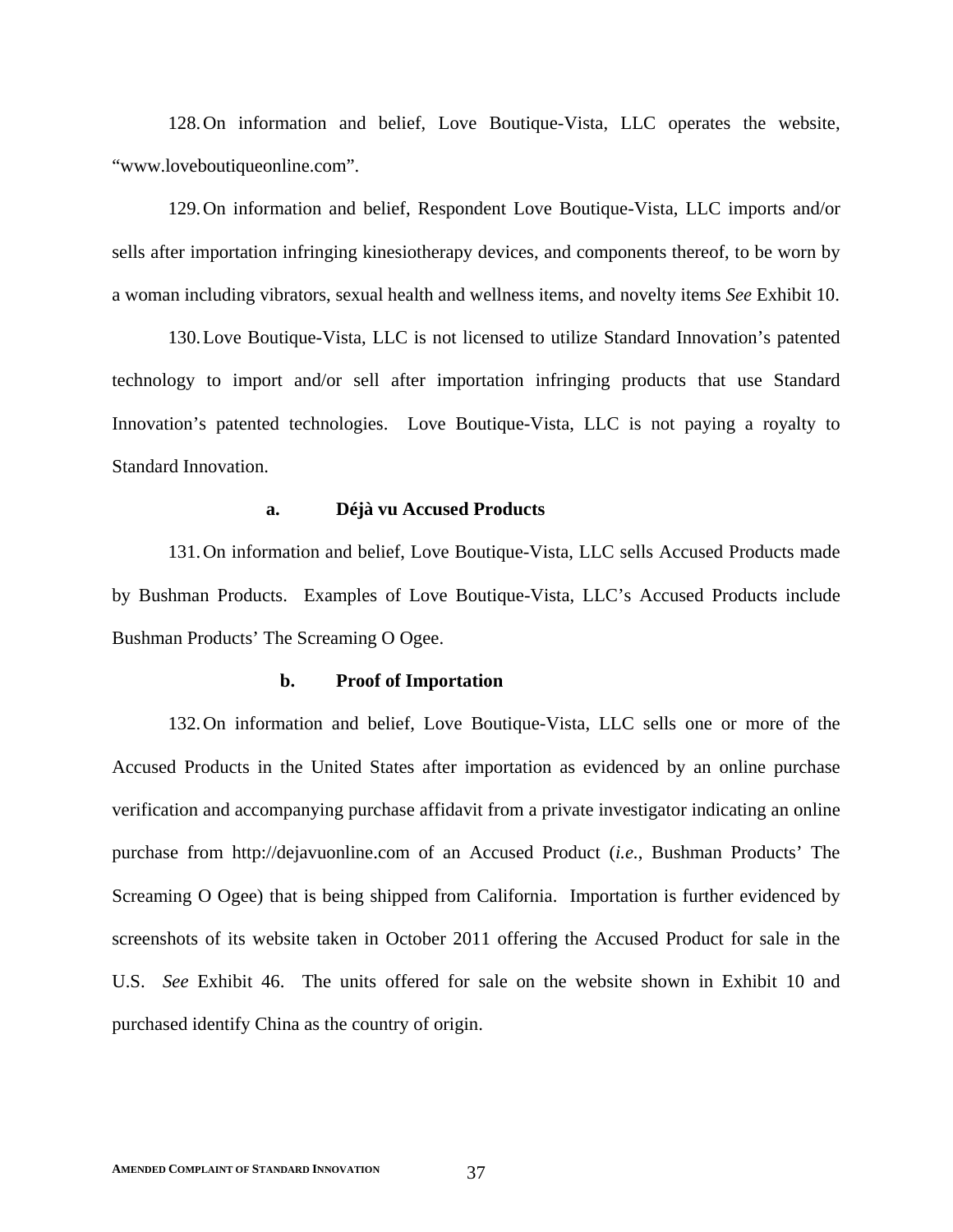128. On information and belief, Love Boutique-Vista, LLC operates the website, "www.loveboutiqueonline.com".

129. On information and belief, Respondent Love Boutique-Vista, LLC imports and/or sells after importation infringing kinesiotherapy devices, and components thereof, to be worn by a woman including vibrators, sexual health and wellness items, and novelty items *See* Exhibit 10.

130. Love Boutique-Vista, LLC is not licensed to utilize Standard Innovation's patented technology to import and/or sell after importation infringing products that use Standard Innovation's patented technologies. Love Boutique-Vista, LLC is not paying a royalty to Standard Innovation.

**a. Déjà vu Accused Products**

131. On information and belief, Love Boutique-Vista, LLC sells Accused Products made by Bushman Products. Examples of Love Boutique-Vista, LLC's Accused Products include Bushman Products' The Screaming O Ogee.

**b. Proof of Importation**

132. On information and belief, Love Boutique-Vista, LLC sells one or more of the Accused Products in the United States after importation as evidenced by an online purchase verification and accompanying purchase affidavit from a private investigator indicating an online purchase from http://dejavuonline.com of an Accused Product (*i.e.*, Bushman Products' The Screaming O Ogee) that is being shipped from California. Importation is further evidenced by screenshots of its website taken in October 2011 offering the Accused Product for sale in the U.S. *See* Exhibit 46. The units offered for sale on the website shown in Exhibit 10 and purchased identify China as the country of origin.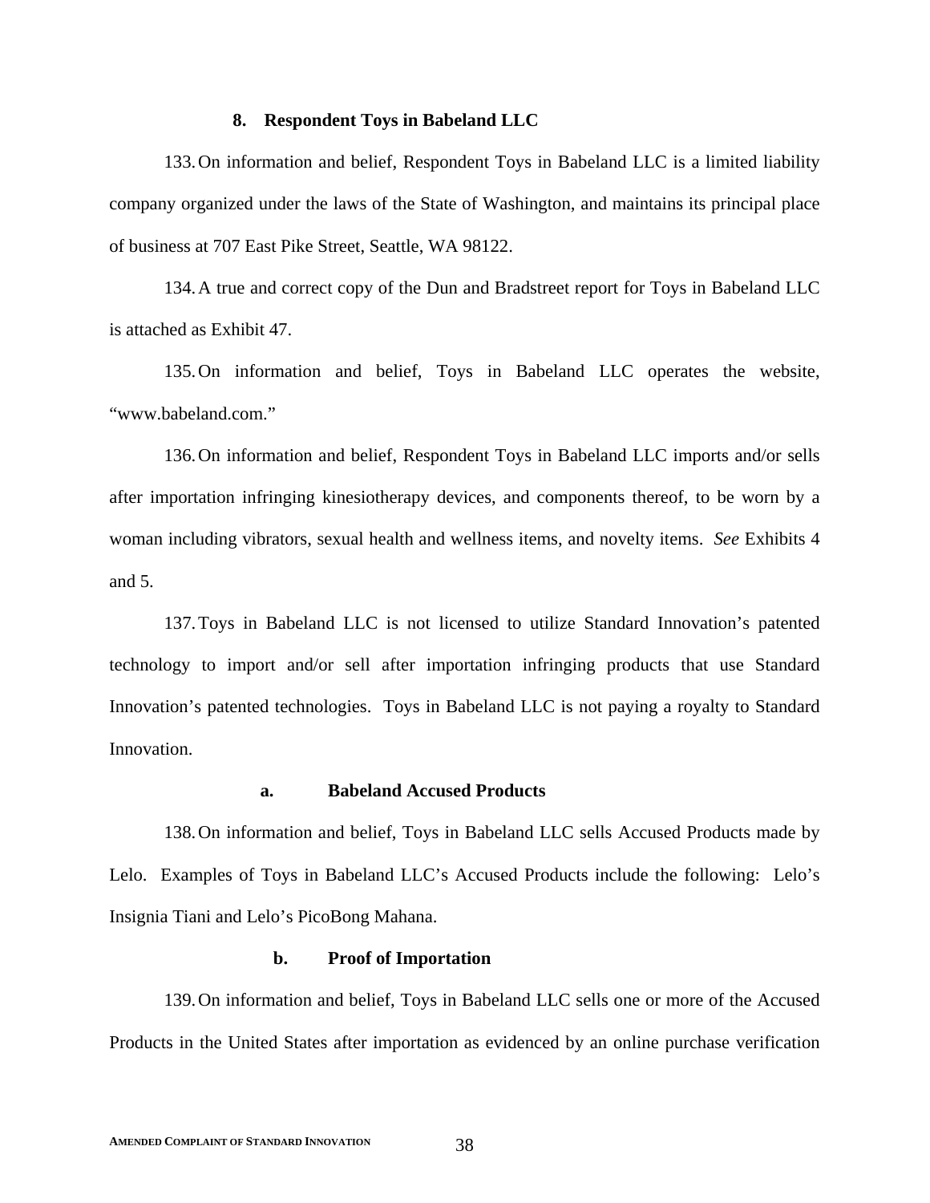### 8. Respondent Toys in Babeland LLC

133. On information and belief, Respondent Toys in Babeland LLC is a limited liability company organized under the laws of the State of Washington, and maintains its principal place of business at 707 East Pike Street, Seattle, WA 98122.

134. A true and correct copy of the Dun and Bradstreet report for Toys in Babeland LLC is attached as Exhibit 47.

135. On information and belief, Toys in Babeland LLC operates the website, "www.babeland.com."

136. On information and belief, Respondent Toys in Babeland LLC imports and/or sells after importation infringing kinesiotherapy devices, and components thereof, to be worn by a woman including vibrators, sexual health and wellness items, and novelty items. *See* Exhibits 4 and 5.

137. Toys in Babeland LLC is not licensed to utilize Standard Innovation's patented technology to import and/or sell after importation infringing products that use Standard Innovation's patented technologies. Toys in Babeland LLC is not paying a royalty to Standard Innovation.

#### a. Babeland Accused Products

138. On information and belief, Toys in Babeland LLC sells Accused Products made by Lelo. Examples of Toys in Babeland LLC's Accused Products include the following: Lelo's Insignia Tiani and Lelo's PicoBong Mahana.

#### b. Proof of Importation

139. On information and belief, Toys in Babeland LLC sells one or more of the Accused Products in the United States after importation as evidenced by an online purchase verification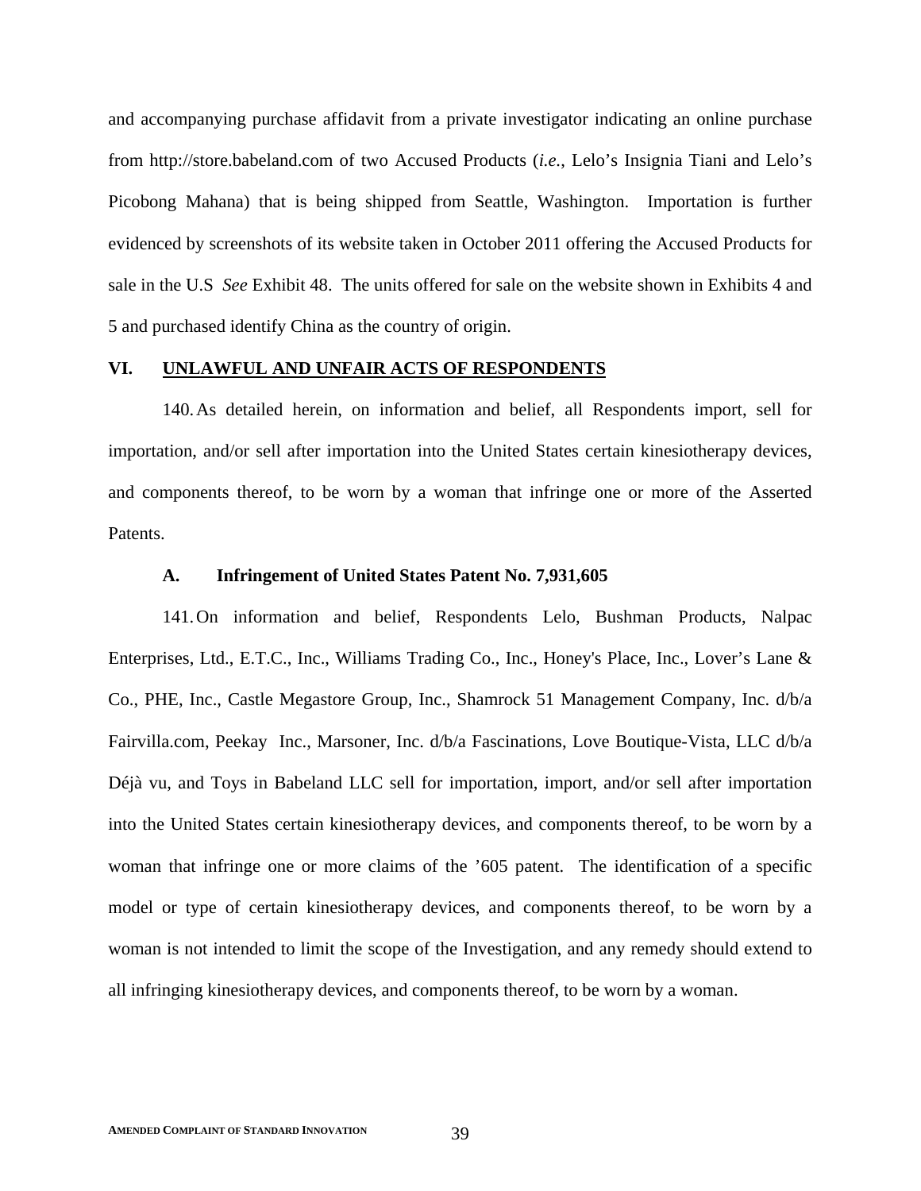and accompanying purchase affidavit from a private investigator indicating an online purchase from http://store.babeland.com of two Accused Products (*i.e.*, Lelo's Insignia Tiani and Lelo's Picobong Mahana) that is being shipped from Seattle, Washington. Importation is further evidenced by screenshots of its website taken in October 2011 offering the Accused Products for sale in the U.S *See* Exhibit 48. The units offered for sale on the website shown in Exhibits 4 and 5 and purchased identify China as the country of origin.

## VI. UNLAWFUL AND UNFAIR ACTS OF RESPONDENTS

140. As detailed herein, on information and belief, all Respondents import, sell for importation, and/or sell after importation into the United States certain kinesiotherapy devices, and components thereof, to be worn by a woman that infringe one or more of the Asserted Patents.

### A. Infringement of United States Patent No. 7,931,605

141. On information and belief, Respondents Lelo, Bushman Products, Nalpac Enterprises, Ltd., E.T.C., Inc., Williams Trading Co., Inc., Honey's Place, Inc., Lover's Lane & Co., PHE, Inc., Castle Megastore Group, Inc., Shamrock 51 Management Company, Inc. d/b/a Fairvilla.com, Peekay Inc., Marsoner, Inc. d/b/a Fascinations, Love Boutique-Vista, LLC d/b/a Déjà vu, and Toys in Babeland LLC sell for importation, import, and/or sell after importation into the United States certain kinesiotherapy devices, and components thereof, to be worn by a woman that infringe one or more claims of the '605 patent. The identification of a specific model or type of certain kinesiotherapy devices, and components thereof, to be worn by a woman is not intended to limit the scope of the Investigation, and any remedy should extend to all infringing kinesiotherapy devices, and components thereof, to be worn by a woman.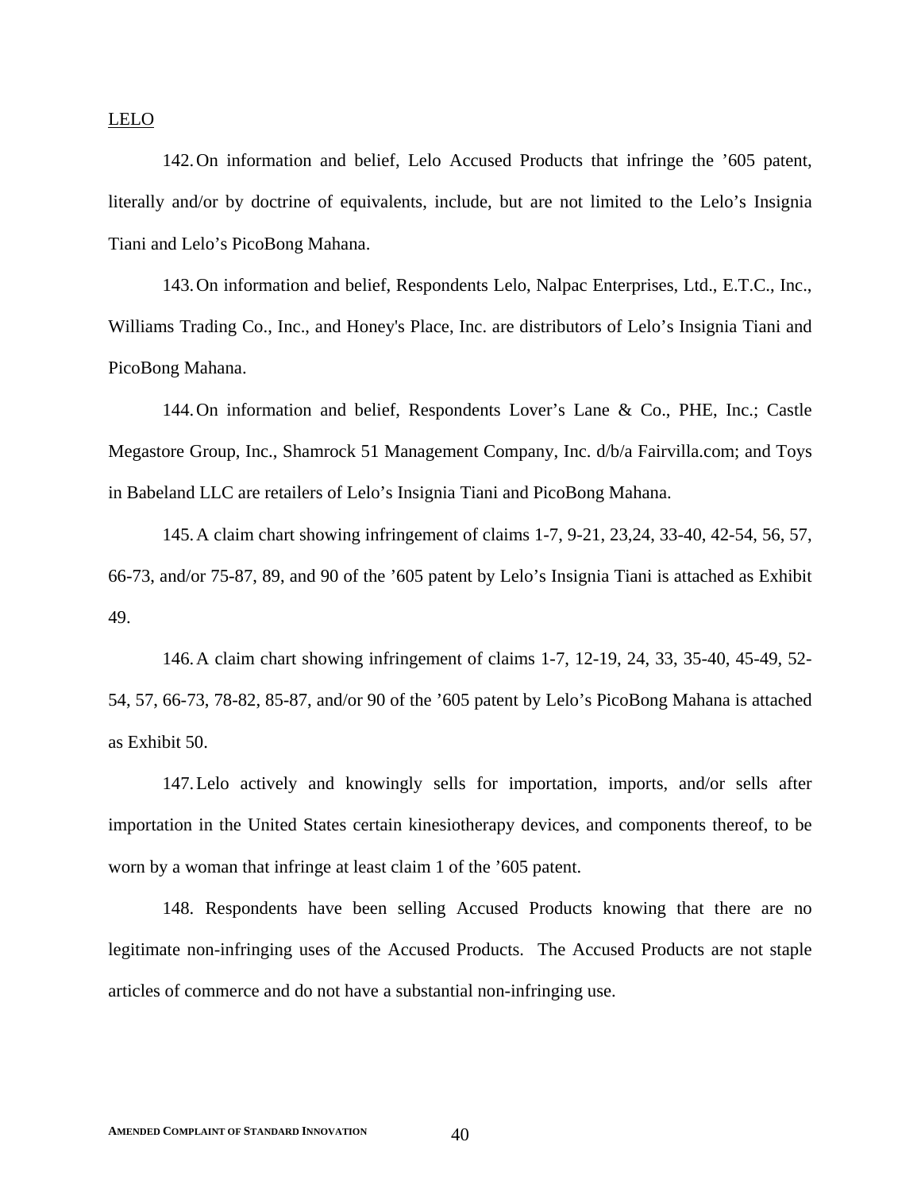LELO

142. On information and belief, Lelo Accused Products that infringe the ’605 patent, literally and/or by doctrine of equivalents, include, but are not limited to the Lelo’s Insignia Tiani and Lelo’s PicoBong Mahana.

143. On information and belief, Respondents Lelo, Nalpac Enterprises, Ltd., E.T.C., Inc., Williams Trading Co., Inc., and Honey's Place, Inc. are distributors of Lelo’s Insignia Tiani and PicoBong Mahana.

144. On information and belief, Respondents Lover’s Lane & Co., PHE, Inc.; Castle Megastore Group, Inc., Shamrock 51 Management Company, Inc. d/b/a Fairvilla.com; and Toys in Babeland LLC are retailers of Lelo’s Insignia Tiani and PicoBong Mahana.

145. A claim chart showing infringement of claims 1-7, 9-21, 23,24, 33-40, 42-54, 56, 57, 66-73, and/or 75-87, 89, and 90 of the ’605 patent by Lelo’s Insignia Tiani is attached as Exhibit 49.

146. A claim chart showing infringement of claims 1-7, 12-19, 24, 33, 35-40, 45-49, 52-54, 57, 66-73, 78-82, 85-87, and/or 90 of the ’605 patent by Lelo’s PicoBong Mahana is attached as Exhibit 50.

147. Lelo actively and knowingly sells for importation, imports, and/or sells after importation in the United States certain kinesiotherapy devices, and components thereof, to be worn by a woman that infringe at least claim 1 of the ’605 patent.

148. Respondents have been selling Accused Products knowing that there are no legitimate non-infringing uses of the Accused Products. The Accused Products are not staple articles of commerce and do not have a substantial non-infringing use.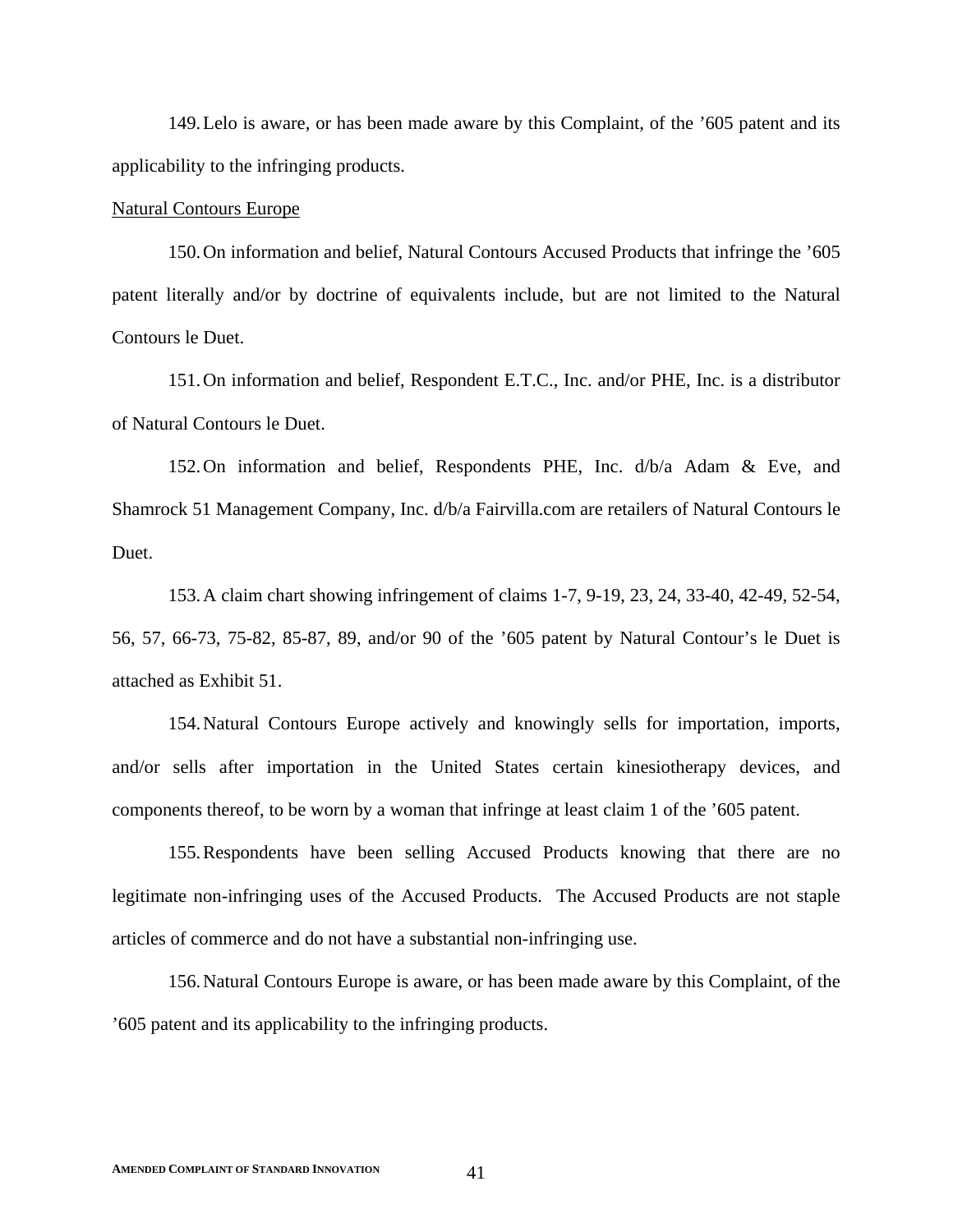149. Lelo is aware, or has been made aware by this Complaint, of the ’605 patent and its applicability to the infringing products.

Natural Contours Europe

150. On information and belief, Natural Contours Accused Products that infringe the ’605 patent literally and/or by doctrine of equivalents include, but are not limited to the Natural Contours le Duet.

151. On information and belief, Respondent E.T.C., Inc. and/or PHE, Inc. is a distributor of Natural Contours le Duet.

152. On information and belief, Respondents PHE, Inc. d/b/a Adam & Eve, and Shamrock 51 Management Company, Inc. d/b/a Fairvilla.com are retailers of Natural Contours le Duet.

153. A claim chart showing infringement of claims 1-7, 9-19, 23, 24, 33-40, 42-49, 52-54, 56, 57, 66-73, 75-82, 85-87, 89, and/or 90 of the ’605 patent by Natural Contour’s le Duet is attached as Exhibit 51.

154. Natural Contours Europe actively and knowingly sells for importation, imports, and/or sells after importation in the United States certain kinesiotherapy devices, and components thereof, to be worn by a woman that infringe at least claim 1 of the ’605 patent.

155. Respondents have been selling Accused Products knowing that there are no legitimate non-infringing uses of the Accused Products. The Accused Products are not staple articles of commerce and do not have a substantial non-infringing use.

156. Natural Contours Europe is aware, or has been made aware by this Complaint, of the ’605 patent and its applicability to the infringing products.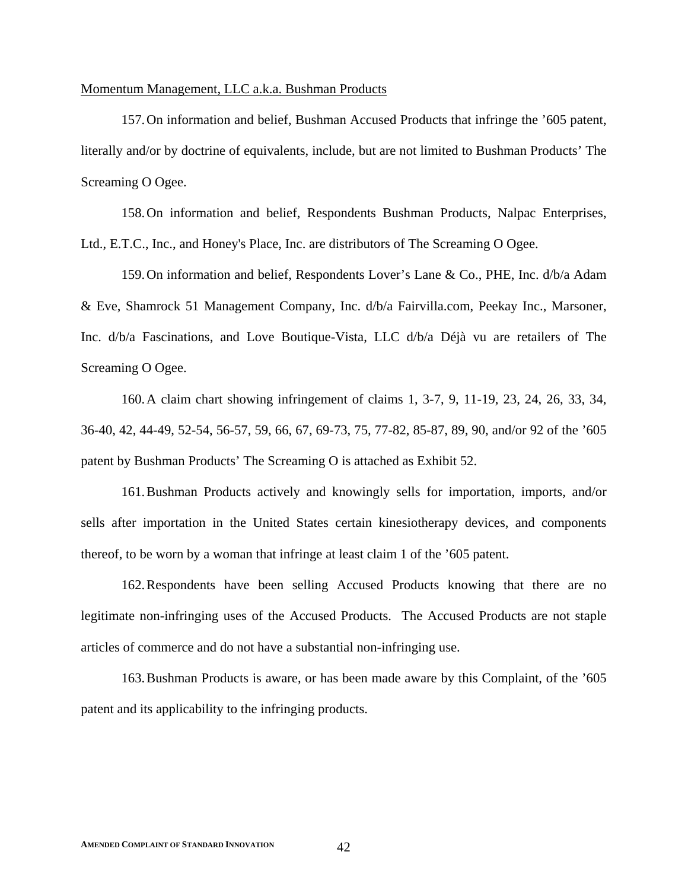<u>Momentum Management, LLC a.k.a. Bushman Products</u>

157. On information and belief, Bushman Accused Products that infringe the ’605 patent, literally and/or by doctrine of equivalents, include, but are not limited to Bushman Products’ The Screaming O Ogee.

158. On information and belief, Respondents Bushman Products, Nalpac Enterprises, Ltd., E.T.C., Inc., and Honey's Place, Inc. are distributors of The Screaming O Ogee.

159. On information and belief, Respondents Lover’s Lane & Co., PHE, Inc. d/b/a Adam & Eve, Shamrock 51 Management Company, Inc. d/b/a Fairvilla.com, Peekay Inc., Marsoner, Inc. d/b/a Fascinations, and Love Boutique-Vista, LLC d/b/a Déjà vu are retailers of The Screaming O Ogee.

160. A claim chart showing infringement of claims 1, 3-7, 9, 11-19, 23, 24, 26, 33, 34, 36-40, 42, 44-49, 52-54, 56-57, 59, 66, 67, 69-73, 75, 77-82, 85-87, 89, 90, and/or 92 of the ’605 patent by Bushman Products’ The Screaming O is attached as Exhibit 52.

161. Bushman Products actively and knowingly sells for importation, imports, and/or sells after importation in the United States certain kinesiotherapy devices, and components thereof, to be worn by a woman that infringe at least claim 1 of the ’605 patent.

162. Respondents have been selling Accused Products knowing that there are no legitimate non-infringing uses of the Accused Products. The Accused Products are not staple articles of commerce and do not have a substantial non-infringing use.

163. Bushman Products is aware, or has been made aware by this Complaint, of the ’605 patent and its applicability to the infringing products.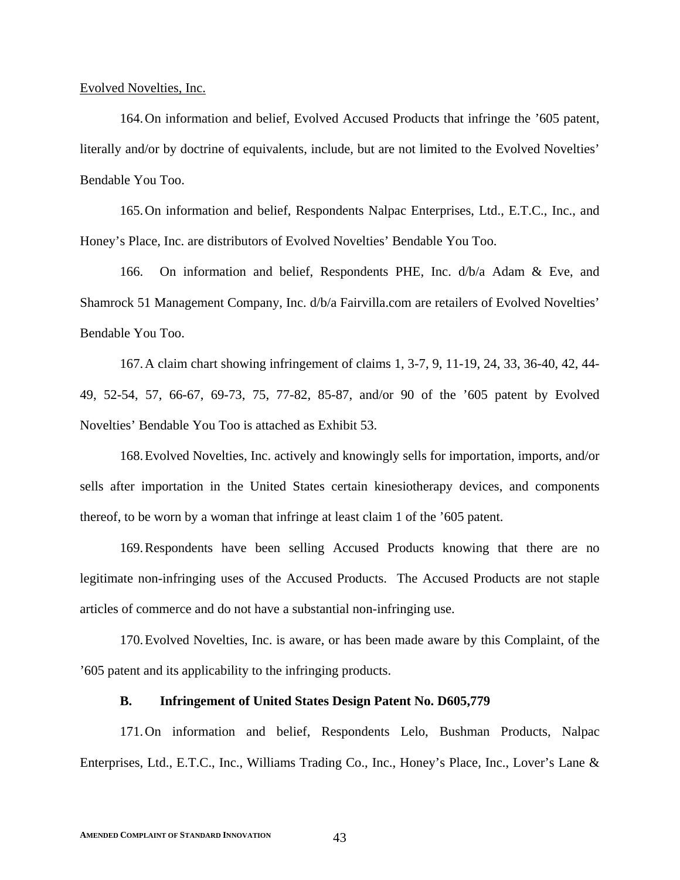<u>Evolved Novelties, Inc.</u>

164. On information and belief, Evolved Accused Products that infringe the ’605 patent, literally and/or by doctrine of equivalents, include, but are not limited to the Evolved Novelties’ Bendable You Too.

165. On information and belief, Respondents Nalpac Enterprises, Ltd., E.T.C., Inc., and Honey’s Place, Inc. are distributors of Evolved Novelties’ Bendable You Too.

166. On information and belief, Respondents PHE, Inc. d/b/a Adam & Eve, and Shamrock 51 Management Company, Inc. d/b/a Fairvilla.com are retailers of Evolved Novelties’ Bendable You Too.

167. A claim chart showing infringement of claims 1, 3-7, 9, 11-19, 24, 33, 36-40, 42, 44-49, 52-54, 57, 66-67, 69-73, 75, 77-82, 85-87, and/or 90 of the ’605 patent by Evolved Novelties’ Bendable You Too is attached as Exhibit 53.

168. Evolved Novelties, Inc. actively and knowingly sells for importation, imports, and/or sells after importation in the United States certain kinesiotherapy devices, and components thereof, to be worn by a woman that infringe at least claim 1 of the ’605 patent.

169. Respondents have been selling Accused Products knowing that there are no legitimate non-infringing uses of the Accused Products. The Accused Products are not staple articles of commerce and do not have a substantial non-infringing use.

170. Evolved Novelties, Inc. is aware, or has been made aware by this Complaint, of the ’605 patent and its applicability to the infringing products.

### B. Infringement of United States Design Patent No. D605,779

171. On information and belief, Respondents Lelo, Bushman Products, Nalpac Enterprises, Ltd., E.T.C., Inc., Williams Trading Co., Inc., Honey’s Place, Inc., Lover’s Lane &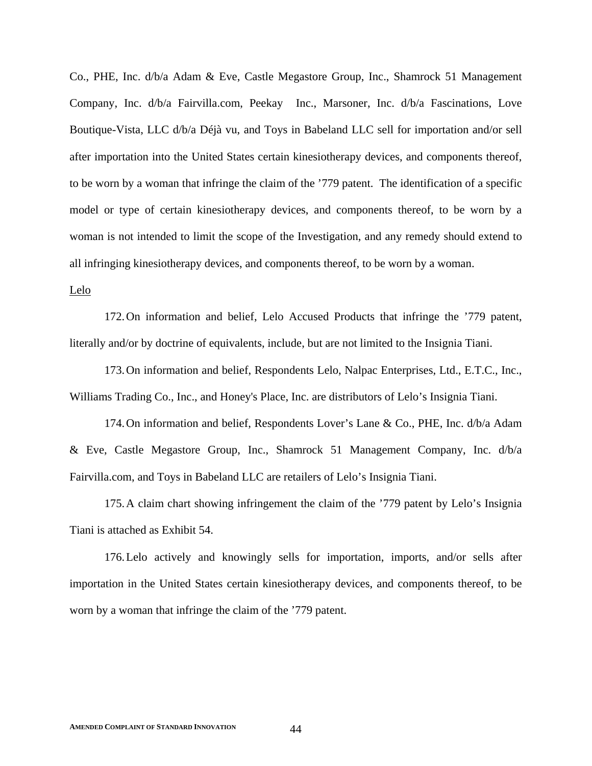Co., PHE, Inc. d/b/a Adam & Eve, Castle Megastore Group, Inc., Shamrock 51 Management Company, Inc. d/b/a Fairvilla.com, Peekay Inc., Marsoner, Inc. d/b/a Fascinations, Love Boutique-Vista, LLC d/b/a Déjà vu, and Toys in Babeland LLC sell for importation and/or sell after importation into the United States certain kinesiotherapy devices, and components thereof, to be worn by a woman that infringe the claim of the ’779 patent. The identification of a specific model or type of certain kinesiotherapy devices, and components thereof, to be worn by a woman is not intended to limit the scope of the Investigation, and any remedy should extend to all infringing kinesiotherapy devices, and components thereof, to be worn by a woman.

<u>Lelo</u>

172. On information and belief, Lelo Accused Products that infringe the ’779 patent, literally and/or by doctrine of equivalents, include, but are not limited to the Insignia Tiani.

173. On information and belief, Respondents Lelo, Nalpac Enterprises, Ltd., E.T.C., Inc., Williams Trading Co., Inc., and Honey's Place, Inc. are distributors of Lelo’s Insignia Tiani.

174. On information and belief, Respondents Lover’s Lane & Co., PHE, Inc. d/b/a Adam & Eve, Castle Megastore Group, Inc., Shamrock 51 Management Company, Inc. d/b/a Fairvilla.com, and Toys in Babeland LLC are retailers of Lelo’s Insignia Tiani.

175. A claim chart showing infringement the claim of the ’779 patent by Lelo’s Insignia Tiani is attached as Exhibit 54.

176. Lelo actively and knowingly sells for importation, imports, and/or sells after importation in the United States certain kinesiotherapy devices, and components thereof, to be worn by a woman that infringe the claim of the ’779 patent.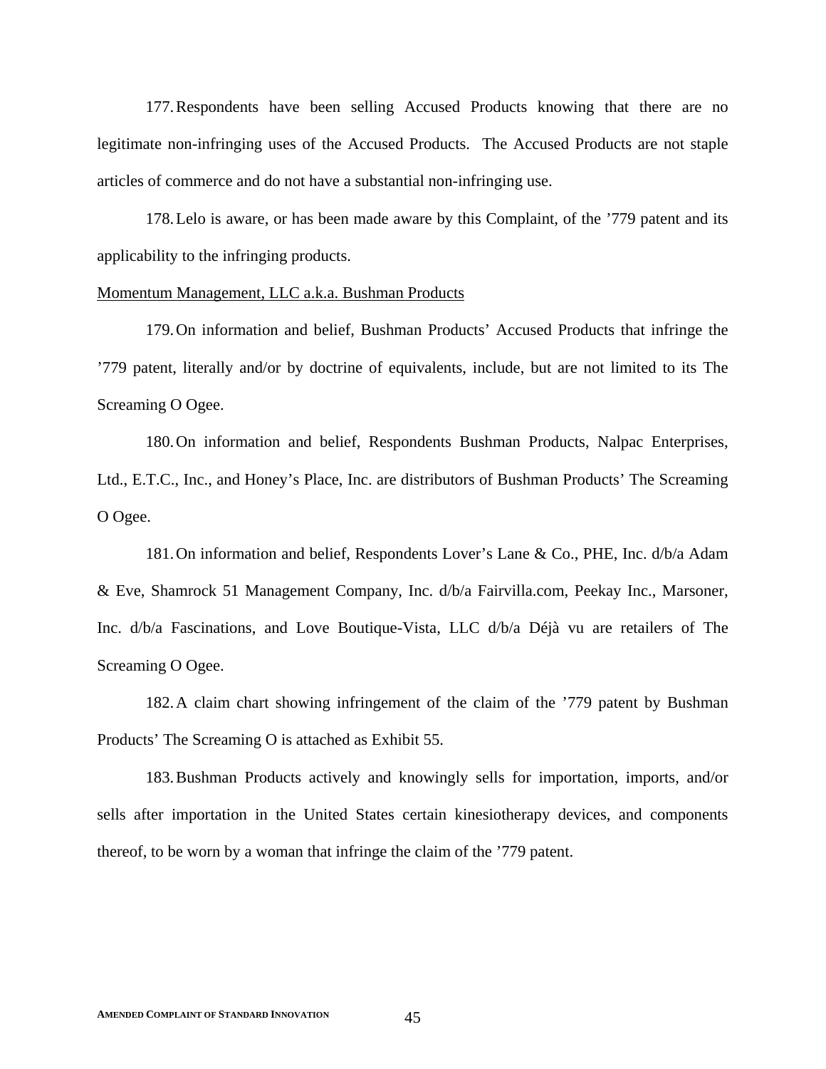177. Respondents have been selling Accused Products knowing that there are no legitimate non-infringing uses of the Accused Products. The Accused Products are not staple articles of commerce and do not have a substantial non-infringing use.

178. Lelo is aware, or has been made aware by this Complaint, of the ’779 patent and its applicability to the infringing products.

<u>Momentum Management, LLC a.k.a. Bushman Products</u>

179. On information and belief, Bushman Products’ Accused Products that infringe the ’779 patent, literally and/or by doctrine of equivalents, include, but are not limited to its The Screaming O Ogee.

180. On information and belief, Respondents Bushman Products, Nalpac Enterprises, Ltd., E.T.C., Inc., and Honey’s Place, Inc. are distributors of Bushman Products’ The Screaming O Ogee.

181. On information and belief, Respondents Lover’s Lane & Co., PHE, Inc. d/b/a Adam & Eve, Shamrock 51 Management Company, Inc. d/b/a Fairvilla.com, Peekay Inc., Marsoner, Inc. d/b/a Fascinations, and Love Boutique-Vista, LLC d/b/a Déjà vu are retailers of The Screaming O Ogee.

182. A claim chart showing infringement of the claim of the ’779 patent by Bushman Products’ The Screaming O is attached as Exhibit 55.

183. Bushman Products actively and knowingly sells for importation, imports, and/or sells after importation in the United States certain kinesiotherapy devices, and components thereof, to be worn by a woman that infringe the claim of the ’779 patent.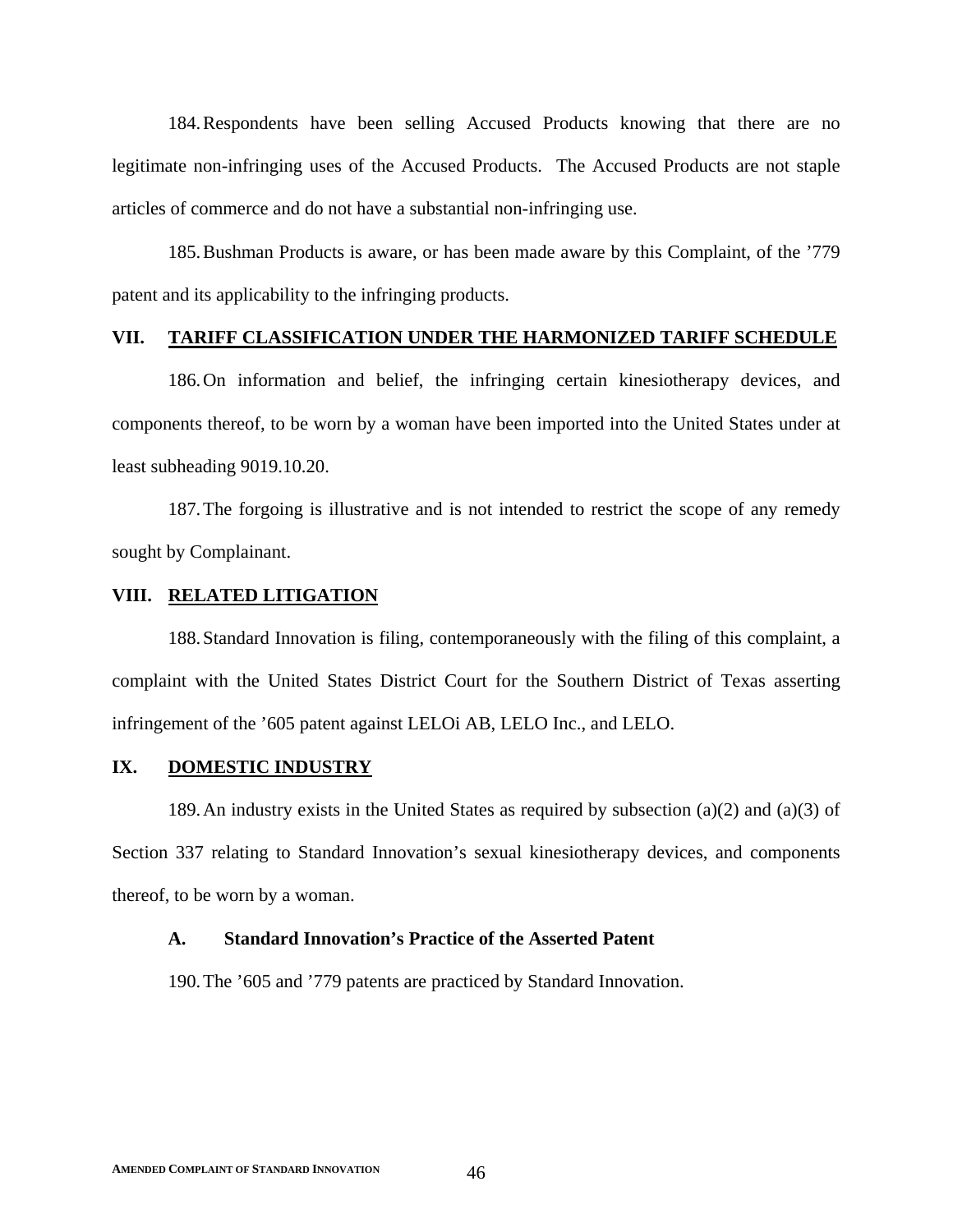184. Respondents have been selling Accused Products knowing that there are no legitimate non-infringing uses of the Accused Products. The Accused Products are not staple articles of commerce and do not have a substantial non-infringing use.

185. Bushman Products is aware, or has been made aware by this Complaint, of the ’779 patent and its applicability to the infringing products.

## VII. TARIFF CLASSIFICATION UNDER THE HARMONIZED TARIFF SCHEDULE

186. On information and belief, the infringing certain kinesiotherapy devices, and components thereof, to be worn by a woman have been imported into the United States under at least subheading 9019.10.20.

187. The forgoing is illustrative and is not intended to restrict the scope of any remedy sought by Complainant.

## VIII. RELATED LITIGATION

188. Standard Innovation is filing, contemporaneously with the filing of this complaint, a complaint with the United States District Court for the Southern District of Texas asserting infringement of the ’605 patent against LELOi AB, LELO Inc., and LELO.

## IX. DOMESTIC INDUSTRY

189. An industry exists in the United States as required by subsection (a)(2) and (a)(3) of Section 337 relating to Standard Innovation’s sexual kinesiotherapy devices, and components thereof, to be worn by a woman.

### A. Standard Innovation’s Practice of the Asserted Patent

190. The ’605 and ’779 patents are practiced by Standard Innovation.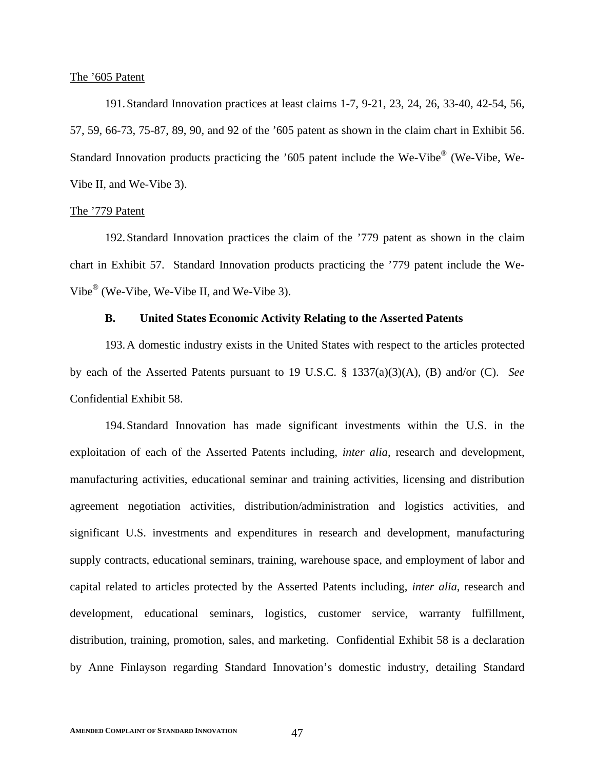<u>The ’605 Patent</u>

191. Standard Innovation practices at least claims 1-7, 9-21, 23, 24, 26, 33-40, 42-54, 56, 57, 59, 66-73, 75-87, 89, 90, and 92 of the ’605 patent as shown in the claim chart in Exhibit 56. Standard Innovation products practicing the ’605 patent include the We-Vibe® (We-Vibe, We-Vibe II, and We-Vibe 3).

<u>The ’779 Patent</u>

192. Standard Innovation practices the claim of the ’779 patent as shown in the claim chart in Exhibit 57. Standard Innovation products practicing the ’779 patent include the We-Vibe® (We-Vibe, We-Vibe II, and We-Vibe 3).

### B. United States Economic Activity Relating to the Asserted Patents

193. A domestic industry exists in the United States with respect to the articles protected by each of the Asserted Patents pursuant to 19 U.S.C. § 1337(a)(3)(A), (B) and/or (C). *See* Confidential Exhibit 58.

194. Standard Innovation has made significant investments within the U.S. in the exploitation of each of the Asserted Patents including, *inter alia*, research and development, manufacturing activities, educational seminar and training activities, licensing and distribution agreement negotiation activities, distribution/administration and logistics activities, and significant U.S. investments and expenditures in research and development, manufacturing supply contracts, educational seminars, training, warehouse space, and employment of labor and capital related to articles protected by the Asserted Patents including, *inter alia*, research and development, educational seminars, logistics, customer service, warranty fulfillment, distribution, training, promotion, sales, and marketing. Confidential Exhibit 58 is a declaration by Anne Finlayson regarding Standard Innovation’s domestic industry, detailing Standard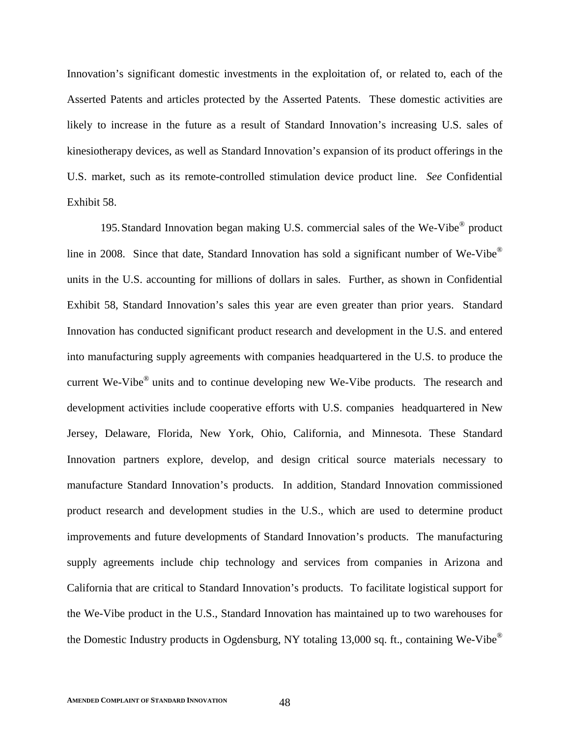Innovation's significant domestic investments in the exploitation of, or related to, each of the Asserted Patents and articles protected by the Asserted Patents. These domestic activities are likely to increase in the future as a result of Standard Innovation's increasing U.S. sales of kinesiotherapy devices, as well as Standard Innovation's expansion of its product offerings in the U.S. market, such as its remote-controlled stimulation device product line. *See* Confidential Exhibit 58.

195. Standard Innovation began making U.S. commercial sales of the We-Vibe® product line in 2008. Since that date, Standard Innovation has sold a significant number of We-Vibe® units in the U.S. accounting for millions of dollars in sales. Further, as shown in Confidential Exhibit 58, Standard Innovation's sales this year are even greater than prior years. Standard Innovation has conducted significant product research and development in the U.S. and entered into manufacturing supply agreements with companies headquartered in the U.S. to produce the current We-Vibe® units and to continue developing new We-Vibe products. The research and development activities include cooperative efforts with U.S. companies headquartered in New Jersey, Delaware, Florida, New York, Ohio, California, and Minnesota. These Standard Innovation partners explore, develop, and design critical source materials necessary to manufacture Standard Innovation's products. In addition, Standard Innovation commissioned product research and development studies in the U.S., which are used to determine product improvements and future developments of Standard Innovation's products. The manufacturing supply agreements include chip technology and services from companies in Arizona and California that are critical to Standard Innovation's products. To facilitate logistical support for the We-Vibe product in the U.S., Standard Innovation has maintained up to two warehouses for the Domestic Industry products in Ogdensburg, NY totaling 13,000 sq. ft., containing We-Vibe®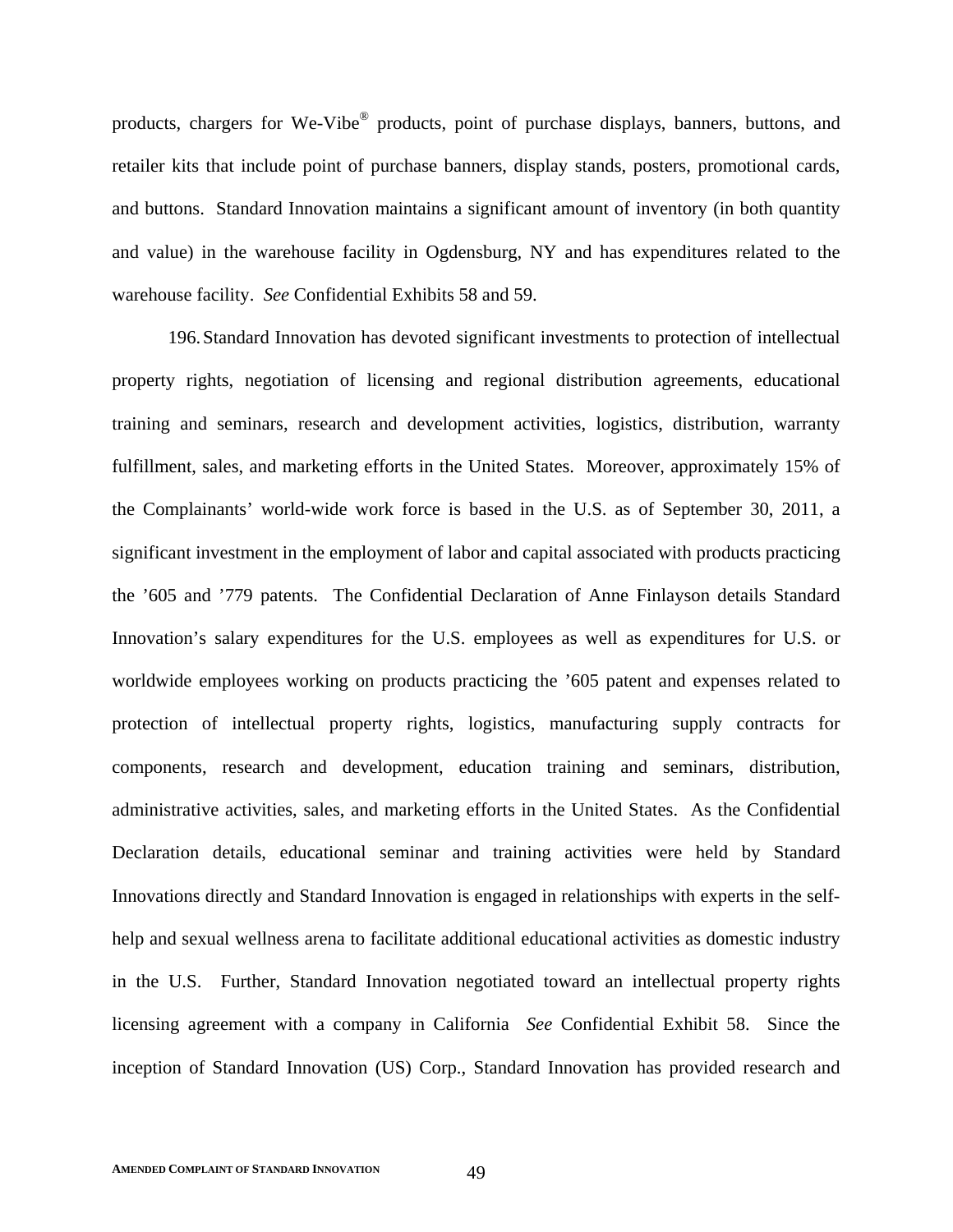products, chargers for We-Vibe® products, point of purchase displays, banners, buttons, and retailer kits that include point of purchase banners, display stands, posters, promotional cards, and buttons. Standard Innovation maintains a significant amount of inventory (in both quantity and value) in the warehouse facility in Ogdensburg, NY and has expenditures related to the warehouse facility. *See* Confidential Exhibits 58 and 59.

196. Standard Innovation has devoted significant investments to protection of intellectual property rights, negotiation of licensing and regional distribution agreements, educational training and seminars, research and development activities, logistics, distribution, warranty fulfillment, sales, and marketing efforts in the United States. Moreover, approximately 15% of the Complainants' world-wide work force is based in the U.S. as of September 30, 2011, a significant investment in the employment of labor and capital associated with products practicing the '605 and '779 patents. The Confidential Declaration of Anne Finlayson details Standard Innovation's salary expenditures for the U.S. employees as well as expenditures for U.S. or worldwide employees working on products practicing the '605 patent and expenses related to protection of intellectual property rights, logistics, manufacturing supply contracts for components, research and development, education training and seminars, distribution, administrative activities, sales, and marketing efforts in the United States. As the Confidential Declaration details, educational seminar and training activities were held by Standard Innovations directly and Standard Innovation is engaged in relationships with experts in the self-help and sexual wellness arena to facilitate additional educational activities as domestic industry in the U.S. Further, Standard Innovation negotiated toward an intellectual property rights licensing agreement with a company in California *See* Confidential Exhibit 58. Since the inception of Standard Innovation (US) Corp., Standard Innovation has provided research and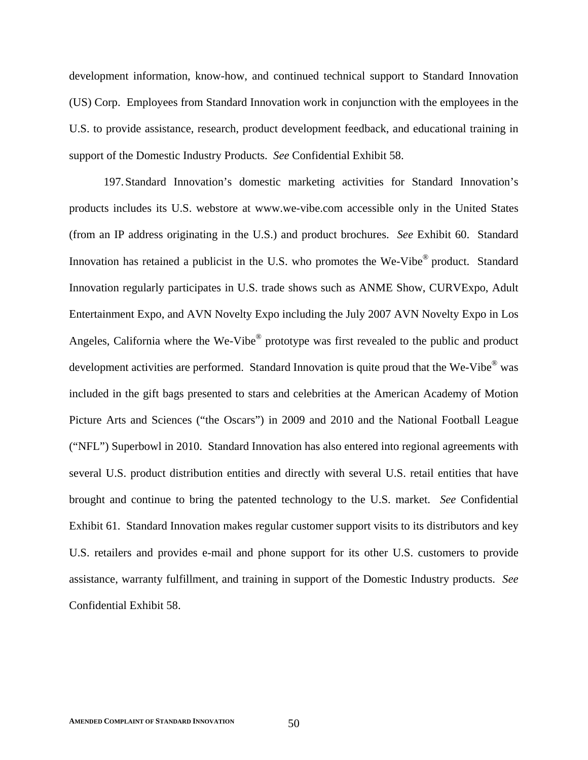development information, know-how, and continued technical support to Standard Innovation (US) Corp. Employees from Standard Innovation work in conjunction with the employees in the U.S. to provide assistance, research, product development feedback, and educational training in support of the Domestic Industry Products. *See* Confidential Exhibit 58.

197. Standard Innovation's domestic marketing activities for Standard Innovation's products includes its U.S. webstore at www.we-vibe.com accessible only in the United States (from an IP address originating in the U.S.) and product brochures. *See* Exhibit 60. Standard Innovation has retained a publicist in the U.S. who promotes the We-Vibe® product. Standard Innovation regularly participates in U.S. trade shows such as ANME Show, CURVExpo, Adult Entertainment Expo, and AVN Novelty Expo including the July 2007 AVN Novelty Expo in Los Angeles, California where the We-Vibe® prototype was first revealed to the public and product development activities are performed. Standard Innovation is quite proud that the We-Vibe® was included in the gift bags presented to stars and celebrities at the American Academy of Motion Picture Arts and Sciences ("the Oscars") in 2009 and 2010 and the National Football League ("NFL") Superbowl in 2010. Standard Innovation has also entered into regional agreements with several U.S. product distribution entities and directly with several U.S. retail entities that have brought and continue to bring the patented technology to the U.S. market. *See* Confidential Exhibit 61. Standard Innovation makes regular customer support visits to its distributors and key U.S. retailers and provides e-mail and phone support for its other U.S. customers to provide assistance, warranty fulfillment, and training in support of the Domestic Industry products. *See* Confidential Exhibit 58.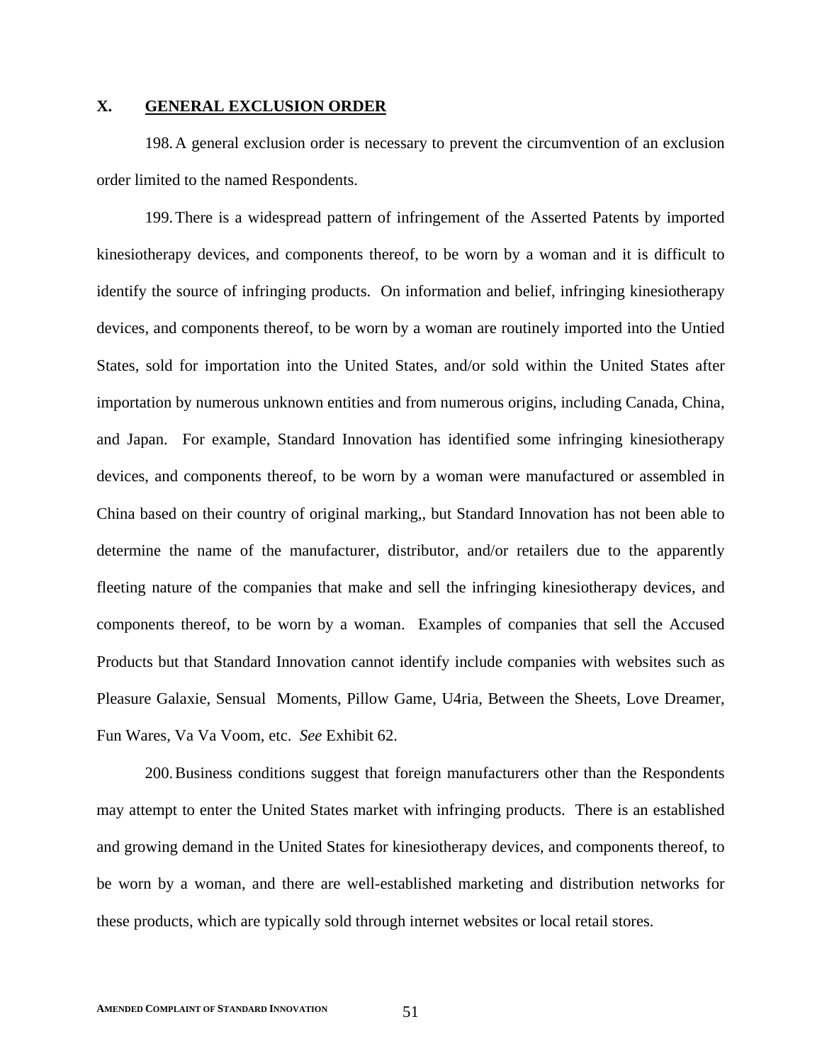## X. GENERAL EXCLUSION ORDER

198. A general exclusion order is necessary to prevent the circumvention of an exclusion order limited to the named Respondents.

199. There is a widespread pattern of infringement of the Asserted Patents by imported kinesiotherapy devices, and components thereof, to be worn by a woman and it is difficult to identify the source of infringing products. On information and belief, infringing kinesiotherapy devices, and components thereof, to be worn by a woman are routinely imported into the Untied States, sold for importation into the United States, and/or sold within the United States after importation by numerous unknown entities and from numerous origins, including Canada, China, and Japan. For example, Standard Innovation has identified some infringing kinesiotherapy devices, and components thereof, to be worn by a woman were manufactured or assembled in China based on their country of original marking,, but Standard Innovation has not been able to determine the name of the manufacturer, distributor, and/or retailers due to the apparently fleeting nature of the companies that make and sell the infringing kinesiotherapy devices, and components thereof, to be worn by a woman. Examples of companies that sell the Accused Products but that Standard Innovation cannot identify include companies with websites such as Pleasure Galaxie, Sensual Moments, Pillow Game, U4ria, Between the Sheets, Love Dreamer, Fun Wares, Va Va Voom, etc. *See* Exhibit 62.

200. Business conditions suggest that foreign manufacturers other than the Respondents may attempt to enter the United States market with infringing products. There is an established and growing demand in the United States for kinesiotherapy devices, and components thereof, to be worn by a woman, and there are well-established marketing and distribution networks for these products, which are typically sold through internet websites or local retail stores.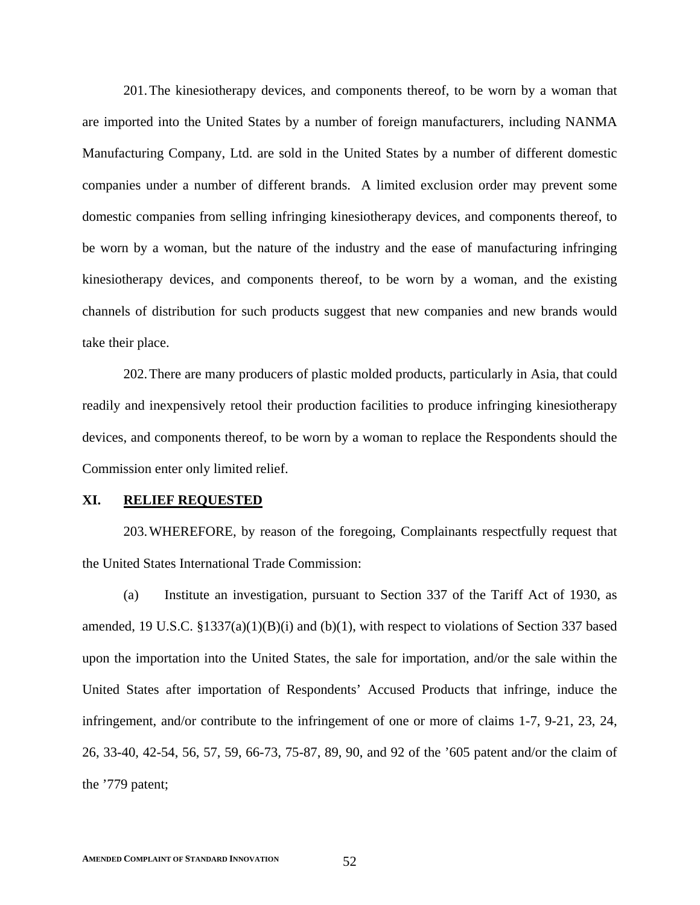201. The kinesiotherapy devices, and components thereof, to be worn by a woman that are imported into the United States by a number of foreign manufacturers, including NANMA Manufacturing Company, Ltd. are sold in the United States by a number of different domestic companies under a number of different brands. A limited exclusion order may prevent some domestic companies from selling infringing kinesiotherapy devices, and components thereof, to be worn by a woman, but the nature of the industry and the ease of manufacturing infringing kinesiotherapy devices, and components thereof, to be worn by a woman, and the existing channels of distribution for such products suggest that new companies and new brands would take their place.

202. There are many producers of plastic molded products, particularly in Asia, that could readily and inexpensively retool their production facilities to produce infringing kinesiotherapy devices, and components thereof, to be worn by a woman to replace the Respondents should the Commission enter only limited relief.

## XI. RELIEF REQUESTED

203. WHEREFORE, by reason of the foregoing, Complainants respectfully request that the United States International Trade Commission:

(a) Institute an investigation, pursuant to Section 337 of the Tariff Act of 1930, as amended, 19 U.S.C. §1337(a)(1)(B)(i) and (b)(1), with respect to violations of Section 337 based upon the importation into the United States, the sale for importation, and/or the sale within the United States after importation of Respondents' Accused Products that infringe, induce the infringement, and/or contribute to the infringement of one or more of claims 1-7, 9-21, 23, 24, 26, 33-40, 42-54, 56, 57, 59, 66-73, 75-87, 89, 90, and 92 of the '605 patent and/or the claim of the '779 patent;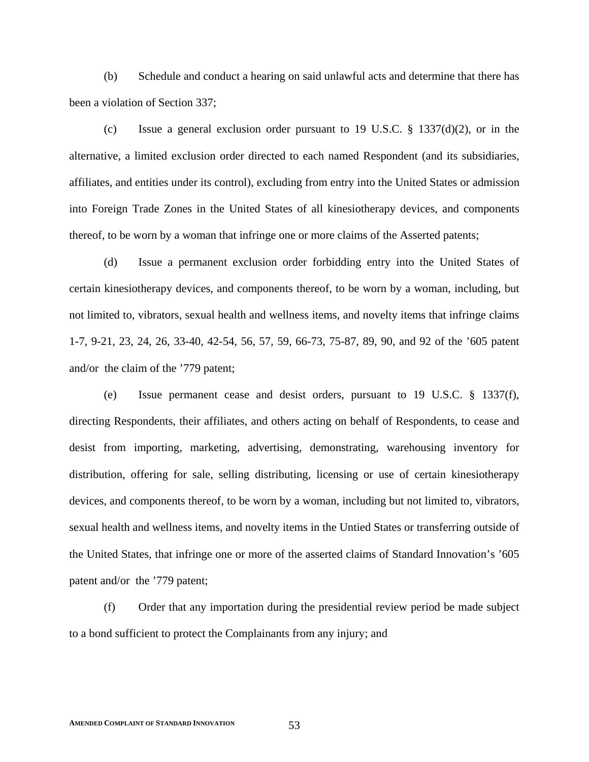(b) Schedule and conduct a hearing on said unlawful acts and determine that there has been a violation of Section 337;

(c) Issue a general exclusion order pursuant to 19 U.S.C. § 1337(d)(2), or in the alternative, a limited exclusion order directed to each named Respondent (and its subsidiaries, affiliates, and entities under its control), excluding from entry into the United States or admission into Foreign Trade Zones in the United States of all kinesiotherapy devices, and components thereof, to be worn by a woman that infringe one or more claims of the Asserted patents;

(d) Issue a permanent exclusion order forbidding entry into the United States of certain kinesiotherapy devices, and components thereof, to be worn by a woman, including, but not limited to, vibrators, sexual health and wellness items, and novelty items that infringe claims 1-7, 9-21, 23, 24, 26, 33-40, 42-54, 56, 57, 59, 66-73, 75-87, 89, 90, and 92 of the ’605 patent and/or the claim of the ’779 patent;

(e) Issue permanent cease and desist orders, pursuant to 19 U.S.C. § 1337(f), directing Respondents, their affiliates, and others acting on behalf of Respondents, to cease and desist from importing, marketing, advertising, demonstrating, warehousing inventory for distribution, offering for sale, selling distributing, licensing or use of certain kinesiotherapy devices, and components thereof, to be worn by a woman, including but not limited to, vibrators, sexual health and wellness items, and novelty items in the Untied States or transferring outside of the United States, that infringe one or more of the asserted claims of Standard Innovation’s ’605 patent and/or the ’779 patent;

(f) Order that any importation during the presidential review period be made subject to a bond sufficient to protect the Complainants from any injury; and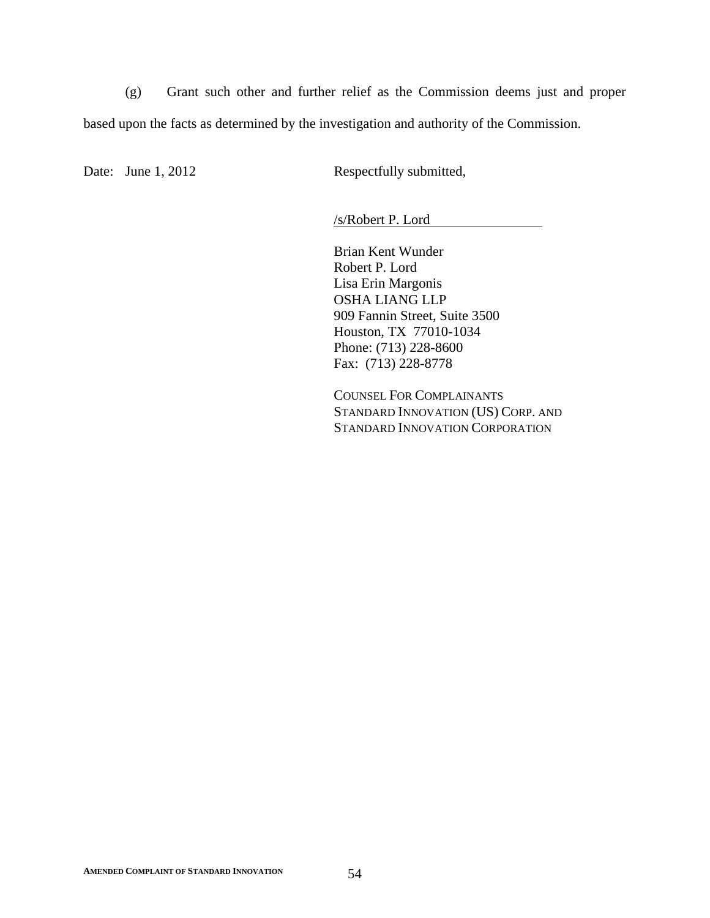(g) Grant such other and further relief as the Commission deems just and proper based upon the facts as determined by the investigation and authority of the Commission.

Date: June 1, 2012

Respectfully submitted,

/s/Robert P. Lord

Brian Kent Wunder
Robert P. Lord
Lisa Erin Margonis
OSHA LIANG LLP
909 Fannin Street, Suite 3500
Houston, TX 77010-1034
Phone: (713) 228-8600
Fax: (713) 228-8778

COUNSEL FOR COMPLAINANTS
STANDARD INNOVATION (US) CORP. AND
STANDARD INNOVATION CORPORATION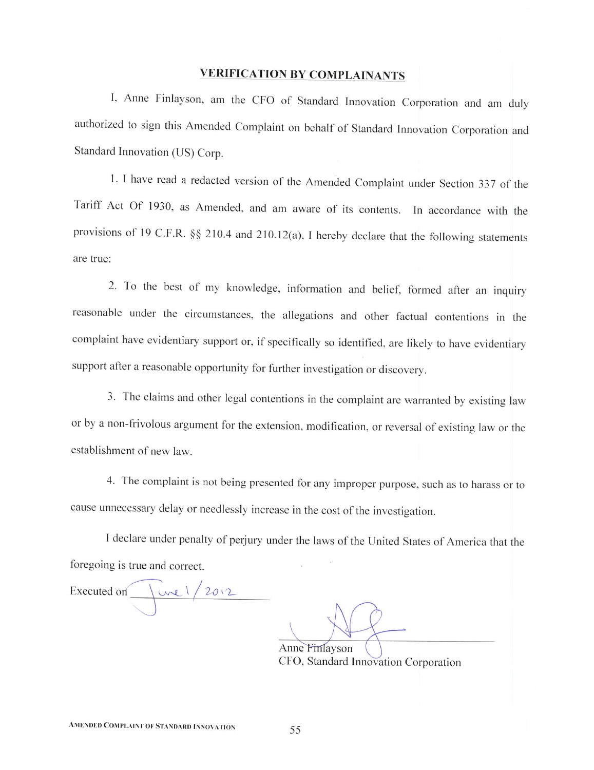## VERIFICATION BY COMPLAINANTS

I, Anne Finlayson, am the CFO of Standard Innovation Corporation and am duly authorized to sign this Amended Complaint on behalf of Standard Innovation Corporation and Standard Innovation (US) Corp.

1. I have read a redacted version of the Amended Complaint under Section 337 of the Tariff Act Of 1930, as Amended, and am aware of its contents. In accordance with the provisions of 19 C.F.R. §§ 210.4 and 210.12(a), I hereby declare that the following statements are true:

2. To the best of my knowledge, information and belief, formed after an inquiry reasonable under the circumstances, the allegations and other factual contentions in the complaint have evidentiary support or, if specifically so identified, are likely to have evidentiary support after a reasonable opportunity for further investigation or discovery.

3. The claims and other legal contentions in the complaint are warranted by existing law or by a non-frivolous argument for the extension, modification, or reversal of existing law or the establishment of new law.

4. The complaint is not being presented for any improper purpose, such as to harass or to cause unnecessary delay or needlessly increase in the cost of the investigation.

I declare under penalty of perjury under the laws of the United States of America that the foregoing is true and correct.

Executed on June 1/2012

Anne Finlayson
CFO, Standard Innovation Corporation

AMENDED COMPLAINT OF STANDARD INNOVATION